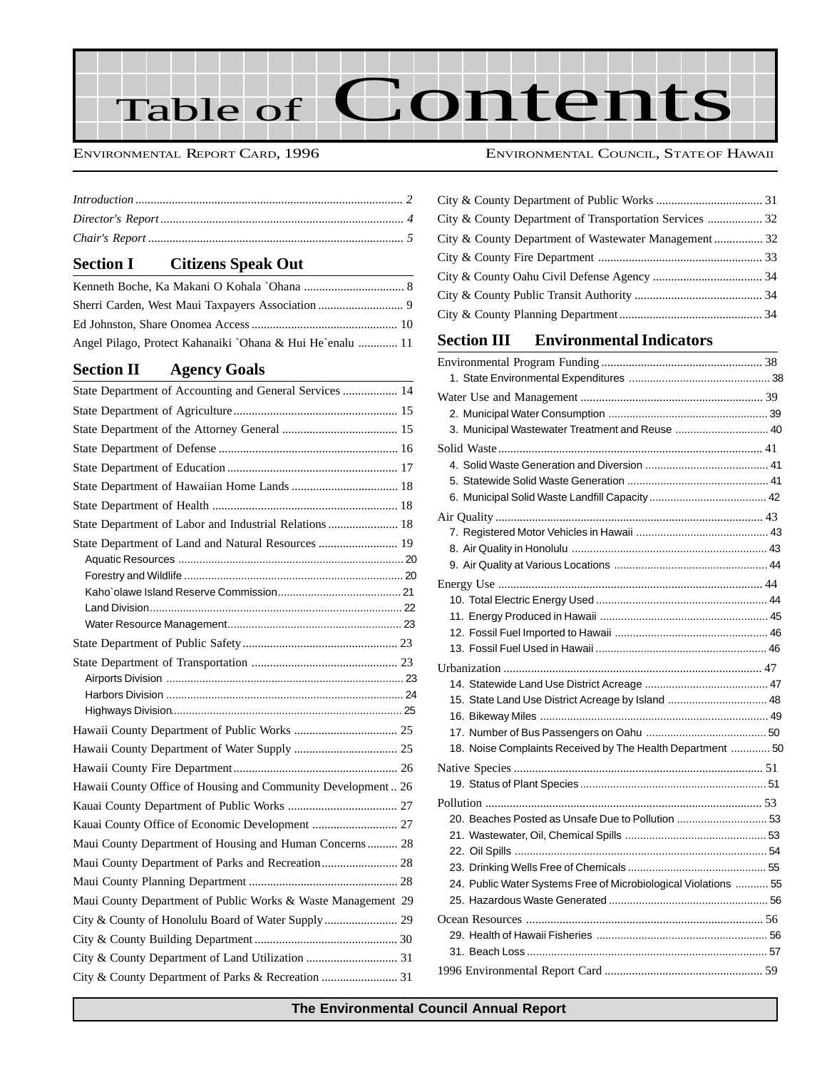# Table of Contents

ENVIRONMENTAL REPORT CARD, 1996

ENVIRONMENTAL COUNCIL, STATE OF HAWAII

*Introduction* ........ 2
*Director's Report* ........ 4
*Chair's Report* ........ 5

## Section I Citizens Speak Out

Kenneth Boche, Ka Makani O Kohala `Ohana ........ 8
Sherri Carden, West Maui Taxpayers Association ........ 9
Ed Johnston, Share Onomea Access ........ 10
Angel Pilago, Protect Kahanaiki `Ohana & Hui He`enalu ........ 11

## Section II Agency Goals

State Department of Accounting and General Services ........ 14
State Department of Agriculture ........ 15
State Department of the Attorney General ........ 15
State Department of Defense ........ 16
State Department of Education ........ 17
State Department of Hawaiian Home Lands ........ 18
State Department of Health ........ 18
State Department of Labor and Industrial Relations ........ 18
State Department of Land and Natural Resources ........ 19
- Aquatic Resources ........ 20
- Forestry and Wildlife ........ 20
- Kaho`olawe Island Reserve Commission ........ 21
- Land Division ........ 22
- Water Resource Management ........ 23

State Department of Public Safety ........ 23
State Department of Transportation ........ 23
- Airports Division ........ 23
- Harbors Division ........ 24
- Highways Division ........ 25

Hawaii County Department of Public Works ........ 25
Hawaii County Department of Water Supply ........ 25
Hawaii County Fire Department ........ 26
Hawaii County Office of Housing and Community Development ........ 26
Kauai County Department of Public Works ........ 27
Kauai County Office of Economic Development ........ 27
Maui County Department of Housing and Human Concerns ........ 28
Maui County Department of Parks and Recreation ........ 28
Maui County Planning Department ........ 28
Maui County Department of Public Works & Waste Management 29
City & County of Honolulu Board of Water Supply ........ 29
City & County Building Department ........ 30
City & County Department of Land Utilization ........ 31
City & County Department of Parks & Recreation ........ 31
City & County Department of Public Works ........ 31
City & County Department of Transportation Services ........ 32
City & County Department of Wastewater Management ........ 32
City & County Fire Department ........ 33
City & County Oahu Civil Defense Agency ........ 34
City & County Public Transit Authority ........ 34
City & County Planning Department ........ 34

## Section III Environmental Indicators

Environmental Program Funding ........ 38
- 1. State Environmental Expenditures ........ 38

Water Use and Management ........ 39
- 2. Municipal Water Consumption ........ 39
- 3. Municipal Wastewater Treatment and Reuse ........ 40

Solid Waste ........ 41
- 4. Solid Waste Generation and Diversion ........ 41
- 5. Statewide Solid Waste Generation ........ 41
- 6. Municipal Solid Waste Landfill Capacity ........ 42

Air Quality ........ 43
- 7. Registered Motor Vehicles in Hawaii ........ 43
- 8. Air Quality in Honolulu ........ 43
- 9. Air Quality at Various Locations ........ 44

Energy Use ........ 44
- 10. Total Electric Energy Used ........ 44
- 11. Energy Produced in Hawaii ........ 45
- 12. Fossil Fuel Imported to Hawaii ........ 46
- 13. Fossil Fuel Used in Hawaii ........ 46

Urbanization ........ 47
- 14. Statewide Land Use District Acreage ........ 47
- 15. State Land Use District Acreage by Island ........ 48
- 16. Bikeway Miles ........ 49
- 17. Number of Bus Passengers on Oahu ........ 50
- 18. Noise Complaints Received by The Health Department ........ 50

Native Species ........ 51
- 19. Status of Plant Species ........ 51

Pollution ........ 53
- 20. Beaches Posted as Unsafe Due to Pollution ........ 53
- 21. Wastewater, Oil, Chemical Spills ........ 53
- 22. Oil Spills ........ 54
- 23. Drinking Wells Free of Chemicals ........ 55
- 24. Public Water Systems Free of Microbiological Violations ........ 55
- 25. Hazardous Waste Generated ........ 56

Ocean Resources ........ 56
- 29. Health of Hawaii Fisheries ........ 56
- 31. Beach Loss ........ 57

1996 Environmental Report Card ........ 59

**The Environmental Council Annual Report**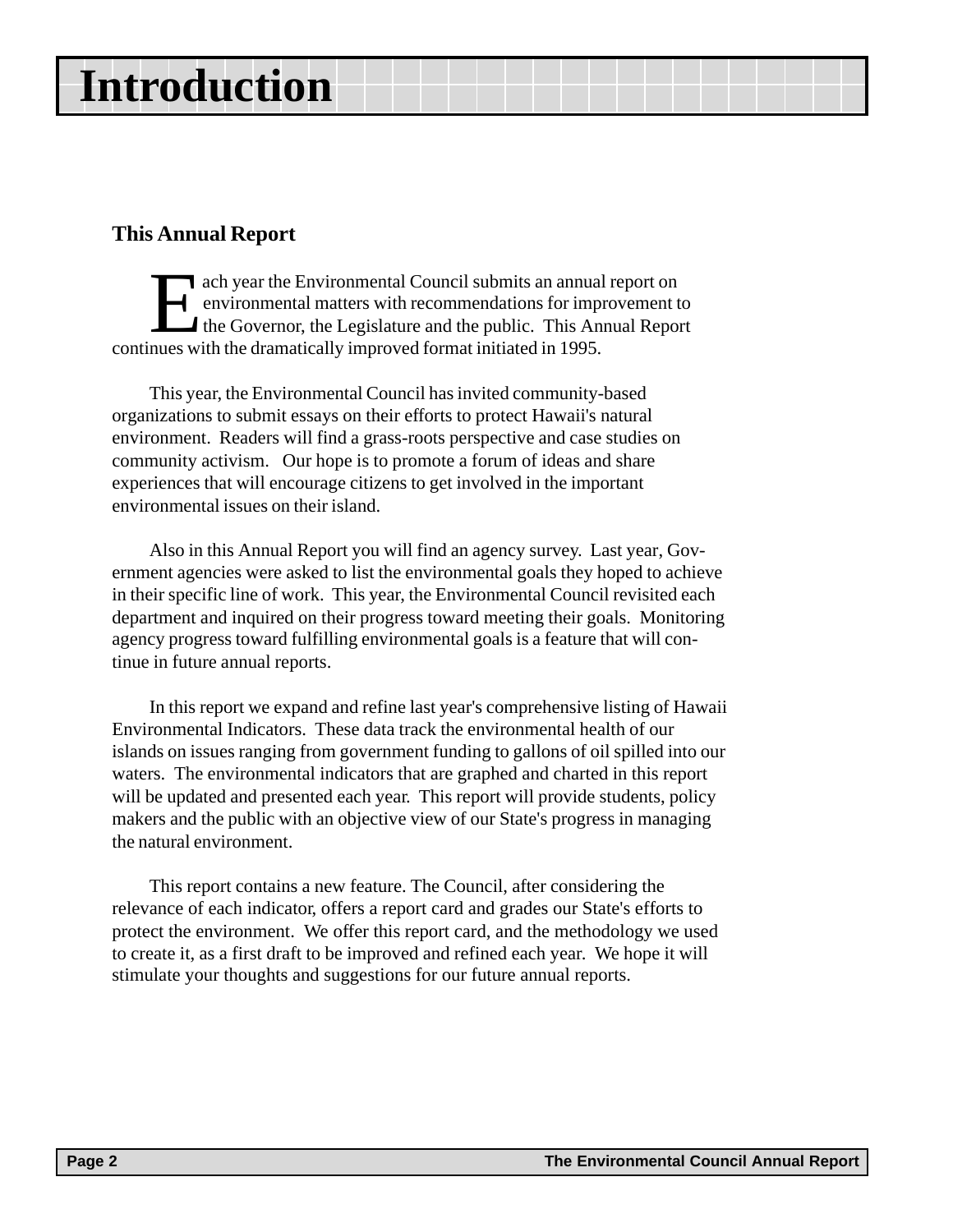# Introduction

## This Annual Report

Each year the Environmental Council submits an annual report on environmental matters with recommendations for improvement to the Governor, the Legislature and the public. This Annual Report continues with the dramatically improved format initiated in 1995.

This year, the Environmental Council has invited community-based organizations to submit essays on their efforts to protect Hawaii's natural environment. Readers will find a grass-roots perspective and case studies on community activism. Our hope is to promote a forum of ideas and share experiences that will encourage citizens to get involved in the important environmental issues on their island.

Also in this Annual Report you will find an agency survey. Last year, Government agencies were asked to list the environmental goals they hoped to achieve in their specific line of work. This year, the Environmental Council revisited each department and inquired on their progress toward meeting their goals. Monitoring agency progress toward fulfilling environmental goals is a feature that will continue in future annual reports.

In this report we expand and refine last year's comprehensive listing of Hawaii Environmental Indicators. These data track the environmental health of our islands on issues ranging from government funding to gallons of oil spilled into our waters. The environmental indicators that are graphed and charted in this report will be updated and presented each year. This report will provide students, policy makers and the public with an objective view of our State's progress in managing the natural environment.

This report contains a new feature. The Council, after considering the relevance of each indicator, offers a report card and grades our State's efforts to protect the environment. We offer this report card, and the methodology we used to create it, as a first draft to be improved and refined each year. We hope it will stimulate your thoughts and suggestions for our future annual reports.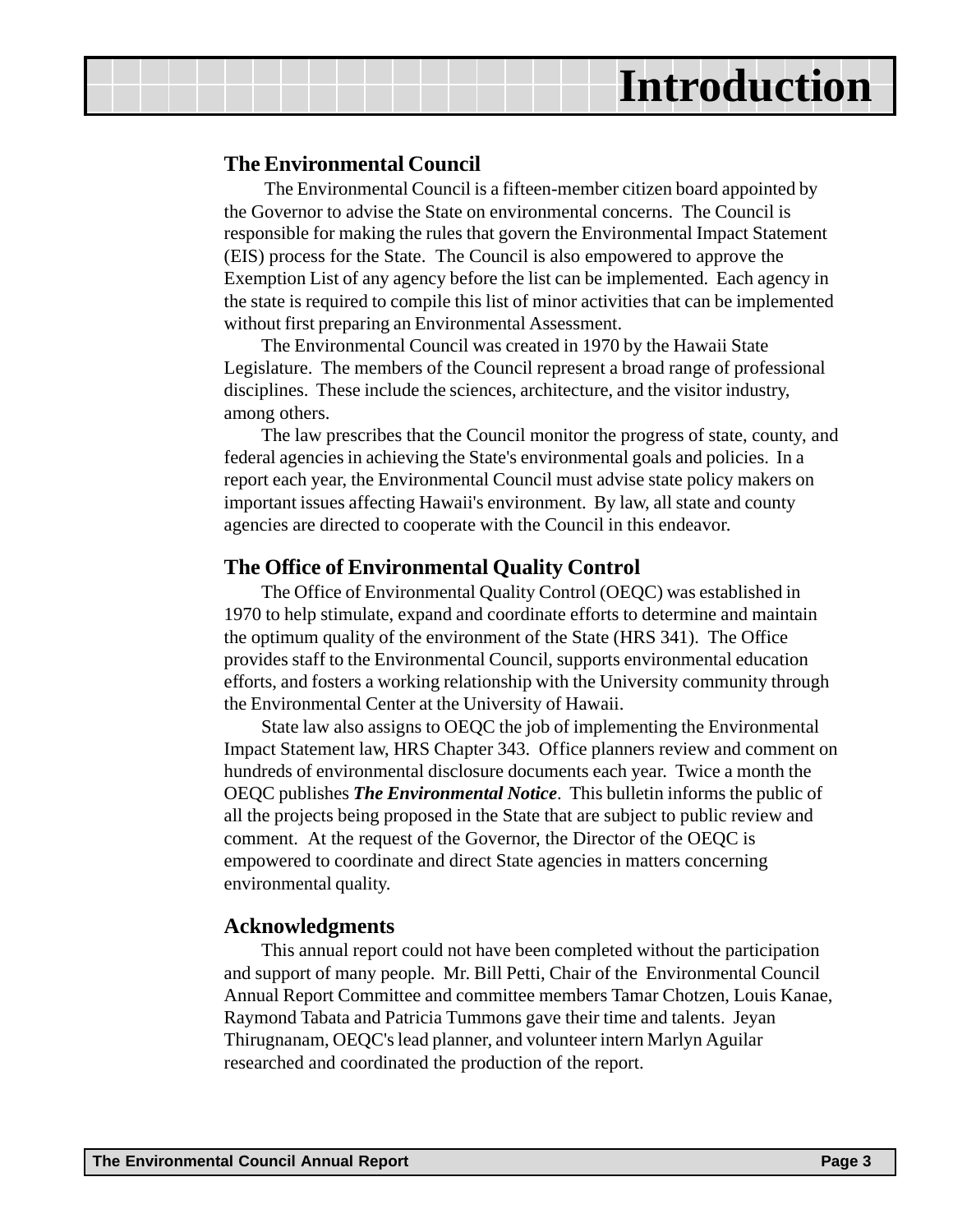# Introduction

## The Environmental Council

The Environmental Council is a fifteen-member citizen board appointed by the Governor to advise the State on environmental concerns. The Council is responsible for making the rules that govern the Environmental Impact Statement (EIS) process for the State. The Council is also empowered to approve the Exemption List of any agency before the list can be implemented. Each agency in the state is required to compile this list of minor activities that can be implemented without first preparing an Environmental Assessment.

The Environmental Council was created in 1970 by the Hawaii State Legislature. The members of the Council represent a broad range of professional disciplines. These include the sciences, architecture, and the visitor industry, among others.

The law prescribes that the Council monitor the progress of state, county, and federal agencies in achieving the State's environmental goals and policies. In a report each year, the Environmental Council must advise state policy makers on important issues affecting Hawaii's environment. By law, all state and county agencies are directed to cooperate with the Council in this endeavor.

## The Office of Environmental Quality Control

The Office of Environmental Quality Control (OEQC) was established in 1970 to help stimulate, expand and coordinate efforts to determine and maintain the optimum quality of the environment of the State (HRS 341). The Office provides staff to the Environmental Council, supports environmental education efforts, and fosters a working relationship with the University community through the Environmental Center at the University of Hawaii.

State law also assigns to OEQC the job of implementing the Environmental Impact Statement law, HRS Chapter 343. Office planners review and comment on hundreds of environmental disclosure documents each year. Twice a month the OEQC publishes ***The Environmental Notice***. This bulletin informs the public of all the projects being proposed in the State that are subject to public review and comment. At the request of the Governor, the Director of the OEQC is empowered to coordinate and direct State agencies in matters concerning environmental quality.

## Acknowledgments

This annual report could not have been completed without the participation and support of many people. Mr. Bill Petti, Chair of the Environmental Council Annual Report Committee and committee members Tamar Chotzen, Louis Kanae, Raymond Tabata and Patricia Tummons gave their time and talents. Jeyan Thirugnanam, OEQC's lead planner, and volunteer intern Marlyn Aguilar researched and coordinated the production of the report.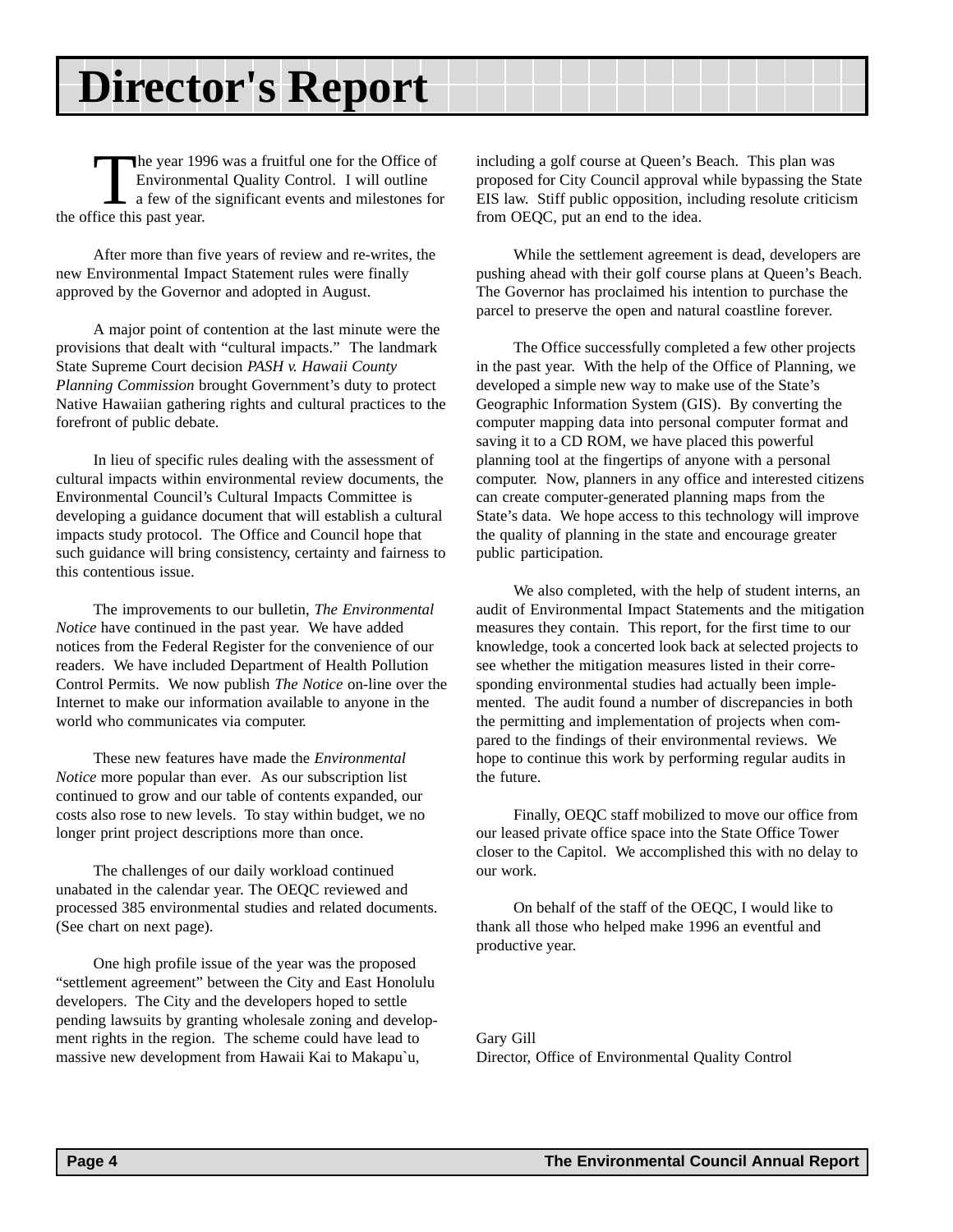# Director's Report

The year 1996 was a fruitful one for the Office of Environmental Quality Control. I will outline a few of the significant events and milestones for the office this past year.

After more than five years of review and re-writes, the new Environmental Impact Statement rules were finally approved by the Governor and adopted in August.

A major point of contention at the last minute were the provisions that dealt with "cultural impacts." The landmark State Supreme Court decision *PASH v. Hawaii County Planning Commission* brought Government's duty to protect Native Hawaiian gathering rights and cultural practices to the forefront of public debate.

In lieu of specific rules dealing with the assessment of cultural impacts within environmental review documents, the Environmental Council's Cultural Impacts Committee is developing a guidance document that will establish a cultural impacts study protocol. The Office and Council hope that such guidance will bring consistency, certainty and fairness to this contentious issue.

The improvements to our bulletin, *The Environmental Notice* have continued in the past year. We have added notices from the Federal Register for the convenience of our readers. We have included Department of Health Pollution Control Permits. We now publish *The Notice* on-line over the Internet to make our information available to anyone in the world who communicates via computer.

These new features have made the *Environmental Notice* more popular than ever. As our subscription list continued to grow and our table of contents expanded, our costs also rose to new levels. To stay within budget, we no longer print project descriptions more than once.

The challenges of our daily workload continued unabated in the calendar year. The OEQC reviewed and processed 385 environmental studies and related documents. (See chart on next page).

One high profile issue of the year was the proposed "settlement agreement" between the City and East Honolulu developers. The City and the developers hoped to settle pending lawsuits by granting wholesale zoning and development rights in the region. The scheme could have lead to massive new development from Hawaii Kai to Makapu`u, including a golf course at Queen's Beach. This plan was proposed for City Council approval while bypassing the State EIS law. Stiff public opposition, including resolute criticism from OEQC, put an end to the idea.

While the settlement agreement is dead, developers are pushing ahead with their golf course plans at Queen's Beach. The Governor has proclaimed his intention to purchase the parcel to preserve the open and natural coastline forever.

The Office successfully completed a few other projects in the past year. With the help of the Office of Planning, we developed a simple new way to make use of the State's Geographic Information System (GIS). By converting the computer mapping data into personal computer format and saving it to a CD ROM, we have placed this powerful planning tool at the fingertips of anyone with a personal computer. Now, planners in any office and interested citizens can create computer-generated planning maps from the State's data. We hope access to this technology will improve the quality of planning in the state and encourage greater public participation.

We also completed, with the help of student interns, an audit of Environmental Impact Statements and the mitigation measures they contain. This report, for the first time to our knowledge, took a concerted look back at selected projects to see whether the mitigation measures listed in their corresponding environmental studies had actually been implemented. The audit found a number of discrepancies in both the permitting and implementation of projects when compared to the findings of their environmental reviews. We hope to continue this work by performing regular audits in the future.

Finally, OEQC staff mobilized to move our office from our leased private office space into the State Office Tower closer to the Capitol. We accomplished this with no delay to our work.

On behalf of the staff of the OEQC, I would like to thank all those who helped make 1996 an eventful and productive year.

Gary Gill
Director, Office of Environmental Quality Control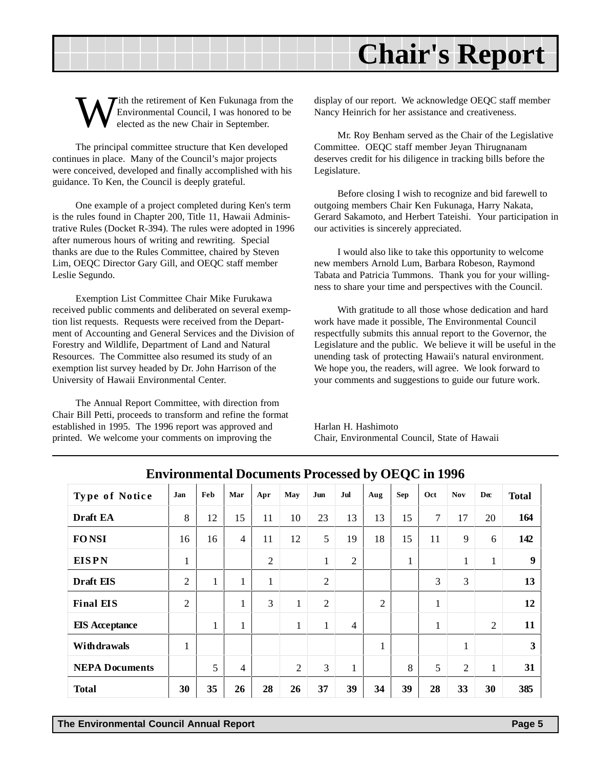# Chair's Report

With the retirement of Ken Fukunaga from the Environmental Council, I was honored to be elected as the new Chair in September.

The principal committee structure that Ken developed continues in place. Many of the Council's major projects were conceived, developed and finally accomplished with his guidance. To Ken, the Council is deeply grateful.

One example of a project completed during Ken's term is the rules found in Chapter 200, Title 11, Hawaii Administrative Rules (Docket R-394). The rules were adopted in 1996 after numerous hours of writing and rewriting. Special thanks are due to the Rules Committee, chaired by Steven Lim, OEQC Director Gary Gill, and OEQC staff member Leslie Segundo.

Exemption List Committee Chair Mike Furukawa received public comments and deliberated on several exemption list requests. Requests were received from the Department of Accounting and General Services and the Division of Forestry and Wildlife, Department of Land and Natural Resources. The Committee also resumed its study of an exemption list survey headed by Dr. John Harrison of the University of Hawaii Environmental Center.

The Annual Report Committee, with direction from Chair Bill Petti, proceeds to transform and refine the format established in 1995. The 1996 report was approved and printed. We welcome your comments on improving the display of our report. We acknowledge OEQC staff member Nancy Heinrich for her assistance and creativeness.

Mr. Roy Benham served as the Chair of the Legislative Committee. OEQC staff member Jeyan Thirugnanam deserves credit for his diligence in tracking bills before the Legislature.

Before closing I wish to recognize and bid farewell to outgoing members Chair Ken Fukunaga, Harry Nakata, Gerard Sakamoto, and Herbert Tateishi. Your participation in our activities is sincerely appreciated.

I would also like to take this opportunity to welcome new members Arnold Lum, Barbara Robeson, Raymond Tabata and Patricia Tummons. Thank you for your willingness to share your time and perspectives with the Council.

With gratitude to all those whose dedication and hard work have made it possible, The Environmental Council respectfully submits this annual report to the Governor, the Legislature and the public. We believe it will be useful in the unending task of protecting Hawaii's natural environment. We hope you, the readers, will agree. We look forward to your comments and suggestions to guide our future work.

Harlan H. Hashimoto
Chair, Environmental Council, State of Hawaii

## Environmental Documents Processed by OEQC in 1996

| Type of Notice | Jan | Feb | Mar | Apr | May | Jun | Jul | Aug | Sep | Oct | Nov | Dec | Total |
|---|---|---|---|---|---|---|---|---|---|---|---|---|---|
| **Draft EA** | 8 | 12 | 15 | 11 | 10 | 23 | 13 | 13 | 15 | 7 | 17 | 20 | **164** |
| **FONSI** | 16 | 16 | 4 | 11 | 12 | 5 | 19 | 18 | 15 | 11 | 9 | 6 | **142** |
| **EISPN** | 1 | | | 2 | | 1 | 2 | | 1 | | 1 | 1 | **9** |
| **Draft EIS** | 2 | 1 | 1 | 1 | | 2 | | | | 3 | 3 | | **13** |
| **Final EIS** | 2 | | 1 | 3 | 1 | 2 | | 2 | | 1 | | | **12** |
| **EIS Acceptance** | | 1 | 1 | | 1 | 1 | 4 | | | 1 | | 2 | **11** |
| **Withdrawals** | 1 | | | | | | | 1 | | | 1 | | **3** |
| **NEPA Documents** | | 5 | 4 | | 2 | 3 | 1 | | 8 | 5 | 2 | 1 | **31** |
| **Total** | **30** | **35** | **26** | **28** | **26** | **37** | **39** | **34** | **39** | **28** | **33** | **30** | **385** |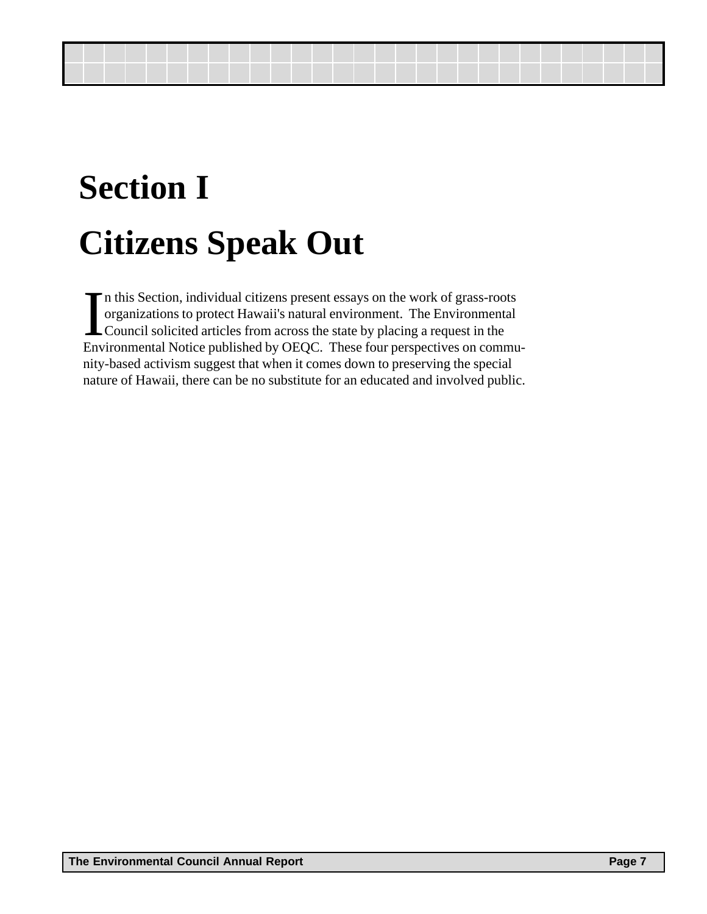# Section I

# Citizens Speak Out

In this Section, individual citizens present essays on the work of grass-roots organizations to protect Hawaii's natural environment. The Environmental Council solicited articles from across the state by placing a request in the Environmental Notice published by OEQC. These four perspectives on community-based activism suggest that when it comes down to preserving the special nature of Hawaii, there can be no substitute for an educated and involved public.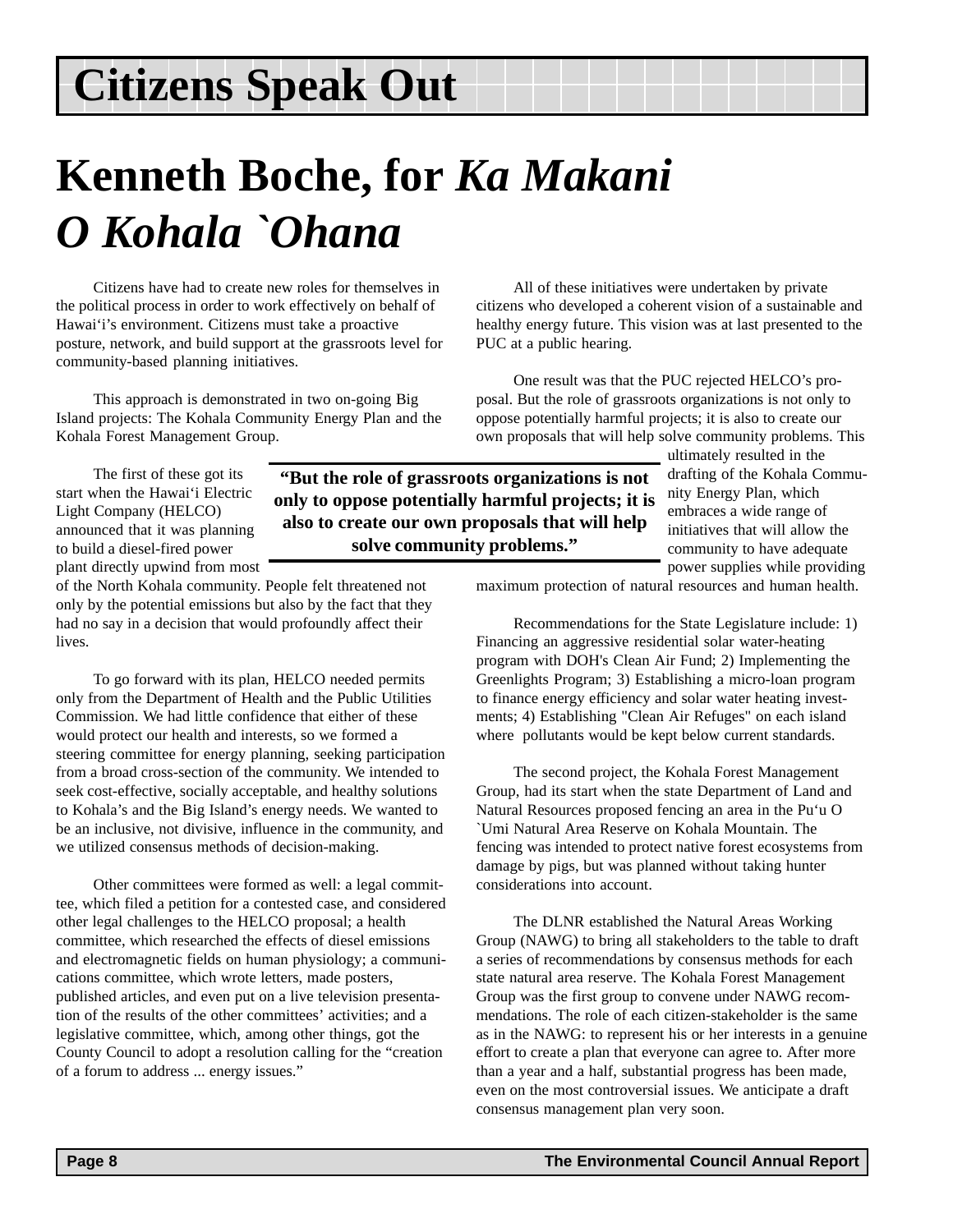# Citizens Speak Out

# Kenneth Boche, for *Ka Makani O Kohala `Ohana*

Citizens have had to create new roles for themselves in the political process in order to work effectively on behalf of Hawai‘i’s environment. Citizens must take a proactive posture, network, and build support at the grassroots level for community-based planning initiatives.

This approach is demonstrated in two on-going Big Island projects: The Kohala Community Energy Plan and the Kohala Forest Management Group.

The first of these got its start when the Hawai‘i Electric Light Company (HELCO) announced that it was planning to build a diesel-fired power plant directly upwind from most of the North Kohala community. People felt threatened not only by the potential emissions but also by the fact that they had no say in a decision that would profoundly affect their lives.

To go forward with its plan, HELCO needed permits only from the Department of Health and the Public Utilities Commission. We had little confidence that either of these would protect our health and interests, so we formed a steering committee for energy planning, seeking participation from a broad cross-section of the community. We intended to seek cost-effective, socially acceptable, and healthy solutions to Kohala’s and the Big Island’s energy needs. We wanted to be an inclusive, not divisive, influence in the community, and we utilized consensus methods of decision-making.

Other committees were formed as well: a legal committee, which filed a petition for a contested case, and considered other legal challenges to the HELCO proposal; a health committee, which researched the effects of diesel emissions and electromagnetic fields on human physiology; a communications committee, which wrote letters, made posters, published articles, and even put on a live television presentation of the results of the other committees’ activities; and a legislative committee, which, among other things, got the County Council to adopt a resolution calling for the “creation of a forum to address ... energy issues.”

All of these initiatives were undertaken by private citizens who developed a coherent vision of a sustainable and healthy energy future. This vision was at last presented to the PUC at a public hearing.

One result was that the PUC rejected HELCO’s proposal. But the role of grassroots organizations is not only to oppose potentially harmful projects; it is also to create our own proposals that will help solve community problems. This ultimately resulted in the drafting of the Kohala Community Energy Plan, which embraces a wide range of initiatives that will allow the community to have adequate power supplies while providing maximum protection of natural resources and human health.

> **“But the role of grassroots organizations is not only to oppose potentially harmful projects; it is also to create our own proposals that will help solve community problems.”**

Recommendations for the State Legislature include: 1) Financing an aggressive residential solar water-heating program with DOH's Clean Air Fund; 2) Implementing the Greenlights Program; 3) Establishing a micro-loan program to finance energy efficiency and solar water heating investments; 4) Establishing "Clean Air Refuges" on each island where pollutants would be kept below current standards.

The second project, the Kohala Forest Management Group, had its start when the state Department of Land and Natural Resources proposed fencing an area in the Pu‘u O `Umi Natural Area Reserve on Kohala Mountain. The fencing was intended to protect native forest ecosystems from damage by pigs, but was planned without taking hunter considerations into account.

The DLNR established the Natural Areas Working Group (NAWG) to bring all stakeholders to the table to draft a series of recommendations by consensus methods for each state natural area reserve. The Kohala Forest Management Group was the first group to convene under NAWG recommendations. The role of each citizen-stakeholder is the same as in the NAWG: to represent his or her interests in a genuine effort to create a plan that everyone can agree to. After more than a year and a half, substantial progress has been made, even on the most controversial issues. We anticipate a draft consensus management plan very soon.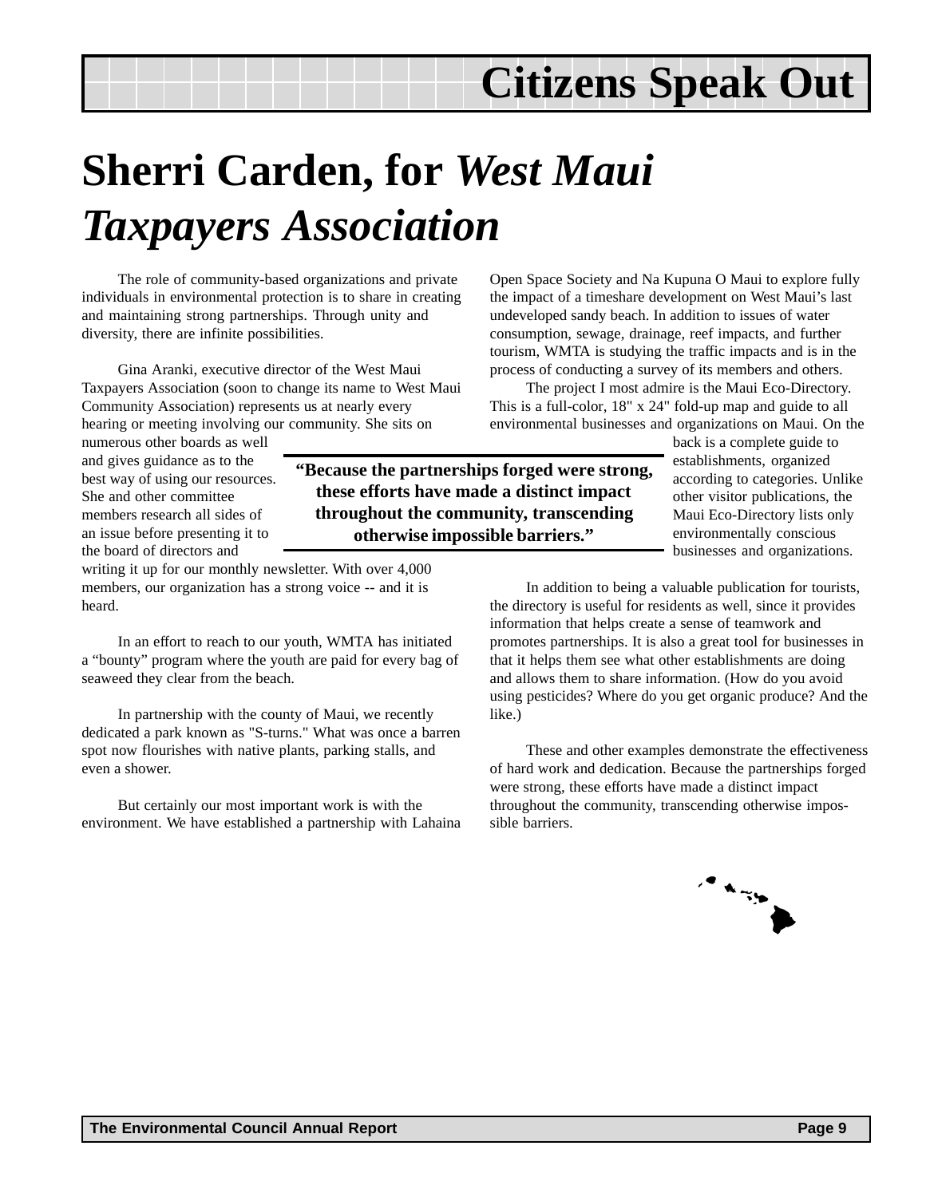# Citizens Speak Out

## Sherri Carden, for *West Maui Taxpayers Association*

The role of community-based organizations and private individuals in environmental protection is to share in creating and maintaining strong partnerships. Through unity and diversity, there are infinite possibilities.

Gina Aranki, executive director of the West Maui Taxpayers Association (soon to change its name to West Maui Community Association) represents us at nearly every hearing or meeting involving our community. She sits on numerous other boards as well and gives guidance as to the best way of using our resources. She and other committee members research all sides of an issue before presenting it to the board of directors and writing it up for our monthly newsletter. With over 4,000 members, our organization has a strong voice -- and it is heard.

> **"Because the partnerships forged were strong, these efforts have made a distinct impact throughout the community, transcending otherwise impossible barriers."**

In an effort to reach to our youth, WMTA has initiated a "bounty" program where the youth are paid for every bag of seaweed they clear from the beach.

In partnership with the county of Maui, we recently dedicated a park known as "S-turns." What was once a barren spot now flourishes with native plants, parking stalls, and even a shower.

But certainly our most important work is with the environment. We have established a partnership with Lahaina Open Space Society and Na Kupuna O Maui to explore fully the impact of a timeshare development on West Maui's last undeveloped sandy beach. In addition to issues of water consumption, sewage, drainage, reef impacts, and further tourism, WMTA is studying the traffic impacts and is in the process of conducting a survey of its members and others.

The project I most admire is the Maui Eco-Directory. This is a full-color, 18" x 24" fold-up map and guide to all environmental businesses and organizations on Maui. On the back is a complete guide to establishments, organized according to categories. Unlike other visitor publications, the Maui Eco-Directory lists only environmentally conscious businesses and organizations.

In addition to being a valuable publication for tourists, the directory is useful for residents as well, since it provides information that helps create a sense of teamwork and promotes partnerships. It is also a great tool for businesses in that it helps them see what other establishments are doing and allows them to share information. (How do you avoid using pesticides? Where do you get organic produce? And the like.)

These and other examples demonstrate the effectiveness of hard work and dedication. Because the partnerships forged were strong, these efforts have made a distinct impact throughout the community, transcending otherwise impossible barriers.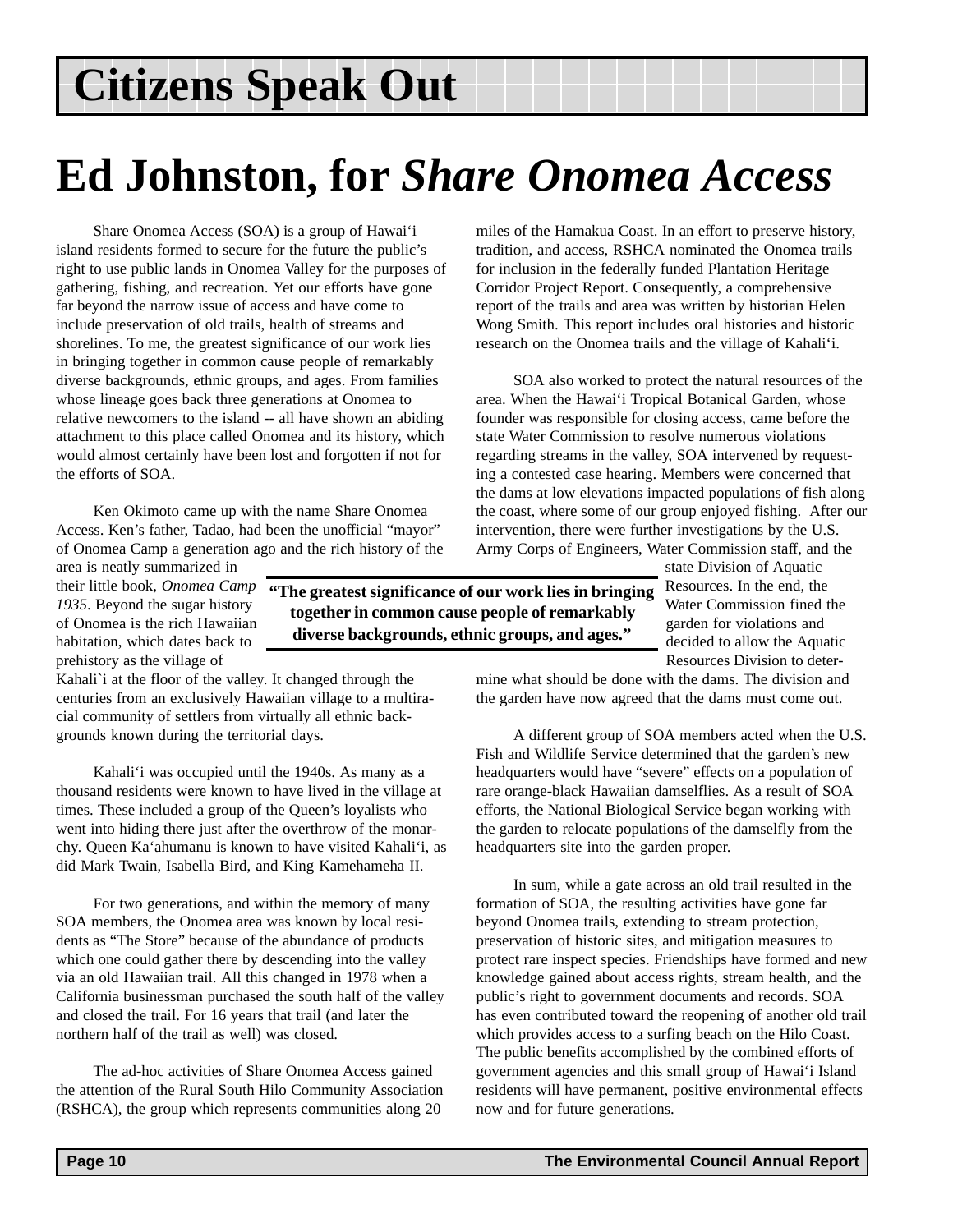# Citizens Speak Out

## Ed Johnston, for *Share Onomea Access*

Share Onomea Access (SOA) is a group of Hawai'i island residents formed to secure for the future the public's right to use public lands in Onomea Valley for the purposes of gathering, fishing, and recreation. Yet our efforts have gone far beyond the narrow issue of access and have come to include preservation of old trails, health of streams and shorelines. To me, the greatest significance of our work lies in bringing together in common cause people of remarkably diverse backgrounds, ethnic groups, and ages. From families whose lineage goes back three generations at Onomea to relative newcomers to the island -- all have shown an abiding attachment to this place called Onomea and its history, which would almost certainly have been lost and forgotten if not for the efforts of SOA.

Ken Okimoto came up with the name Share Onomea Access. Ken's father, Tadao, had been the unofficial "mayor" of Onomea Camp a generation ago and the rich history of the area is neatly summarized in their little book, *Onomea Camp 1935*. Beyond the sugar history of Onomea is the rich Hawaiian habitation, which dates back to prehistory as the village of Kahali`i at the floor of the valley. It changed through the centuries from an exclusively Hawaiian village to a multiracial community of settlers from virtually all ethnic backgrounds known during the territorial days.

**"The greatest significance of our work lies in bringing together in common cause people of remarkably diverse backgrounds, ethnic groups, and ages."**

Kahali'i was occupied until the 1940s. As many as a thousand residents were known to have lived in the village at times. These included a group of the Queen's loyalists who went into hiding there just after the overthrow of the monarchy. Queen Ka'ahumanu is known to have visited Kahali'i, as did Mark Twain, Isabella Bird, and King Kamehameha II.

For two generations, and within the memory of many SOA members, the Onomea area was known by local residents as "The Store" because of the abundance of products which one could gather there by descending into the valley via an old Hawaiian trail. All this changed in 1978 when a California businessman purchased the south half of the valley and closed the trail. For 16 years that trail (and later the northern half of the trail as well) was closed.

The ad-hoc activities of Share Onomea Access gained the attention of the Rural South Hilo Community Association (RSHCA), the group which represents communities along 20 miles of the Hamakua Coast. In an effort to preserve history, tradition, and access, RSHCA nominated the Onomea trails for inclusion in the federally funded Plantation Heritage Corridor Project Report. Consequently, a comprehensive report of the trails and area was written by historian Helen Wong Smith. This report includes oral histories and historic research on the Onomea trails and the village of Kahali'i.

SOA also worked to protect the natural resources of the area. When the Hawai'i Tropical Botanical Garden, whose founder was responsible for closing access, came before the state Water Commission to resolve numerous violations regarding streams in the valley, SOA intervened by requesting a contested case hearing. Members were concerned that the dams at low elevations impacted populations of fish along the coast, where some of our group enjoyed fishing. After our intervention, there were further investigations by the U.S. Army Corps of Engineers, Water Commission staff, and the state Division of Aquatic Resources. In the end, the Water Commission fined the garden for violations and decided to allow the Aquatic Resources Division to determine what should be done with the dams. The division and the garden have now agreed that the dams must come out.

A different group of SOA members acted when the U.S. Fish and Wildlife Service determined that the garden's new headquarters would have "severe" effects on a population of rare orange-black Hawaiian damselflies. As a result of SOA efforts, the National Biological Service began working with the garden to relocate populations of the damselfly from the headquarters site into the garden proper.

In sum, while a gate across an old trail resulted in the formation of SOA, the resulting activities have gone far beyond Onomea trails, extending to stream protection, preservation of historic sites, and mitigation measures to protect rare inspect species. Friendships have formed and new knowledge gained about access rights, stream health, and the public's right to government documents and records. SOA has even contributed toward the reopening of another old trail which provides access to a surfing beach on the Hilo Coast. The public benefits accomplished by the combined efforts of government agencies and this small group of Hawai'i Island residents will have permanent, positive environmental effects now and for future generations.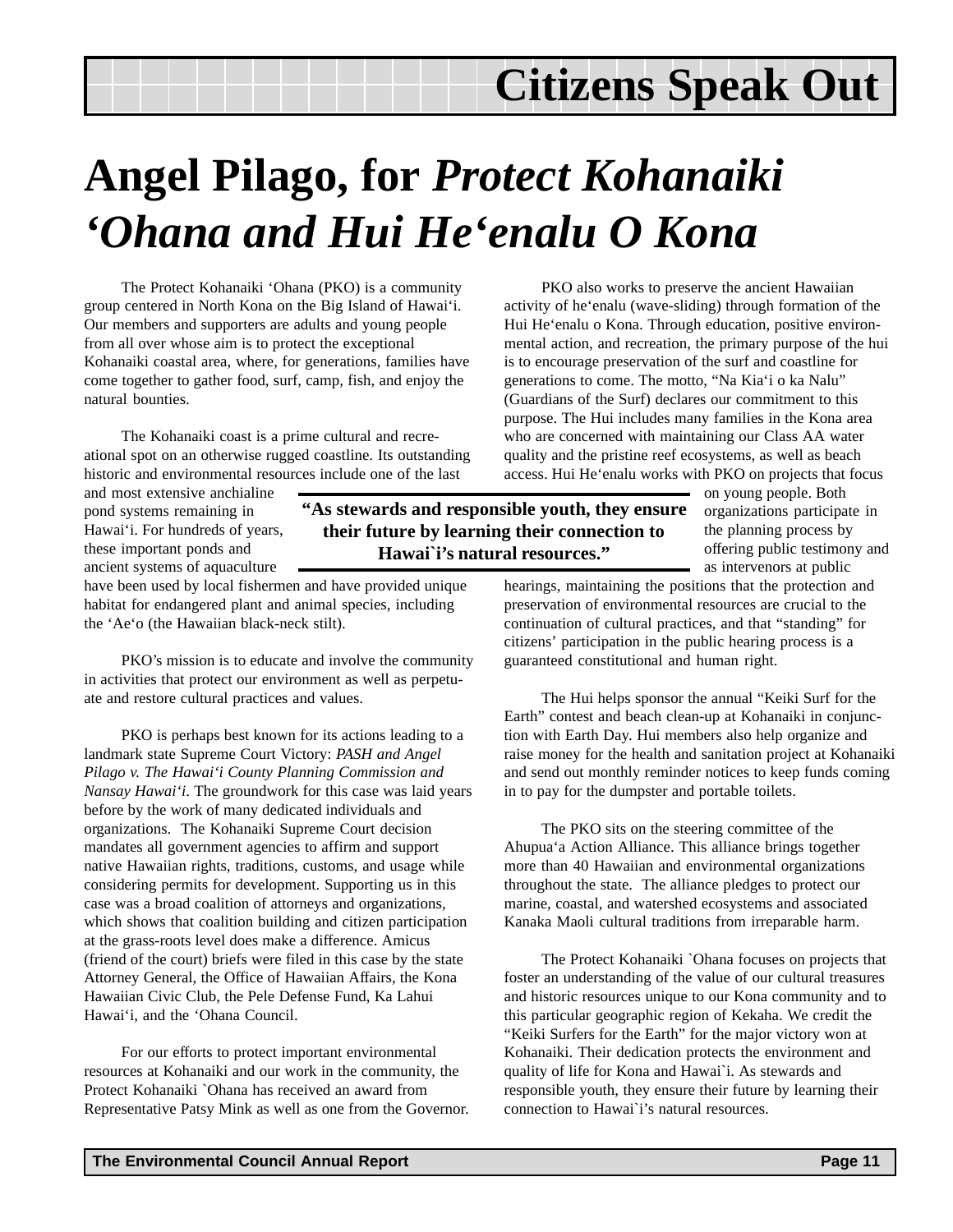# Citizens Speak Out

# Angel Pilago, for *Protect Kohanaiki ‘Ohana and Hui He‘enalu O Kona*

The Protect Kohanaiki ‘Ohana (PKO) is a community group centered in North Kona on the Big Island of Hawai‘i. Our members and supporters are adults and young people from all over whose aim is to protect the exceptional Kohanaiki coastal area, where, for generations, families have come together to gather food, surf, camp, fish, and enjoy the natural bounties.

The Kohanaiki coast is a prime cultural and recreational spot on an otherwise rugged coastline. Its outstanding historic and environmental resources include one of the last and most extensive anchialine pond systems remaining in Hawai‘i. For hundreds of years, these important ponds and ancient systems of aquaculture have been used by local fishermen and have provided unique habitat for endangered plant and animal species, including the ‘Ae‘o (the Hawaiian black-neck stilt).

PKO’s mission is to educate and involve the community in activities that protect our environment as well as perpetuate and restore cultural practices and values.

PKO is perhaps best known for its actions leading to a landmark state Supreme Court Victory: *PASH and Angel Pilago v. The Hawai‘i County Planning Commission and Nansay Hawai‘i*. The groundwork for this case was laid years before by the work of many dedicated individuals and organizations. The Kohanaiki Supreme Court decision mandates all government agencies to affirm and support native Hawaiian rights, traditions, customs, and usage while considering permits for development. Supporting us in this case was a broad coalition of attorneys and organizations, which shows that coalition building and citizen participation at the grass-roots level does make a difference. Amicus (friend of the court) briefs were filed in this case by the state Attorney General, the Office of Hawaiian Affairs, the Kona Hawaiian Civic Club, the Pele Defense Fund, Ka Lahui Hawai‘i, and the ‘Ohana Council.

For our efforts to protect important environmental resources at Kohanaiki and our work in the community, the Protect Kohanaiki `Ohana has received an award from Representative Patsy Mink as well as one from the Governor.

**“As stewards and responsible youth, they ensure their future by learning their connection to Hawai`i’s natural resources.”**

PKO also works to preserve the ancient Hawaiian activity of he‘enalu (wave-sliding) through formation of the Hui He‘enalu o Kona. Through education, positive environmental action, and recreation, the primary purpose of the hui is to encourage preservation of the surf and coastline for generations to come. The motto, “Na Kia‘i o ka Nalu” (Guardians of the Surf) declares our commitment to this purpose. The Hui includes many families in the Kona area who are concerned with maintaining our Class AA water quality and the pristine reef ecosystems, as well as beach access. Hui He‘enalu works with PKO on projects that focus on young people. Both organizations participate in the planning process by offering public testimony and as intervenors at public hearings, maintaining the positions that the protection and preservation of environmental resources are crucial to the continuation of cultural practices, and that “standing” for citizens’ participation in the public hearing process is a guaranteed constitutional and human right.

The Hui helps sponsor the annual “Keiki Surf for the Earth” contest and beach clean-up at Kohanaiki in conjunction with Earth Day. Hui members also help organize and raise money for the health and sanitation project at Kohanaiki and send out monthly reminder notices to keep funds coming in to pay for the dumpster and portable toilets.

The PKO sits on the steering committee of the Ahupua‘a Action Alliance. This alliance brings together more than 40 Hawaiian and environmental organizations throughout the state. The alliance pledges to protect our marine, coastal, and watershed ecosystems and associated Kanaka Maoli cultural traditions from irreparable harm.

The Protect Kohanaiki `Ohana focuses on projects that foster an understanding of the value of our cultural treasures and historic resources unique to our Kona community and to this particular geographic region of Kekaha. We credit the “Keiki Surfers for the Earth” for the major victory won at Kohanaiki. Their dedication protects the environment and quality of life for Kona and Hawai`i. As stewards and responsible youth, they ensure their future by learning their connection to Hawai`i’s natural resources.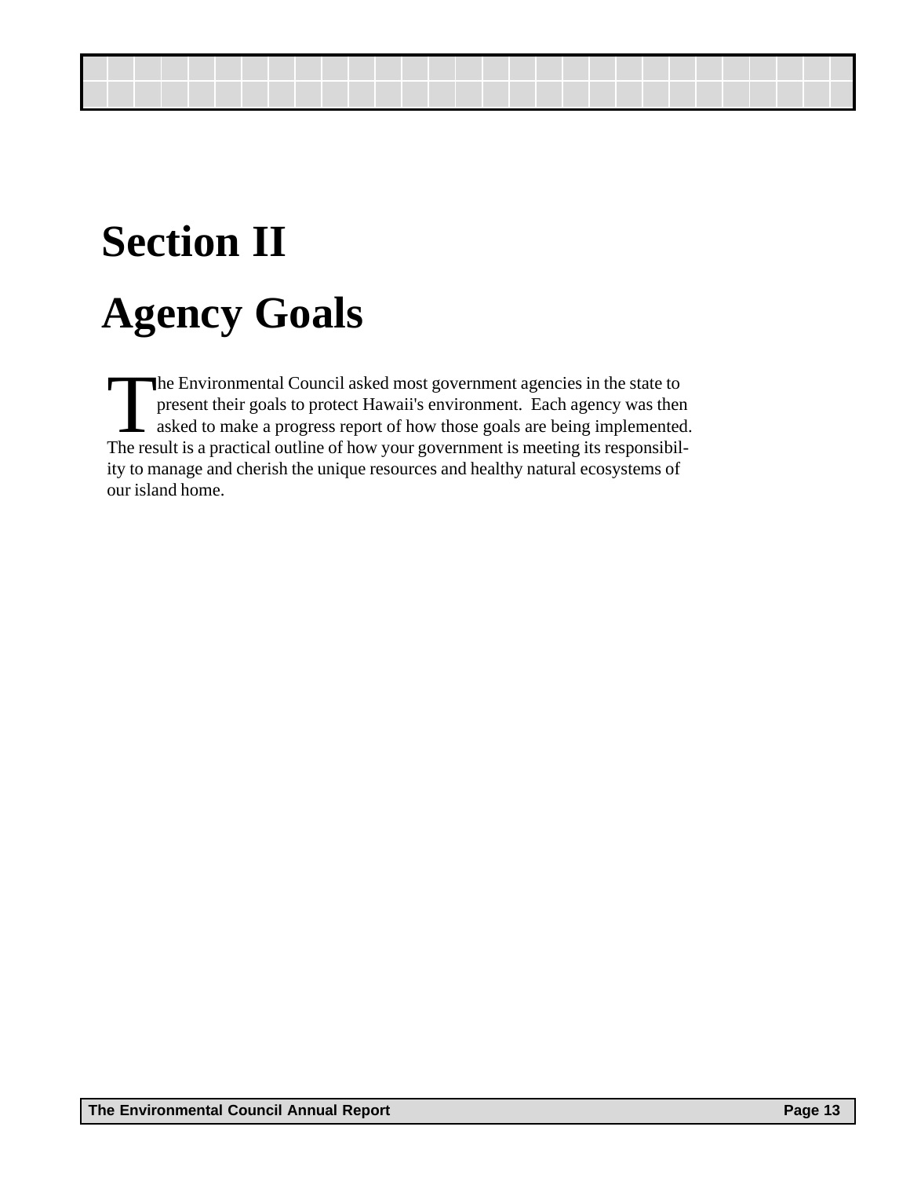# Section II

# Agency Goals

The Environmental Council asked most government agencies in the state to present their goals to protect Hawaii's environment. Each agency was then asked to make a progress report of how those goals are being implemented. The result is a practical outline of how your government is meeting its responsibility to manage and cherish the unique resources and healthy natural ecosystems of our island home.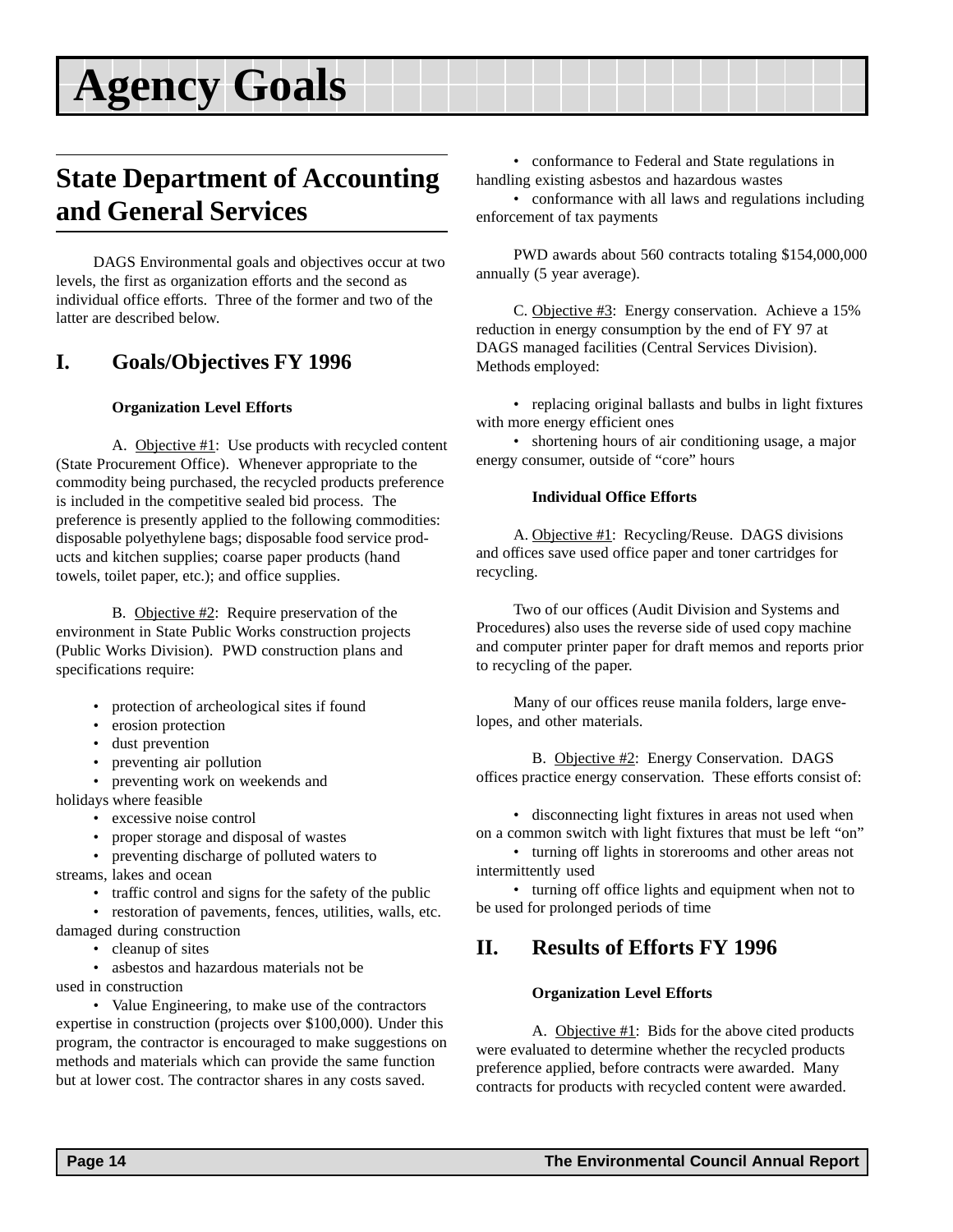# Agency Goals

## State Department of Accounting and General Services

DAGS Environmental goals and objectives occur at two levels, the first as organization efforts and the second as individual office efforts. Three of the former and two of the latter are described below.

### I. Goals/Objectives FY 1996

**Organization Level Efforts**

A. Objective #1: Use products with recycled content (State Procurement Office). Whenever appropriate to the commodity being purchased, the recycled products preference is included in the competitive sealed bid process. The preference is presently applied to the following commodities: disposable polyethylene bags; disposable food service products and kitchen supplies; coarse paper products (hand towels, toilet paper, etc.); and office supplies.

B. Objective #2: Require preservation of the environment in State Public Works construction projects (Public Works Division). PWD construction plans and specifications require:

- protection of archeological sites if found
- erosion protection
- dust prevention
- preventing air pollution
- preventing work on weekends and holidays where feasible
- excessive noise control
- proper storage and disposal of wastes
- preventing discharge of polluted waters to streams, lakes and ocean
- traffic control and signs for the safety of the public
- restoration of pavements, fences, utilities, walls, etc. damaged during construction
- cleanup of sites
- asbestos and hazardous materials not be used in construction
- Value Engineering, to make use of the contractors expertise in construction (projects over $100,000). Under this program, the contractor is encouraged to make suggestions on methods and materials which can provide the same function but at lower cost. The contractor shares in any costs saved.
- conformance to Federal and State regulations in handling existing asbestos and hazardous wastes
- conformance with all laws and regulations including enforcement of tax payments

PWD awards about 560 contracts totaling $154,000,000 annually (5 year average).

C. Objective #3: Energy conservation. Achieve a 15% reduction in energy consumption by the end of FY 97 at DAGS managed facilities (Central Services Division). Methods employed:

- replacing original ballasts and bulbs in light fixtures with more energy efficient ones
- shortening hours of air conditioning usage, a major energy consumer, outside of "core" hours

**Individual Office Efforts**

A. Objective #1: Recycling/Reuse. DAGS divisions and offices save used office paper and toner cartridges for recycling.

Two of our offices (Audit Division and Systems and Procedures) also uses the reverse side of used copy machine and computer printer paper for draft memos and reports prior to recycling of the paper.

Many of our offices reuse manila folders, large envelopes, and other materials.

B. Objective #2: Energy Conservation. DAGS offices practice energy conservation. These efforts consist of:

- disconnecting light fixtures in areas not used when on a common switch with light fixtures that must be left "on"
- turning off lights in storerooms and other areas not intermittently used
- turning off office lights and equipment when not to be used for prolonged periods of time

### II. Results of Efforts FY 1996

**Organization Level Efforts**

A. Objective #1: Bids for the above cited products were evaluated to determine whether the recycled products preference applied, before contracts were awarded. Many contracts for products with recycled content were awarded.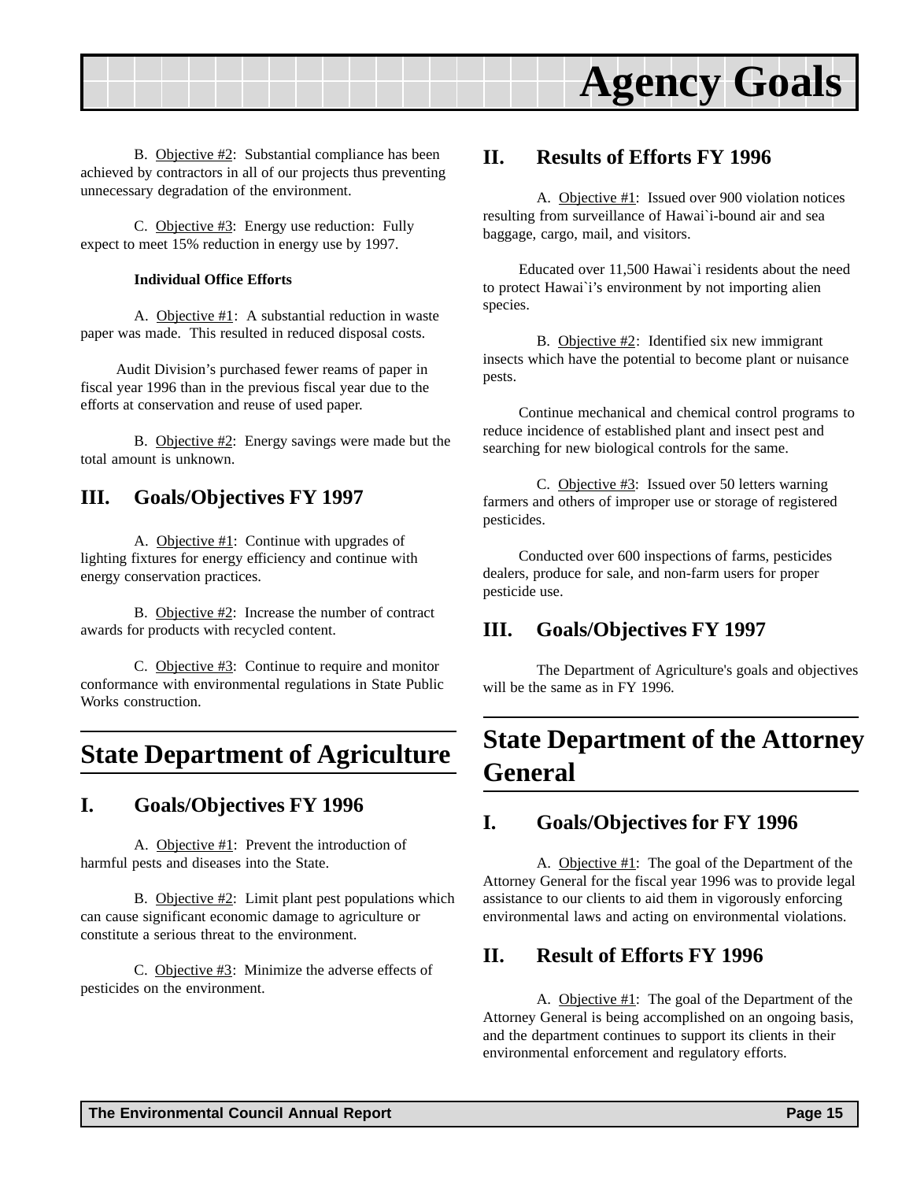B. Objective #2: Substantial compliance has been achieved by contractors in all of our projects thus preventing unnecessary degradation of the environment.

C. Objective #3: Energy use reduction: Fully expect to meet 15% reduction in energy use by 1997.

**Individual Office Efforts**

A. Objective #1: A substantial reduction in waste paper was made. This resulted in reduced disposal costs.

Audit Division's purchased fewer reams of paper in fiscal year 1996 than in the previous fiscal year due to the efforts at conservation and reuse of used paper.

B. Objective #2: Energy savings were made but the total amount is unknown.

### III. Goals/Objectives FY 1997

A. Objective #1: Continue with upgrades of lighting fixtures for energy efficiency and continue with energy conservation practices.

B. Objective #2: Increase the number of contract awards for products with recycled content.

C. Objective #3: Continue to require and monitor conformance with environmental regulations in State Public Works construction.

## State Department of Agriculture

### I. Goals/Objectives FY 1996

A. Objective #1: Prevent the introduction of harmful pests and diseases into the State.

B. Objective #2: Limit plant pest populations which can cause significant economic damage to agriculture or constitute a serious threat to the environment.

C. Objective #3: Minimize the adverse effects of pesticides on the environment.

### II. Results of Efforts FY 1996

A. Objective #1: Issued over 900 violation notices resulting from surveillance of Hawai`i-bound air and sea baggage, cargo, mail, and visitors.

Educated over 11,500 Hawai`i residents about the need to protect Hawai`i's environment by not importing alien species.

B. Objective #2: Identified six new immigrant insects which have the potential to become plant or nuisance pests.

Continue mechanical and chemical control programs to reduce incidence of established plant and insect pest and searching for new biological controls for the same.

C. Objective #3: Issued over 50 letters warning farmers and others of improper use or storage of registered pesticides.

Conducted over 600 inspections of farms, pesticides dealers, produce for sale, and non-farm users for proper pesticide use.

### III. Goals/Objectives FY 1997

The Department of Agriculture's goals and objectives will be the same as in FY 1996.

## State Department of the Attorney General

### I. Goals/Objectives for FY 1996

A. Objective #1: The goal of the Department of the Attorney General for the fiscal year 1996 was to provide legal assistance to our clients to aid them in vigorously enforcing environmental laws and acting on environmental violations.

### II. Result of Efforts FY 1996

A. Objective #1: The goal of the Department of the Attorney General is being accomplished on an ongoing basis, and the department continues to support its clients in their environmental enforcement and regulatory efforts.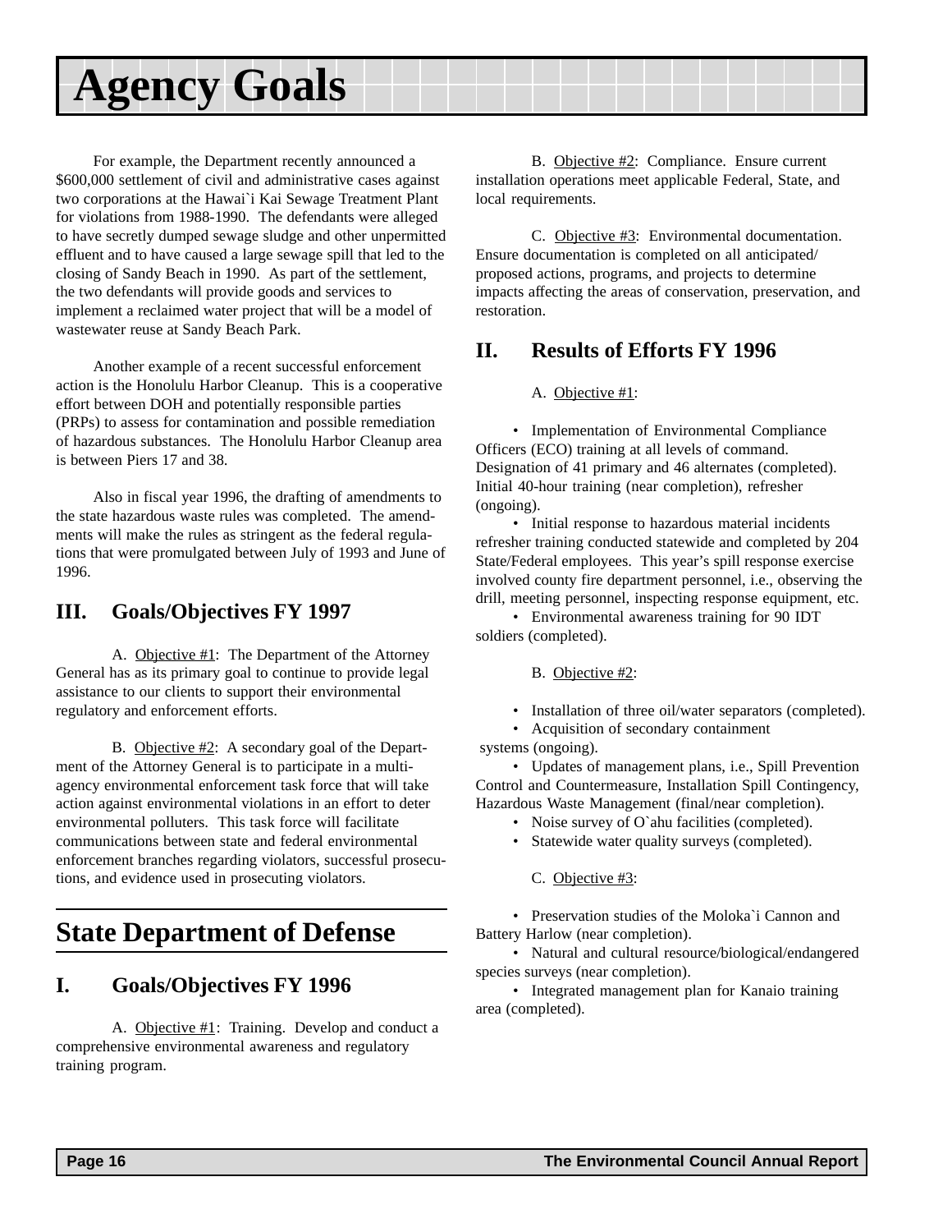# Agency Goals

For example, the Department recently announced a $600,000 settlement of civil and administrative cases against two corporations at the Hawai`i Kai Sewage Treatment Plant for violations from 1988-1990. The defendants were alleged to have secretly dumped sewage sludge and other unpermitted effluent and to have caused a large sewage spill that led to the closing of Sandy Beach in 1990. As part of the settlement, the two defendants will provide goods and services to implement a reclaimed water project that will be a model of wastewater reuse at Sandy Beach Park.

Another example of a recent successful enforcement action is the Honolulu Harbor Cleanup. This is a cooperative effort between DOH and potentially responsible parties (PRPs) to assess for contamination and possible remediation of hazardous substances. The Honolulu Harbor Cleanup area is between Piers 17 and 38.

Also in fiscal year 1996, the drafting of amendments to the state hazardous waste rules was completed. The amendments will make the rules as stringent as the federal regulations that were promulgated between July of 1993 and June of 1996.

## III. Goals/Objectives FY 1997

A. Objective #1: The Department of the Attorney General has as its primary goal to continue to provide legal assistance to our clients to support their environmental regulatory and enforcement efforts.

B. Objective #2: A secondary goal of the Department of the Attorney General is to participate in a multi-agency environmental enforcement task force that will take action against environmental violations in an effort to deter environmental polluters. This task force will facilitate communications between state and federal environmental enforcement branches regarding violators, successful prosecutions, and evidence used in prosecuting violators.

# State Department of Defense

## I. Goals/Objectives FY 1996

A. Objective #1: Training. Develop and conduct a comprehensive environmental awareness and regulatory training program.

B. Objective #2: Compliance. Ensure current installation operations meet applicable Federal, State, and local requirements.

C. Objective #3: Environmental documentation. Ensure documentation is completed on all anticipated/proposed actions, programs, and projects to determine impacts affecting the areas of conservation, preservation, and restoration.

## II. Results of Efforts FY 1996

A. Objective #1:

- Implementation of Environmental Compliance Officers (ECO) training at all levels of command. Designation of 41 primary and 46 alternates (completed). Initial 40-hour training (near completion), refresher (ongoing).
- Initial response to hazardous material incidents refresher training conducted statewide and completed by 204 State/Federal employees. This year's spill response exercise involved county fire department personnel, i.e., observing the drill, meeting personnel, inspecting response equipment, etc.
- Environmental awareness training for 90 IDT soldiers (completed).

B. Objective #2:

- Installation of three oil/water separators (completed).
- Acquisition of secondary containment systems (ongoing).
- Updates of management plans, i.e., Spill Prevention Control and Countermeasure, Installation Spill Contingency, Hazardous Waste Management (final/near completion).
- Noise survey of O`ahu facilities (completed).
- Statewide water quality surveys (completed).

C. Objective #3:

- Preservation studies of the Moloka`i Cannon and Battery Harlow (near completion).
- Natural and cultural resource/biological/endangered species surveys (near completion).
- Integrated management plan for Kanaio training area (completed).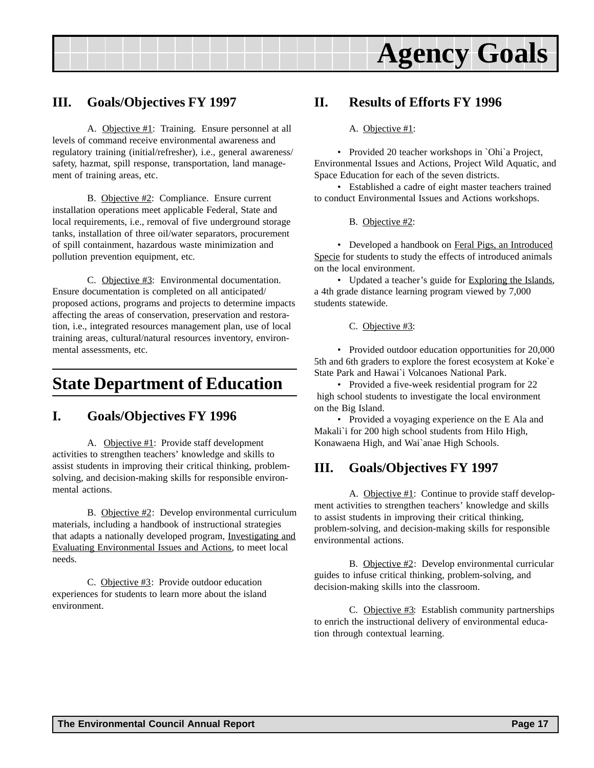## III. Goals/Objectives FY 1997

A. Objective #1: Training. Ensure personnel at all levels of command receive environmental awareness and regulatory training (initial/refresher), i.e., general awareness/ safety, hazmat, spill response, transportation, land management of training areas, etc.

B. Objective #2: Compliance. Ensure current installation operations meet applicable Federal, State and local requirements, i.e., removal of five underground storage tanks, installation of three oil/water separators, procurement of spill containment, hazardous waste minimization and pollution prevention equipment, etc.

C. Objective #3: Environmental documentation. Ensure documentation is completed on all anticipated/ proposed actions, programs and projects to determine impacts affecting the areas of conservation, preservation and restoration, i.e., integrated resources management plan, use of local training areas, cultural/natural resources inventory, environmental assessments, etc.

# State Department of Education

## I. Goals/Objectives FY 1996

A. Objective #1: Provide staff development activities to strengthen teachers' knowledge and skills to assist students in improving their critical thinking, problem-solving, and decision-making skills for responsible environmental actions.

B. Objective #2: Develop environmental curriculum materials, including a handbook of instructional strategies that adapts a nationally developed program, Investigating and Evaluating Environmental Issues and Actions, to meet local needs.

C. Objective #3: Provide outdoor education experiences for students to learn more about the island environment.

## II. Results of Efforts FY 1996

A. Objective #1:

- Provided 20 teacher workshops in `Ohi`a Project, Environmental Issues and Actions, Project Wild Aquatic, and Space Education for each of the seven districts.
- Established a cadre of eight master teachers trained to conduct Environmental Issues and Actions workshops.

B. Objective #2:

- Developed a handbook on Feral Pigs, an Introduced Specie for students to study the effects of introduced animals on the local environment.
- Updated a teacher's guide for Exploring the Islands, a 4th grade distance learning program viewed by 7,000 students statewide.

C. Objective #3:

- Provided outdoor education opportunities for 20,000 5th and 6th graders to explore the forest ecosystem at Koke`e State Park and Hawai`i Volcanoes National Park.
- Provided a five-week residential program for 22 high school students to investigate the local environment on the Big Island.
- Provided a voyaging experience on the E Ala and Makali`i for 200 high school students from Hilo High, Konawaena High, and Wai`anae High Schools.

## III. Goals/Objectives FY 1997

A. Objective #1: Continue to provide staff development activities to strengthen teachers' knowledge and skills to assist students in improving their critical thinking, problem-solving, and decision-making skills for responsible environmental actions.

B. Objective #2: Develop environmental curricular guides to infuse critical thinking, problem-solving, and decision-making skills into the classroom.

C. Objective #3: Establish community partnerships to enrich the instructional delivery of environmental education through contextual learning.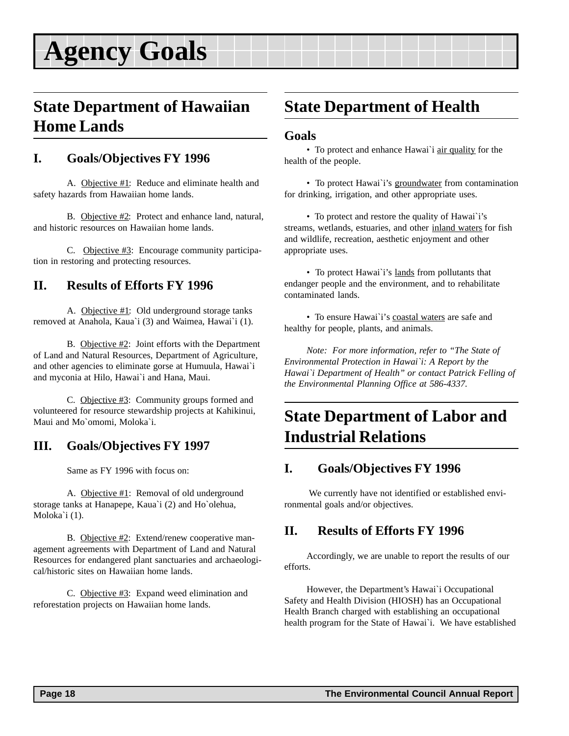# Agency Goals

## State Department of Hawaiian Home Lands

### I. Goals/Objectives FY 1996

A. Objective #1: Reduce and eliminate health and safety hazards from Hawaiian home lands.

B. Objective #2: Protect and enhance land, natural, and historic resources on Hawaiian home lands.

C. Objective #3: Encourage community participation in restoring and protecting resources.

### II. Results of Efforts FY 1996

A. Objective #1: Old underground storage tanks removed at Anahola, Kaua`i (3) and Waimea, Hawai`i (1).

B. Objective #2: Joint efforts with the Department of Land and Natural Resources, Department of Agriculture, and other agencies to eliminate gorse at Humuula, Hawai`i and myconia at Hilo, Hawai`i and Hana, Maui.

C. Objective #3: Community groups formed and volunteered for resource stewardship projects at Kahikinui, Maui and Mo`omomi, Moloka`i.

### III. Goals/Objectives FY 1997

Same as FY 1996 with focus on:

A. Objective #1: Removal of old underground storage tanks at Hanapepe, Kaua`i (2) and Ho`olehua, Moloka`i (1).

B. Objective #2: Extend/renew cooperative management agreements with Department of Land and Natural Resources for endangered plant sanctuaries and archaeological/historic sites on Hawaiian home lands.

C. Objective #3: Expand weed elimination and reforestation projects on Hawaiian home lands.

## State Department of Health

### Goals

- To protect and enhance Hawai`i air quality for the health of the people.

- To protect Hawai`i's groundwater from contamination for drinking, irrigation, and other appropriate uses.

- To protect and restore the quality of Hawai`i's streams, wetlands, estuaries, and other inland waters for fish and wildlife, recreation, aesthetic enjoyment and other appropriate uses.

- To protect Hawai`i's lands from pollutants that endanger people and the environment, and to rehabilitate contaminated lands.

- To ensure Hawai`i's coastal waters are safe and healthy for people, plants, and animals.

*Note: For more information, refer to "The State of Environmental Protection in Hawai`i: A Report by the Hawai`i Department of Health" or contact Patrick Felling of the Environmental Planning Office at 586-4337.*

## State Department of Labor and Industrial Relations

### I. Goals/Objectives FY 1996

We currently have not identified or established environmental goals and/or objectives.

### II. Results of Efforts FY 1996

Accordingly, we are unable to report the results of our efforts.

However, the Department's Hawai`i Occupational Safety and Health Division (HIOSH) has an Occupational Health Branch charged with establishing an occupational health program for the State of Hawai`i. We have established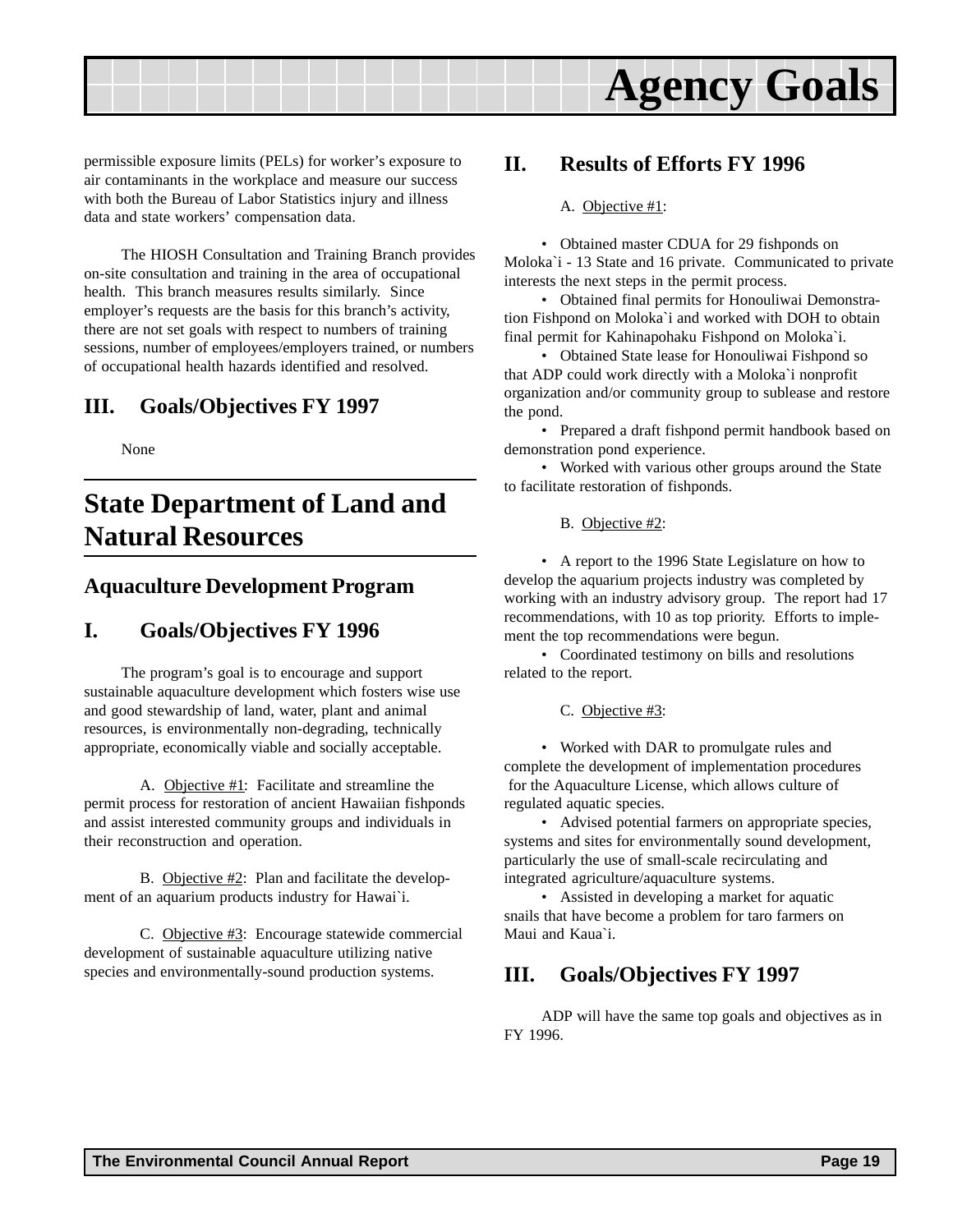permissible exposure limits (PELs) for worker's exposure to air contaminants in the workplace and measure our success with both the Bureau of Labor Statistics injury and illness data and state workers' compensation data.

The HIOSH Consultation and Training Branch provides on-site consultation and training in the area of occupational health. This branch measures results similarly. Since employer's requests are the basis for this branch's activity, there are not set goals with respect to numbers of training sessions, number of employees/employers trained, or numbers of occupational health hazards identified and resolved.

## III. Goals/Objectives FY 1997

None

# State Department of Land and Natural Resources

## Aquaculture Development Program

## I. Goals/Objectives FY 1996

The program's goal is to encourage and support sustainable aquaculture development which fosters wise use and good stewardship of land, water, plant and animal resources, is environmentally non-degrading, technically appropriate, economically viable and socially acceptable.

A. Objective #1: Facilitate and streamline the permit process for restoration of ancient Hawaiian fishponds and assist interested community groups and individuals in their reconstruction and operation.

B. Objective #2: Plan and facilitate the development of an aquarium products industry for Hawai`i.

C. Objective #3: Encourage statewide commercial development of sustainable aquaculture utilizing native species and environmentally-sound production systems.

## II. Results of Efforts FY 1996

A. Objective #1:

- Obtained master CDUA for 29 fishponds on Moloka`i - 13 State and 16 private. Communicated to private interests the next steps in the permit process.
- Obtained final permits for Honouliwai Demonstration Fishpond on Moloka`i and worked with DOH to obtain final permit for Kahinapohaku Fishpond on Moloka`i.
- Obtained State lease for Honouliwai Fishpond so that ADP could work directly with a Moloka`i nonprofit organization and/or community group to sublease and restore the pond.
- Prepared a draft fishpond permit handbook based on demonstration pond experience.
- Worked with various other groups around the State to facilitate restoration of fishponds.

B. Objective #2:

- A report to the 1996 State Legislature on how to develop the aquarium projects industry was completed by working with an industry advisory group. The report had 17 recommendations, with 10 as top priority. Efforts to implement the top recommendations were begun.
- Coordinated testimony on bills and resolutions related to the report.

C. Objective #3:

- Worked with DAR to promulgate rules and complete the development of implementation procedures for the Aquaculture License, which allows culture of regulated aquatic species.
- Advised potential farmers on appropriate species, systems and sites for environmentally sound development, particularly the use of small-scale recirculating and integrated agriculture/aquaculture systems.
- Assisted in developing a market for aquatic snails that have become a problem for taro farmers on Maui and Kaua`i.

## III. Goals/Objectives FY 1997

ADP will have the same top goals and objectives as in FY 1996.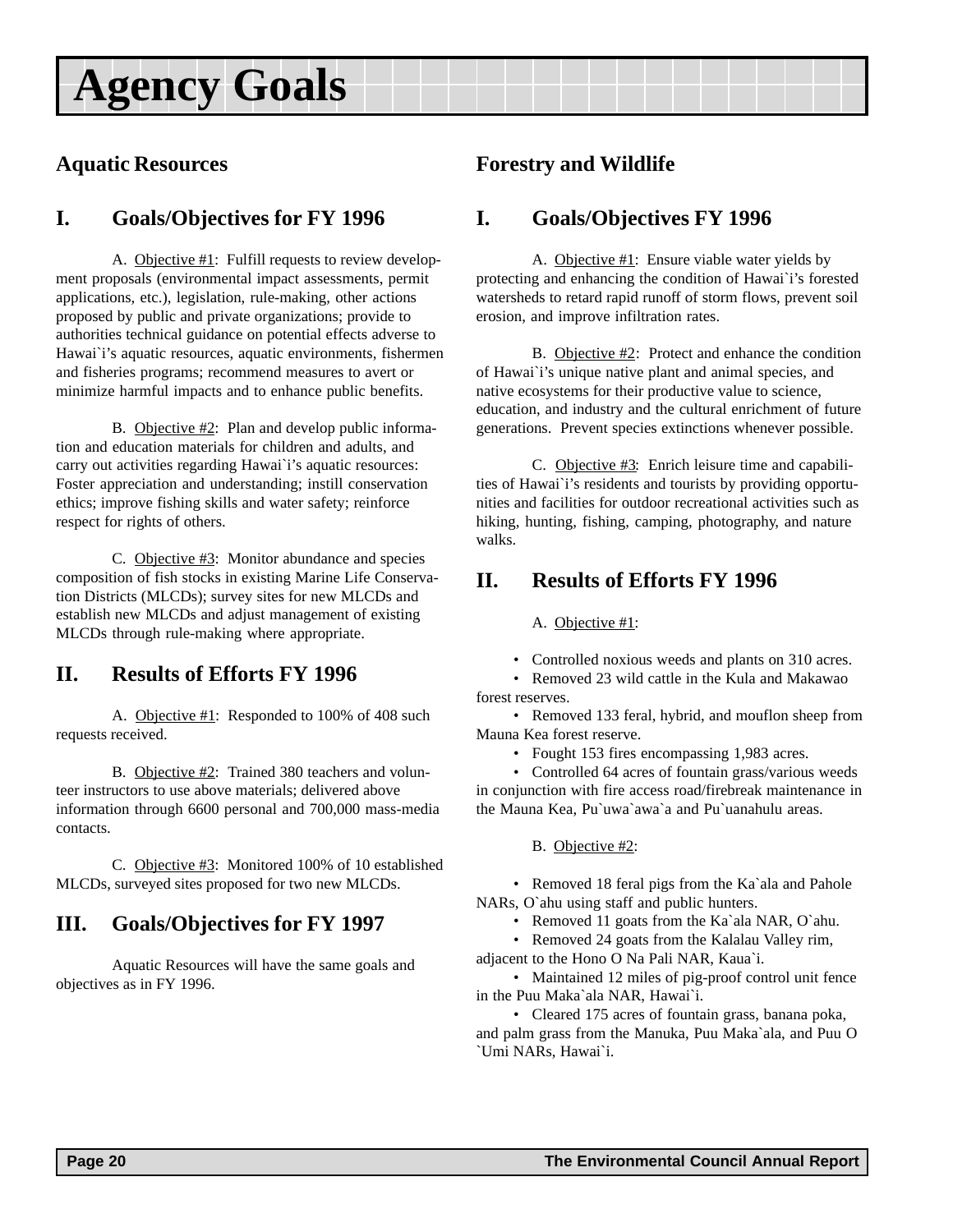# Agency Goals

## Aquatic Resources

### I. Goals/Objectives for FY 1996

A. Objective #1: Fulfill requests to review development proposals (environmental impact assessments, permit applications, etc.), legislation, rule-making, other actions proposed by public and private organizations; provide to authorities technical guidance on potential effects adverse to Hawai`i's aquatic resources, aquatic environments, fishermen and fisheries programs; recommend measures to avert or minimize harmful impacts and to enhance public benefits.

B. Objective #2: Plan and develop public information and education materials for children and adults, and carry out activities regarding Hawai`i's aquatic resources: Foster appreciation and understanding; instill conservation ethics; improve fishing skills and water safety; reinforce respect for rights of others.

C. Objective #3: Monitor abundance and species composition of fish stocks in existing Marine Life Conservation Districts (MLCDs); survey sites for new MLCDs and establish new MLCDs and adjust management of existing MLCDs through rule-making where appropriate.

### II. Results of Efforts FY 1996

A. Objective #1: Responded to 100% of 408 such requests received.

B. Objective #2: Trained 380 teachers and volunteer instructors to use above materials; delivered above information through 6600 personal and 700,000 mass-media contacts.

C. Objective #3: Monitored 100% of 10 established MLCDs, surveyed sites proposed for two new MLCDs.

### III. Goals/Objectives for FY 1997

Aquatic Resources will have the same goals and objectives as in FY 1996.

## Forestry and Wildlife

### I. Goals/Objectives FY 1996

A. Objective #1: Ensure viable water yields by protecting and enhancing the condition of Hawai`i's forested watersheds to retard rapid runoff of storm flows, prevent soil erosion, and improve infiltration rates.

B. Objective #2: Protect and enhance the condition of Hawai`i's unique native plant and animal species, and native ecosystems for their productive value to science, education, and industry and the cultural enrichment of future generations. Prevent species extinctions whenever possible.

C. Objective #3: Enrich leisure time and capabilities of Hawai`i's residents and tourists by providing opportunities and facilities for outdoor recreational activities such as hiking, hunting, fishing, camping, photography, and nature walks.

### II. Results of Efforts FY 1996

A. Objective #1:

- Controlled noxious weeds and plants on 310 acres.
- Removed 23 wild cattle in the Kula and Makawao forest reserves.
- Removed 133 feral, hybrid, and mouflon sheep from Mauna Kea forest reserve.
- Fought 153 fires encompassing 1,983 acres.
- Controlled 64 acres of fountain grass/various weeds in conjunction with fire access road/firebreak maintenance in the Mauna Kea, Pu`uwa`awa`a and Pu`uanahulu areas.

B. Objective #2:

- Removed 18 feral pigs from the Ka`ala and Pahole NARs, O`ahu using staff and public hunters.
- Removed 11 goats from the Ka`ala NAR, O`ahu.
- Removed 24 goats from the Kalalau Valley rim, adjacent to the Hono O Na Pali NAR, Kaua`i.
- Maintained 12 miles of pig-proof control unit fence in the Puu Maka`ala NAR, Hawai`i.
- Cleared 175 acres of fountain grass, banana poka, and palm grass from the Manuka, Puu Maka`ala, and Puu O `Umi NARs, Hawai`i.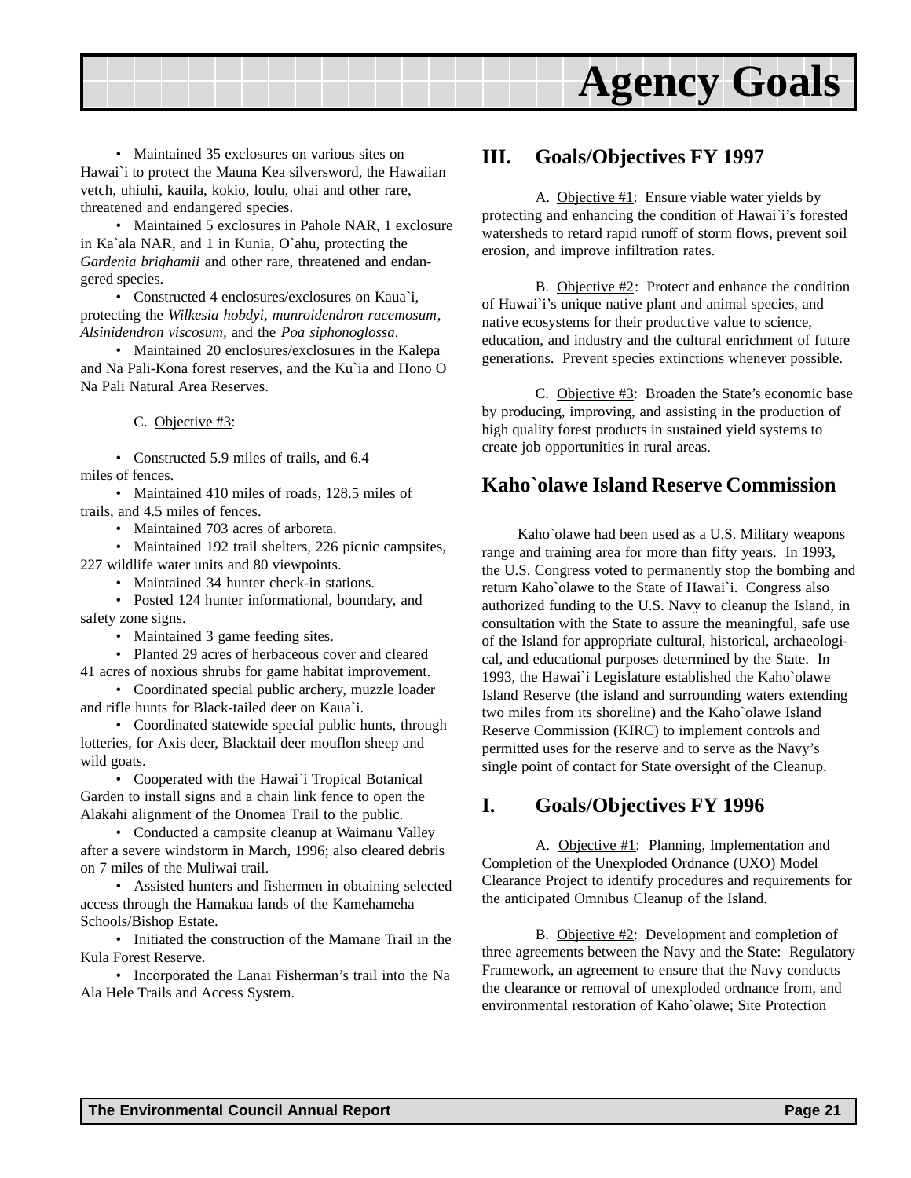- Maintained 35 exclosures on various sites on Hawai`i to protect the Mauna Kea silversword, the Hawaiian vetch, uhiuhi, kauila, kokio, loulu, ohai and other rare, threatened and endangered species.
- Maintained 5 exclosures in Pahole NAR, 1 exclosure in Ka`ala NAR, and 1 in Kunia, O`ahu, protecting the *Gardenia brighamii* and other rare, threatened and endangered species.
- Constructed 4 enclosures/exclosures on Kaua`i, protecting the *Wilkesia hobdyi*, *munroidendron racemosum*, *Alsinidendron viscosum*, and the *Poa siphonoglossa*.
- Maintained 20 enclosures/exclosures in the Kalepa and Na Pali-Kona forest reserves, and the Ku`ia and Hono O Na Pali Natural Area Reserves.

C. Objective #3:

- Constructed 5.9 miles of trails, and 6.4 miles of fences.
- Maintained 410 miles of roads, 128.5 miles of trails, and 4.5 miles of fences.
- Maintained 703 acres of arboreta.
- Maintained 192 trail shelters, 226 picnic campsites, 227 wildlife water units and 80 viewpoints.
- Maintained 34 hunter check-in stations.
- Posted 124 hunter informational, boundary, and safety zone signs.
- Maintained 3 game feeding sites.
- Planted 29 acres of herbaceous cover and cleared 41 acres of noxious shrubs for game habitat improvement.
- Coordinated special public archery, muzzle loader and rifle hunts for Black-tailed deer on Kaua`i.
- Coordinated statewide special public hunts, through lotteries, for Axis deer, Blacktail deer mouflon sheep and wild goats.
- Cooperated with the Hawai`i Tropical Botanical Garden to install signs and a chain link fence to open the Alakahi alignment of the Onomea Trail to the public.
- Conducted a campsite cleanup at Waimanu Valley after a severe windstorm in March, 1996; also cleared debris on 7 miles of the Muliwai trail.
- Assisted hunters and fishermen in obtaining selected access through the Hamakua lands of the Kamehameha Schools/Bishop Estate.
- Initiated the construction of the Mamane Trail in the Kula Forest Reserve.
- Incorporated the Lanai Fisherman's trail into the Na Ala Hele Trails and Access System.

## III. Goals/Objectives FY 1997

A. Objective #1: Ensure viable water yields by protecting and enhancing the condition of Hawai`i's forested watersheds to retard rapid runoff of storm flows, prevent soil erosion, and improve infiltration rates.

B. Objective #2: Protect and enhance the condition of Hawai`i's unique native plant and animal species, and native ecosystems for their productive value to science, education, and industry and the cultural enrichment of future generations. Prevent species extinctions whenever possible.

C. Objective #3: Broaden the State's economic base by producing, improving, and assisting in the production of high quality forest products in sustained yield systems to create job opportunities in rural areas.

## Kaho`olawe Island Reserve Commission

Kaho`olawe had been used as a U.S. Military weapons range and training area for more than fifty years. In 1993, the U.S. Congress voted to permanently stop the bombing and return Kaho`olawe to the State of Hawai`i. Congress also authorized funding to the U.S. Navy to cleanup the Island, in consultation with the State to assure the meaningful, safe use of the Island for appropriate cultural, historical, archaeological, and educational purposes determined by the State. In 1993, the Hawai`i Legislature established the Kaho`olawe Island Reserve (the island and surrounding waters extending two miles from its shoreline) and the Kaho`olawe Island Reserve Commission (KIRC) to implement controls and permitted uses for the reserve and to serve as the Navy's single point of contact for State oversight of the Cleanup.

## I. Goals/Objectives FY 1996

A. Objective #1: Planning, Implementation and Completion of the Unexploded Ordnance (UXO) Model Clearance Project to identify procedures and requirements for the anticipated Omnibus Cleanup of the Island.

B. Objective #2: Development and completion of three agreements between the Navy and the State: Regulatory Framework, an agreement to ensure that the Navy conducts the clearance or removal of unexploded ordnance from, and environmental restoration of Kaho`olawe; Site Protection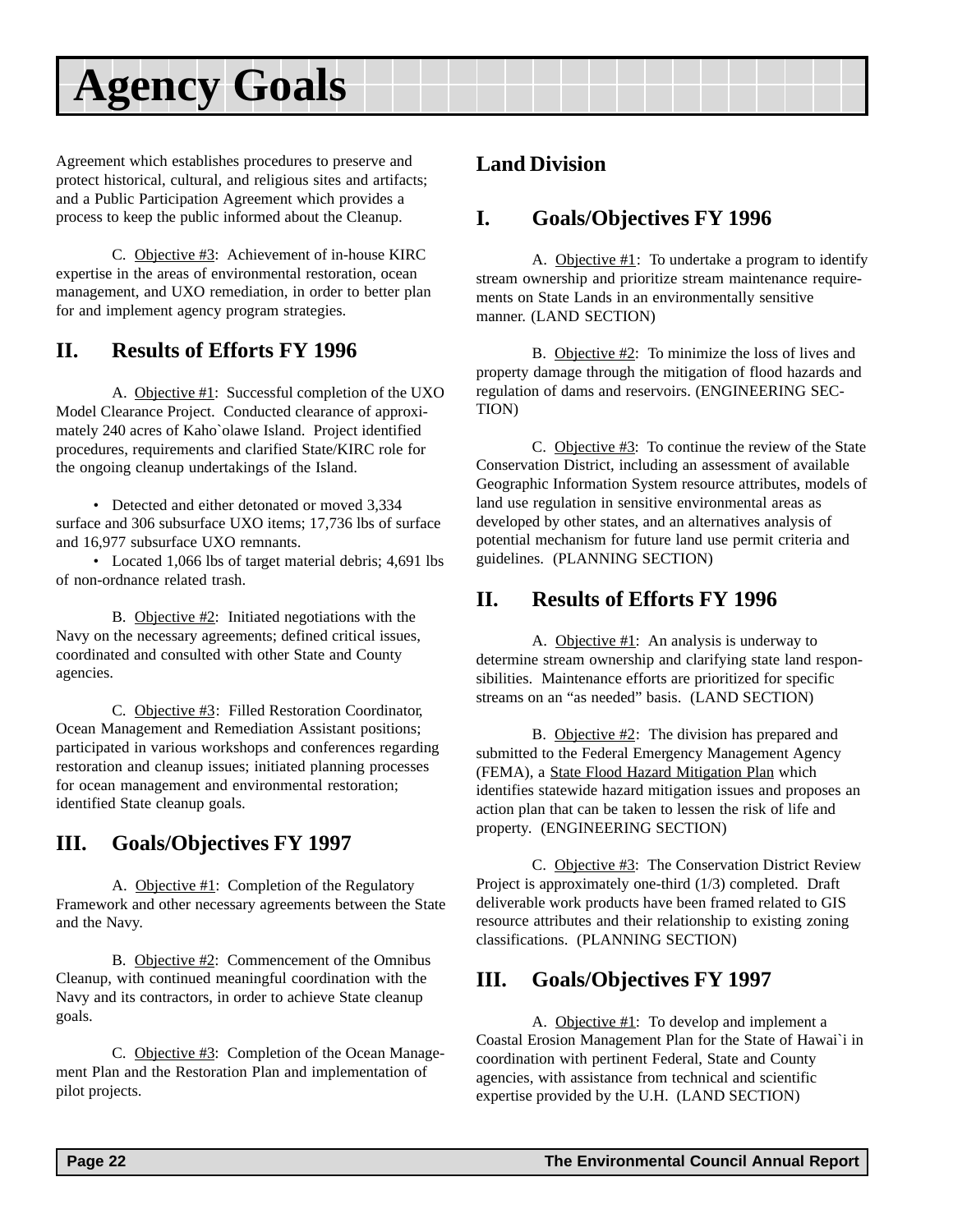# Agency Goals

Agreement which establishes procedures to preserve and protect historical, cultural, and religious sites and artifacts; and a Public Participation Agreement which provides a process to keep the public informed about the Cleanup.

C. Objective #3: Achievement of in-house KIRC expertise in the areas of environmental restoration, ocean management, and UXO remediation, in order to better plan for and implement agency program strategies.

## II. Results of Efforts FY 1996

A. Objective #1: Successful completion of the UXO Model Clearance Project. Conducted clearance of approximately 240 acres of Kaho`olawe Island. Project identified procedures, requirements and clarified State/KIRC role for the ongoing cleanup undertakings of the Island.

- Detected and either detonated or moved 3,334 surface and 306 subsurface UXO items; 17,736 lbs of surface and 16,977 subsurface UXO remnants.
- Located 1,066 lbs of target material debris; 4,691 lbs of non-ordnance related trash.

B. Objective #2: Initiated negotiations with the Navy on the necessary agreements; defined critical issues, coordinated and consulted with other State and County agencies.

C. Objective #3: Filled Restoration Coordinator, Ocean Management and Remediation Assistant positions; participated in various workshops and conferences regarding restoration and cleanup issues; initiated planning processes for ocean management and environmental restoration; identified State cleanup goals.

## III. Goals/Objectives FY 1997

A. Objective #1: Completion of the Regulatory Framework and other necessary agreements between the State and the Navy.

B. Objective #2: Commencement of the Omnibus Cleanup, with continued meaningful coordination with the Navy and its contractors, in order to achieve State cleanup goals.

C. Objective #3: Completion of the Ocean Management Plan and the Restoration Plan and implementation of pilot projects.

## Land Division

## I. Goals/Objectives FY 1996

A. Objective #1: To undertake a program to identify stream ownership and prioritize stream maintenance requirements on State Lands in an environmentally sensitive manner. (LAND SECTION)

B. Objective #2: To minimize the loss of lives and property damage through the mitigation of flood hazards and regulation of dams and reservoirs. (ENGINEERING SECTION)

C. Objective #3: To continue the review of the State Conservation District, including an assessment of available Geographic Information System resource attributes, models of land use regulation in sensitive environmental areas as developed by other states, and an alternatives analysis of potential mechanism for future land use permit criteria and guidelines. (PLANNING SECTION)

## II. Results of Efforts FY 1996

A. Objective #1: An analysis is underway to determine stream ownership and clarifying state land responsibilities. Maintenance efforts are prioritized for specific streams on an "as needed" basis. (LAND SECTION)

B. Objective #2: The division has prepared and submitted to the Federal Emergency Management Agency (FEMA), a State Flood Hazard Mitigation Plan which identifies statewide hazard mitigation issues and proposes an action plan that can be taken to lessen the risk of life and property. (ENGINEERING SECTION)

C. Objective #3: The Conservation District Review Project is approximately one-third (1/3) completed. Draft deliverable work products have been framed related to GIS resource attributes and their relationship to existing zoning classifications. (PLANNING SECTION)

## III. Goals/Objectives FY 1997

A. Objective #1: To develop and implement a Coastal Erosion Management Plan for the State of Hawai`i in coordination with pertinent Federal, State and County agencies, with assistance from technical and scientific expertise provided by the U.H. (LAND SECTION)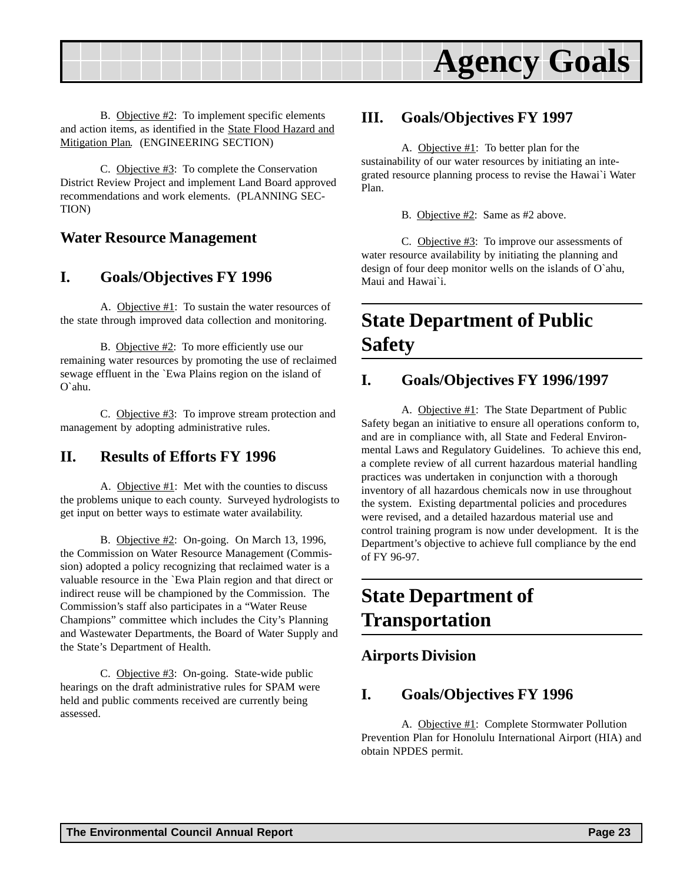B. Objective #2: To implement specific elements and action items, as identified in the State Flood Hazard and Mitigation Plan. (ENGINEERING SECTION)

C. Objective #3: To complete the Conservation District Review Project and implement Land Board approved recommendations and work elements. (PLANNING SECTION)

### Water Resource Management

### I. Goals/Objectives FY 1996

A. Objective #1: To sustain the water resources of the state through improved data collection and monitoring.

B. Objective #2: To more efficiently use our remaining water resources by promoting the use of reclaimed sewage effluent in the `Ewa Plains region on the island of O`ahu.

C. Objective #3: To improve stream protection and management by adopting administrative rules.

### II. Results of Efforts FY 1996

A. Objective #1: Met with the counties to discuss the problems unique to each county. Surveyed hydrologists to get input on better ways to estimate water availability.

B. Objective #2: On-going. On March 13, 1996, the Commission on Water Resource Management (Commission) adopted a policy recognizing that reclaimed water is a valuable resource in the `Ewa Plain region and that direct or indirect reuse will be championed by the Commission. The Commission's staff also participates in a "Water Reuse Champions" committee which includes the City's Planning and Wastewater Departments, the Board of Water Supply and the State's Department of Health.

C. Objective #3: On-going. State-wide public hearings on the draft administrative rules for SPAM were held and public comments received are currently being assessed.

### III. Goals/Objectives FY 1997

A. Objective #1: To better plan for the sustainability of our water resources by initiating an integrated resource planning process to revise the Hawai`i Water Plan.

B. Objective #2: Same as #2 above.

C. Objective #3: To improve our assessments of water resource availability by initiating the planning and design of four deep monitor wells on the islands of O`ahu, Maui and Hawai`i.

## State Department of Public Safety

### I. Goals/Objectives FY 1996/1997

A. Objective #1: The State Department of Public Safety began an initiative to ensure all operations conform to, and are in compliance with, all State and Federal Environmental Laws and Regulatory Guidelines. To achieve this end, a complete review of all current hazardous material handling practices was undertaken in conjunction with a thorough inventory of all hazardous chemicals now in use throughout the system. Existing departmental policies and procedures were revised, and a detailed hazardous material use and control training program is now under development. It is the Department's objective to achieve full compliance by the end of FY 96-97.

## State Department of Transportation

### Airports Division

### I. Goals/Objectives FY 1996

A. Objective #1: Complete Stormwater Pollution Prevention Plan for Honolulu International Airport (HIA) and obtain NPDES permit.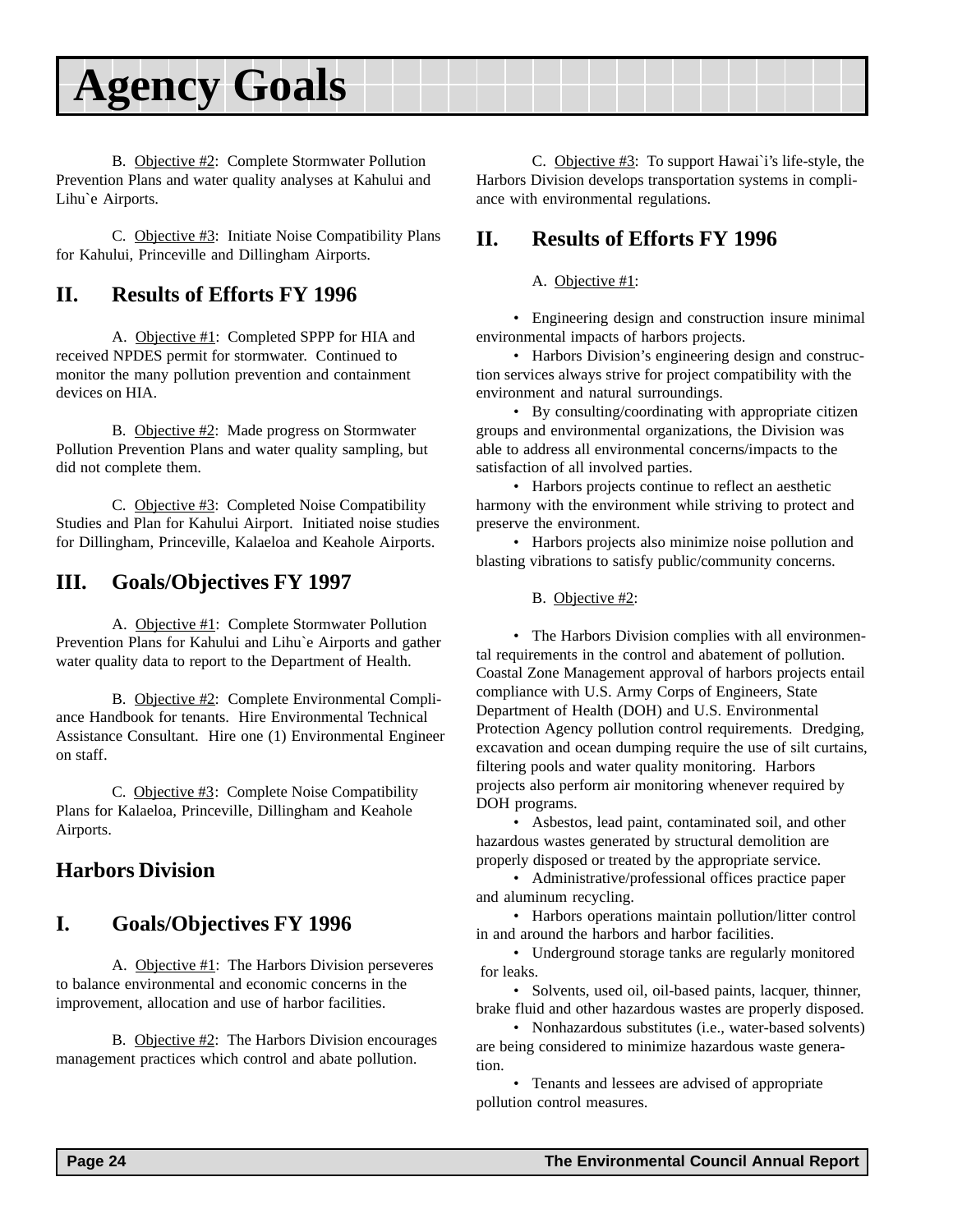# Agency Goals

B. Objective #2: Complete Stormwater Pollution Prevention Plans and water quality analyses at Kahului and Lihu`e Airports.

C. Objective #3: Initiate Noise Compatibility Plans for Kahului, Princeville and Dillingham Airports.

## II. Results of Efforts FY 1996

A. Objective #1: Completed SPPP for HIA and received NPDES permit for stormwater. Continued to monitor the many pollution prevention and containment devices on HIA.

B. Objective #2: Made progress on Stormwater Pollution Prevention Plans and water quality sampling, but did not complete them.

C. Objective #3: Completed Noise Compatibility Studies and Plan for Kahului Airport. Initiated noise studies for Dillingham, Princeville, Kalaeloa and Keahole Airports.

## III. Goals/Objectives FY 1997

A. Objective #1: Complete Stormwater Pollution Prevention Plans for Kahului and Lihu`e Airports and gather water quality data to report to the Department of Health.

B. Objective #2: Complete Environmental Compliance Handbook for tenants. Hire Environmental Technical Assistance Consultant. Hire one (1) Environmental Engineer on staff.

C. Objective #3: Complete Noise Compatibility Plans for Kalaeloa, Princeville, Dillingham and Keahole Airports.

## Harbors Division

## I. Goals/Objectives FY 1996

A. Objective #1: The Harbors Division perseveres to balance environmental and economic concerns in the improvement, allocation and use of harbor facilities.

B. Objective #2: The Harbors Division encourages management practices which control and abate pollution.

C. Objective #3: To support Hawai`i's life-style, the Harbors Division develops transportation systems in compliance with environmental regulations.

## II. Results of Efforts FY 1996

A. Objective #1:

- Engineering design and construction insure minimal environmental impacts of harbors projects.
- Harbors Division's engineering design and construction services always strive for project compatibility with the environment and natural surroundings.
- By consulting/coordinating with appropriate citizen groups and environmental organizations, the Division was able to address all environmental concerns/impacts to the satisfaction of all involved parties.
- Harbors projects continue to reflect an aesthetic harmony with the environment while striving to protect and preserve the environment.
- Harbors projects also minimize noise pollution and blasting vibrations to satisfy public/community concerns.

B. Objective #2:

- The Harbors Division complies with all environmental requirements in the control and abatement of pollution. Coastal Zone Management approval of harbors projects entail compliance with U.S. Army Corps of Engineers, State Department of Health (DOH) and U.S. Environmental Protection Agency pollution control requirements. Dredging, excavation and ocean dumping require the use of silt curtains, filtering pools and water quality monitoring. Harbors projects also perform air monitoring whenever required by DOH programs.
- Asbestos, lead paint, contaminated soil, and other hazardous wastes generated by structural demolition are properly disposed or treated by the appropriate service.
- Administrative/professional offices practice paper and aluminum recycling.
- Harbors operations maintain pollution/litter control in and around the harbors and harbor facilities.
- Underground storage tanks are regularly monitored for leaks.
- Solvents, used oil, oil-based paints, lacquer, thinner, brake fluid and other hazardous wastes are properly disposed.
- Nonhazardous substitutes (i.e., water-based solvents) are being considered to minimize hazardous waste generation.
- Tenants and lessees are advised of appropriate pollution control measures.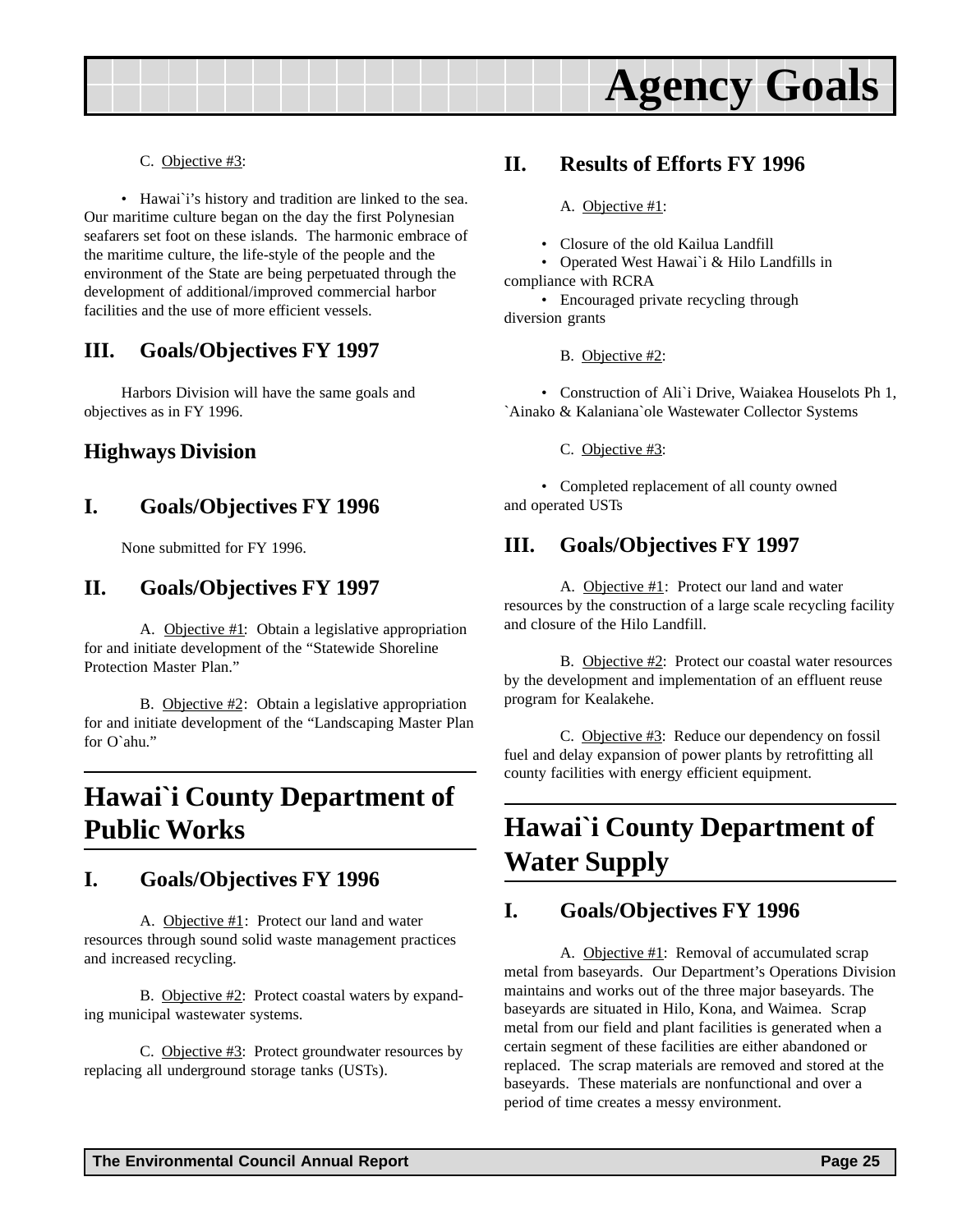C. Objective #3:

• Hawai`i's history and tradition are linked to the sea. Our maritime culture began on the day the first Polynesian seafarers set foot on these islands. The harmonic embrace of the maritime culture, the life-style of the people and the environment of the State are being perpetuated through the development of additional/improved commercial harbor facilities and the use of more efficient vessels.

### III. Goals/Objectives FY 1997

Harbors Division will have the same goals and objectives as in FY 1996.

### Highways Division

### I. Goals/Objectives FY 1996

None submitted for FY 1996.

### II. Goals/Objectives FY 1997

A. Objective #1: Obtain a legislative appropriation for and initiate development of the "Statewide Shoreline Protection Master Plan."

B. Objective #2: Obtain a legislative appropriation for and initiate development of the "Landscaping Master Plan for O`ahu."

## Hawai`i County Department of Public Works

### I. Goals/Objectives FY 1996

A. Objective #1: Protect our land and water resources through sound solid waste management practices and increased recycling.

B. Objective #2: Protect coastal waters by expanding municipal wastewater systems.

C. Objective #3: Protect groundwater resources by replacing all underground storage tanks (USTs).

### II. Results of Efforts FY 1996

A. Objective #1:

• Closure of the old Kailua Landfill
• Operated West Hawai`i & Hilo Landfills in compliance with RCRA
• Encouraged private recycling through diversion grants

B. Objective #2:

• Construction of Ali`i Drive, Waiakea Houselots Ph 1, `Ainako & Kalaniana`ole Wastewater Collector Systems

C. Objective #3:

• Completed replacement of all county owned and operated USTs

### III. Goals/Objectives FY 1997

A. Objective #1: Protect our land and water resources by the construction of a large scale recycling facility and closure of the Hilo Landfill.

B. Objective #2: Protect our coastal water resources by the development and implementation of an effluent reuse program for Kealakehe.

C. Objective #3: Reduce our dependency on fossil fuel and delay expansion of power plants by retrofitting all county facilities with energy efficient equipment.

## Hawai`i County Department of Water Supply

### I. Goals/Objectives FY 1996

A. Objective #1: Removal of accumulated scrap metal from baseyards. Our Department's Operations Division maintains and works out of the three major baseyards. The baseyards are situated in Hilo, Kona, and Waimea. Scrap metal from our field and plant facilities is generated when a certain segment of these facilities are either abandoned or replaced. The scrap materials are removed and stored at the baseyards. These materials are nonfunctional and over a period of time creates a messy environment.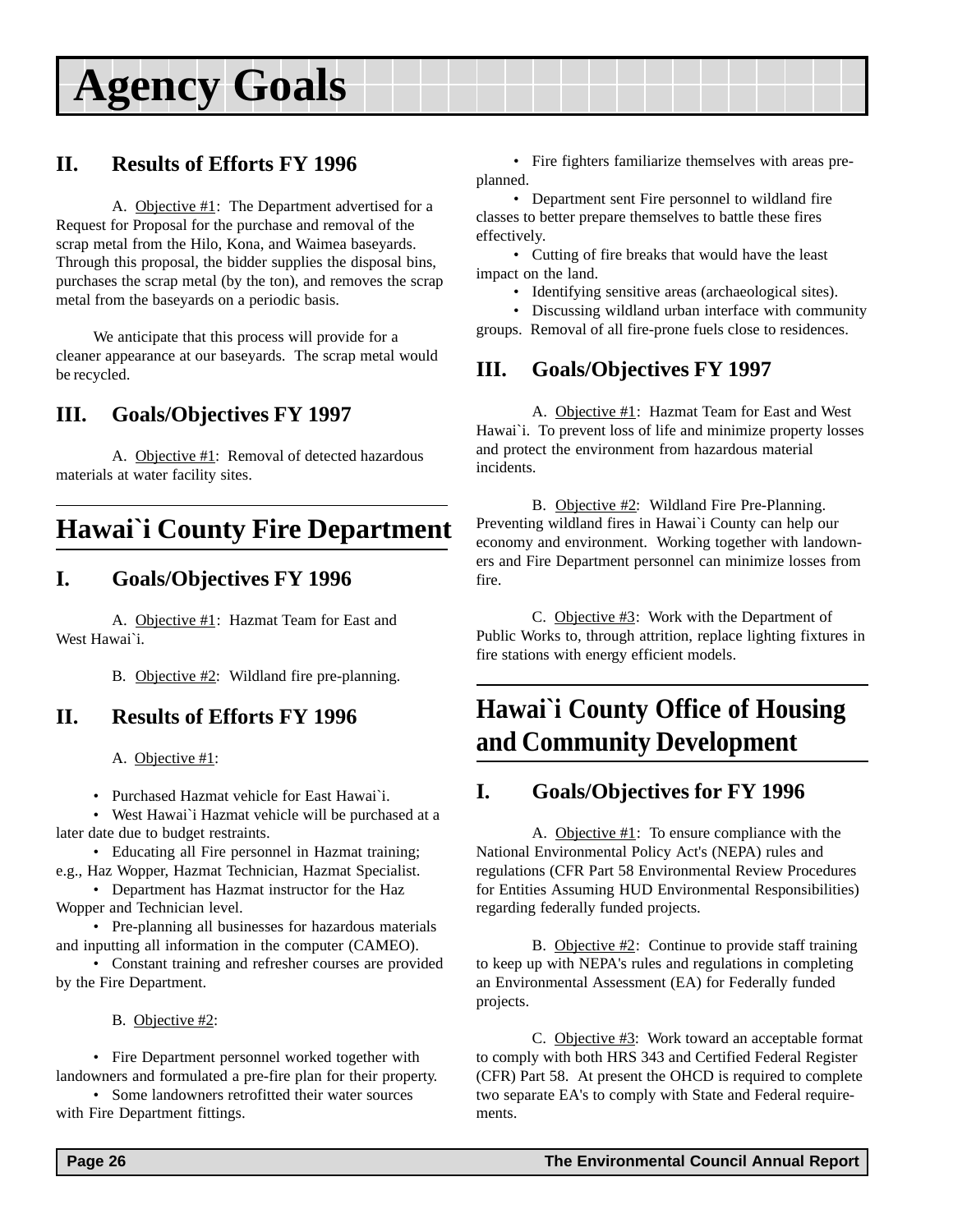# Agency Goals

## II. Results of Efforts FY 1996

A. Objective #1: The Department advertised for a Request for Proposal for the purchase and removal of the scrap metal from the Hilo, Kona, and Waimea baseyards. Through this proposal, the bidder supplies the disposal bins, purchases the scrap metal (by the ton), and removes the scrap metal from the baseyards on a periodic basis.

We anticipate that this process will provide for a cleaner appearance at our baseyards. The scrap metal would be recycled.

## III. Goals/Objectives FY 1997

A. Objective #1: Removal of detected hazardous materials at water facility sites.

# Hawai`i County Fire Department

## I. Goals/Objectives FY 1996

A. Objective #1: Hazmat Team for East and West Hawai`i.

B. Objective #2: Wildland fire pre-planning.

## II. Results of Efforts FY 1996

A. Objective #1:

- Purchased Hazmat vehicle for East Hawai`i.
- West Hawai`i Hazmat vehicle will be purchased at a later date due to budget restraints.
- Educating all Fire personnel in Hazmat training; e.g., Haz Wopper, Hazmat Technician, Hazmat Specialist.
- Department has Hazmat instructor for the Haz Wopper and Technician level.
- Pre-planning all businesses for hazardous materials and inputting all information in the computer (CAMEO).
- Constant training and refresher courses are provided by the Fire Department.

B. Objective #2:

- Fire Department personnel worked together with landowners and formulated a pre-fire plan for their property.
- Some landowners retrofitted their water sources with Fire Department fittings.
- Fire fighters familiarize themselves with areas pre-planned.
- Department sent Fire personnel to wildland fire classes to better prepare themselves to battle these fires effectively.
- Cutting of fire breaks that would have the least impact on the land.
- Identifying sensitive areas (archaeological sites).
- Discussing wildland urban interface with community groups. Removal of all fire-prone fuels close to residences.

## III. Goals/Objectives FY 1997

A. Objective #1: Hazmat Team for East and West Hawai`i. To prevent loss of life and minimize property losses and protect the environment from hazardous material incidents.

B. Objective #2: Wildland Fire Pre-Planning. Preventing wildland fires in Hawai`i County can help our economy and environment. Working together with landowners and Fire Department personnel can minimize losses from fire.

C. Objective #3: Work with the Department of Public Works to, through attrition, replace lighting fixtures in fire stations with energy efficient models.

# Hawai`i County Office of Housing and Community Development

## I. Goals/Objectives for FY 1996

A. Objective #1: To ensure compliance with the National Environmental Policy Act's (NEPA) rules and regulations (CFR Part 58 Environmental Review Procedures for Entities Assuming HUD Environmental Responsibilities) regarding federally funded projects.

B. Objective #2: Continue to provide staff training to keep up with NEPA's rules and regulations in completing an Environmental Assessment (EA) for Federally funded projects.

C. Objective #3: Work toward an acceptable format to comply with both HRS 343 and Certified Federal Register (CFR) Part 58. At present the OHCD is required to complete two separate EA's to comply with State and Federal requirements.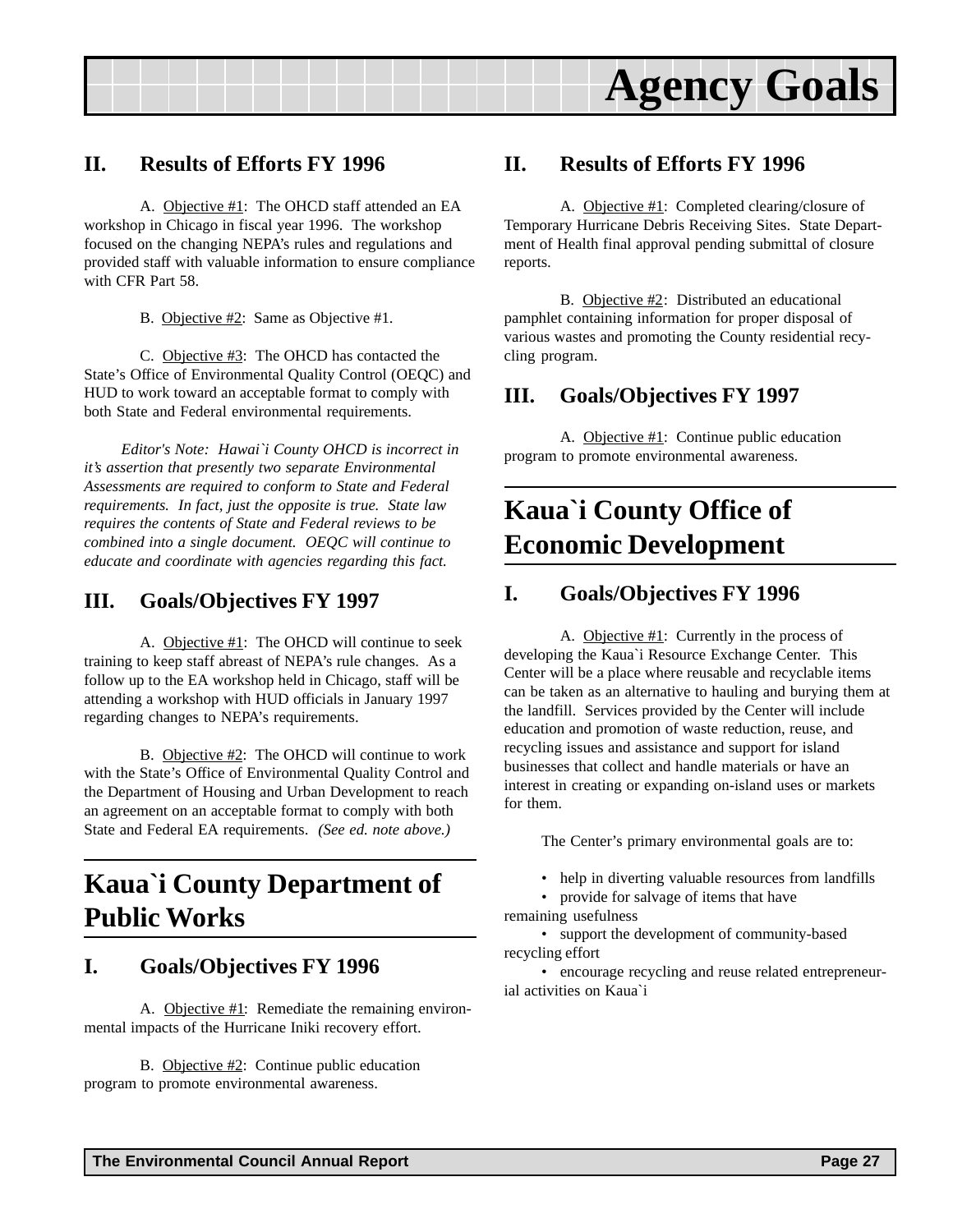## II. Results of Efforts FY 1996

A. Objective #1: The OHCD staff attended an EA workshop in Chicago in fiscal year 1996. The workshop focused on the changing NEPA's rules and regulations and provided staff with valuable information to ensure compliance with CFR Part 58.

B. Objective #2: Same as Objective #1.

C. Objective #3: The OHCD has contacted the State's Office of Environmental Quality Control (OEQC) and HUD to work toward an acceptable format to comply with both State and Federal environmental requirements.

*Editor's Note: Hawai`i County OHCD is incorrect in it's assertion that presently two separate Environmental Assessments are required to conform to State and Federal requirements. In fact, just the opposite is true. State law requires the contents of State and Federal reviews to be combined into a single document. OEQC will continue to educate and coordinate with agencies regarding this fact.*

## III. Goals/Objectives FY 1997

A. Objective #1: The OHCD will continue to seek training to keep staff abreast of NEPA's rule changes. As a follow up to the EA workshop held in Chicago, staff will be attending a workshop with HUD officials in January 1997 regarding changes to NEPA's requirements.

B. Objective #2: The OHCD will continue to work with the State's Office of Environmental Quality Control and the Department of Housing and Urban Development to reach an agreement on an acceptable format to comply with both State and Federal EA requirements. *(See ed. note above.)*

# Kaua`i County Department of Public Works

## I. Goals/Objectives FY 1996

A. Objective #1: Remediate the remaining environmental impacts of the Hurricane Iniki recovery effort.

B. Objective #2: Continue public education program to promote environmental awareness.

## II. Results of Efforts FY 1996

A. Objective #1: Completed clearing/closure of Temporary Hurricane Debris Receiving Sites. State Department of Health final approval pending submittal of closure reports.

B. Objective #2: Distributed an educational pamphlet containing information for proper disposal of various wastes and promoting the County residential recycling program.

## III. Goals/Objectives FY 1997

A. Objective #1: Continue public education program to promote environmental awareness.

# Kaua`i County Office of Economic Development

## I. Goals/Objectives FY 1996

A. Objective #1: Currently in the process of developing the Kaua`i Resource Exchange Center. This Center will be a place where reusable and recyclable items can be taken as an alternative to hauling and burying them at the landfill. Services provided by the Center will include education and promotion of waste reduction, reuse, and recycling issues and assistance and support for island businesses that collect and handle materials or have an interest in creating or expanding on-island uses or markets for them.

The Center's primary environmental goals are to:

- help in diverting valuable resources from landfills
- provide for salvage of items that have remaining usefulness
- support the development of community-based recycling effort
- encourage recycling and reuse related entrepreneurial activities on Kaua`i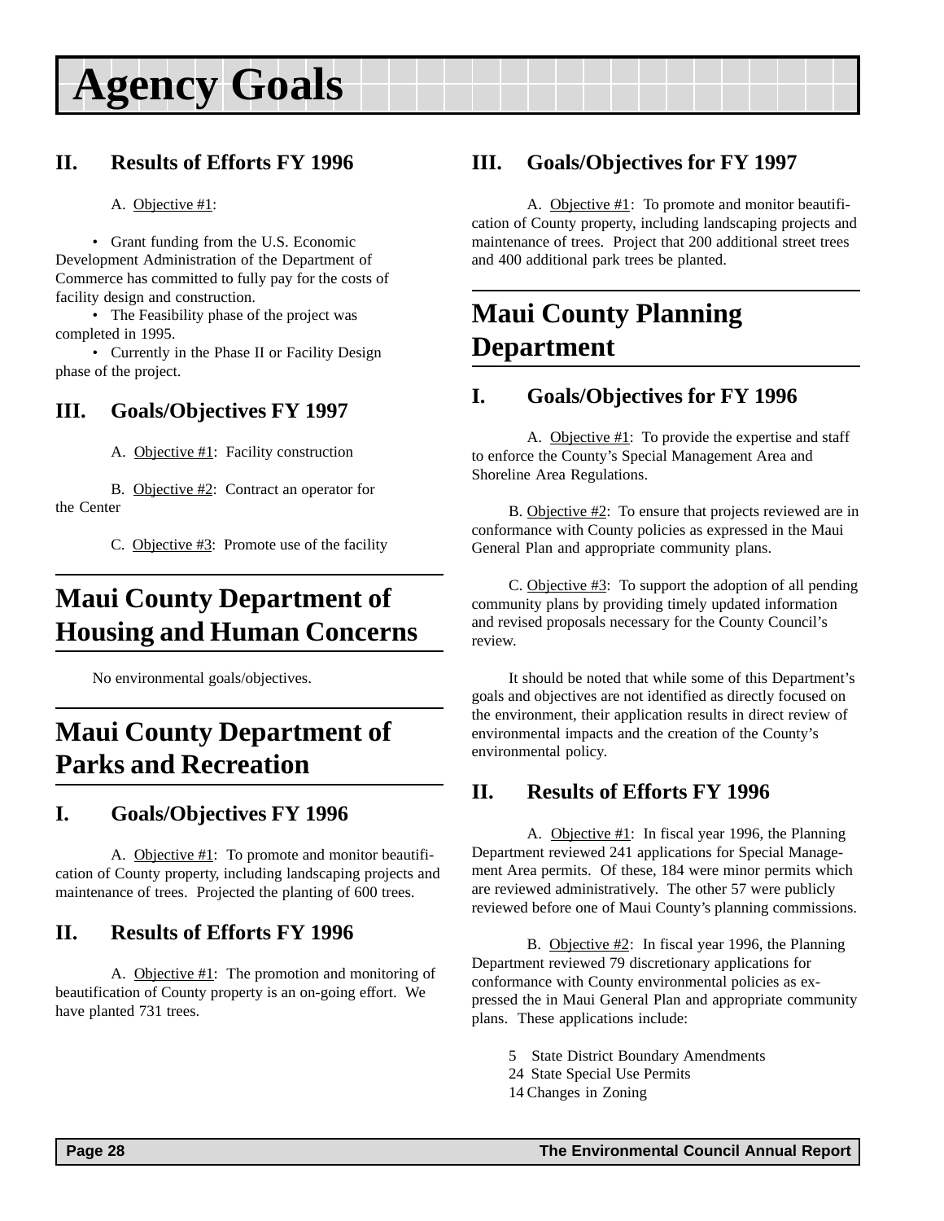# Agency Goals

## II. Results of Efforts FY 1996

A. Objective #1:

- Grant funding from the U.S. Economic Development Administration of the Department of Commerce has committed to fully pay for the costs of facility design and construction.
- The Feasibility phase of the project was completed in 1995.
- Currently in the Phase II or Facility Design phase of the project.

## III. Goals/Objectives FY 1997

A. Objective #1: Facility construction

B. Objective #2: Contract an operator for the Center

C. Objective #3: Promote use of the facility

# Maui County Department of Housing and Human Concerns

No environmental goals/objectives.

# Maui County Department of Parks and Recreation

## I. Goals/Objectives FY 1996

A. Objective #1: To promote and monitor beautification of County property, including landscaping projects and maintenance of trees. Projected the planting of 600 trees.

## II. Results of Efforts FY 1996

A. Objective #1: The promotion and monitoring of beautification of County property is an on-going effort. We have planted 731 trees.

## III. Goals/Objectives for FY 1997

A. Objective #1: To promote and monitor beautification of County property, including landscaping projects and maintenance of trees. Project that 200 additional street trees and 400 additional park trees be planted.

# Maui County Planning Department

## I. Goals/Objectives for FY 1996

A. Objective #1: To provide the expertise and staff to enforce the County's Special Management Area and Shoreline Area Regulations.

B. Objective #2: To ensure that projects reviewed are in conformance with County policies as expressed in the Maui General Plan and appropriate community plans.

C. Objective #3: To support the adoption of all pending community plans by providing timely updated information and revised proposals necessary for the County Council's review.

It should be noted that while some of this Department's goals and objectives are not identified as directly focused on the environment, their application results in direct review of environmental impacts and the creation of the County's environmental policy.

## II. Results of Efforts FY 1996

A. Objective #1: In fiscal year 1996, the Planning Department reviewed 241 applications for Special Management Area permits. Of these, 184 were minor permits which are reviewed administratively. The other 57 were publicly reviewed before one of Maui County's planning commissions.

B. Objective #2: In fiscal year 1996, the Planning Department reviewed 79 discretionary applications for conformance with County environmental policies as expressed the in Maui General Plan and appropriate community plans. These applications include:

5 State District Boundary Amendments
24 State Special Use Permits
14 Changes in Zoning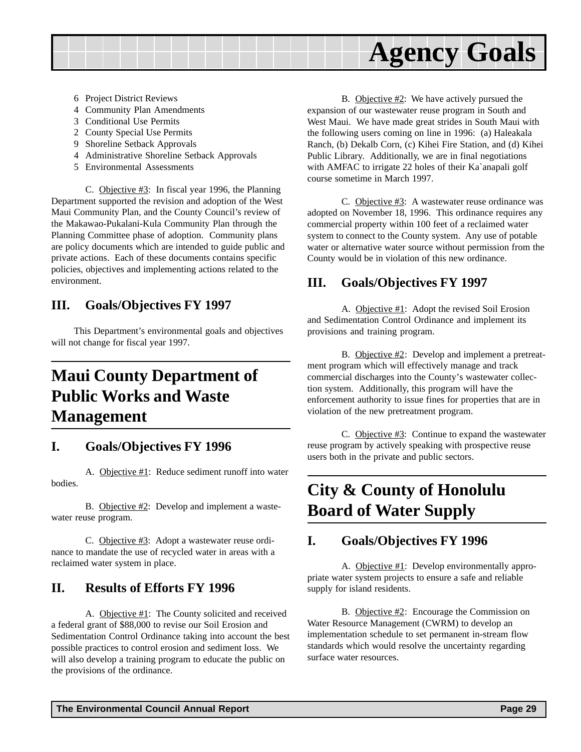- 6 Project District Reviews
- 4 Community Plan Amendments
- 3 Conditional Use Permits
- 2 County Special Use Permits
- 9 Shoreline Setback Approvals
- 4 Administrative Shoreline Setback Approvals
- 5 Environmental Assessments

C. Objective #3: In fiscal year 1996, the Planning Department supported the revision and adoption of the West Maui Community Plan, and the County Council's review of the Makawao-Pukalani-Kula Community Plan through the Planning Committee phase of adoption. Community plans are policy documents which are intended to guide public and private actions. Each of these documents contains specific policies, objectives and implementing actions related to the environment.

### III. Goals/Objectives FY 1997

This Department's environmental goals and objectives will not change for fiscal year 1997.

## Maui County Department of Public Works and Waste Management

### I. Goals/Objectives FY 1996

A. Objective #1: Reduce sediment runoff into water bodies.

B. Objective #2: Develop and implement a wastewater reuse program.

C. Objective #3: Adopt a wastewater reuse ordinance to mandate the use of recycled water in areas with a reclaimed water system in place.

### II. Results of Efforts FY 1996

A. Objective #1: The County solicited and received a federal grant of $88,000 to revise our Soil Erosion and Sedimentation Control Ordinance taking into account the best possible practices to control erosion and sediment loss. We will also develop a training program to educate the public on the provisions of the ordinance.

B. Objective #2: We have actively pursued the expansion of our wastewater reuse program in South and West Maui. We have made great strides in South Maui with the following users coming on line in 1996: (a) Haleakala Ranch, (b) Dekalb Corn, (c) Kihei Fire Station, and (d) Kihei Public Library. Additionally, we are in final negotiations with AMFAC to irrigate 22 holes of their Ka`anapali golf course sometime in March 1997.

C. Objective #3: A wastewater reuse ordinance was adopted on November 18, 1996. This ordinance requires any commercial property within 100 feet of a reclaimed water system to connect to the County system. Any use of potable water or alternative water source without permission from the County would be in violation of this new ordinance.

### III. Goals/Objectives FY 1997

A. Objective #1: Adopt the revised Soil Erosion and Sedimentation Control Ordinance and implement its provisions and training program.

B. Objective #2: Develop and implement a pretreatment program which will effectively manage and track commercial discharges into the County's wastewater collection system. Additionally, this program will have the enforcement authority to issue fines for properties that are in violation of the new pretreatment program.

C. Objective #3: Continue to expand the wastewater reuse program by actively speaking with prospective reuse users both in the private and public sectors.

## City & County of Honolulu Board of Water Supply

### I. Goals/Objectives FY 1996

A. Objective #1: Develop environmentally appropriate water system projects to ensure a safe and reliable supply for island residents.

B. Objective #2: Encourage the Commission on Water Resource Management (CWRM) to develop an implementation schedule to set permanent in-stream flow standards which would resolve the uncertainty regarding surface water resources.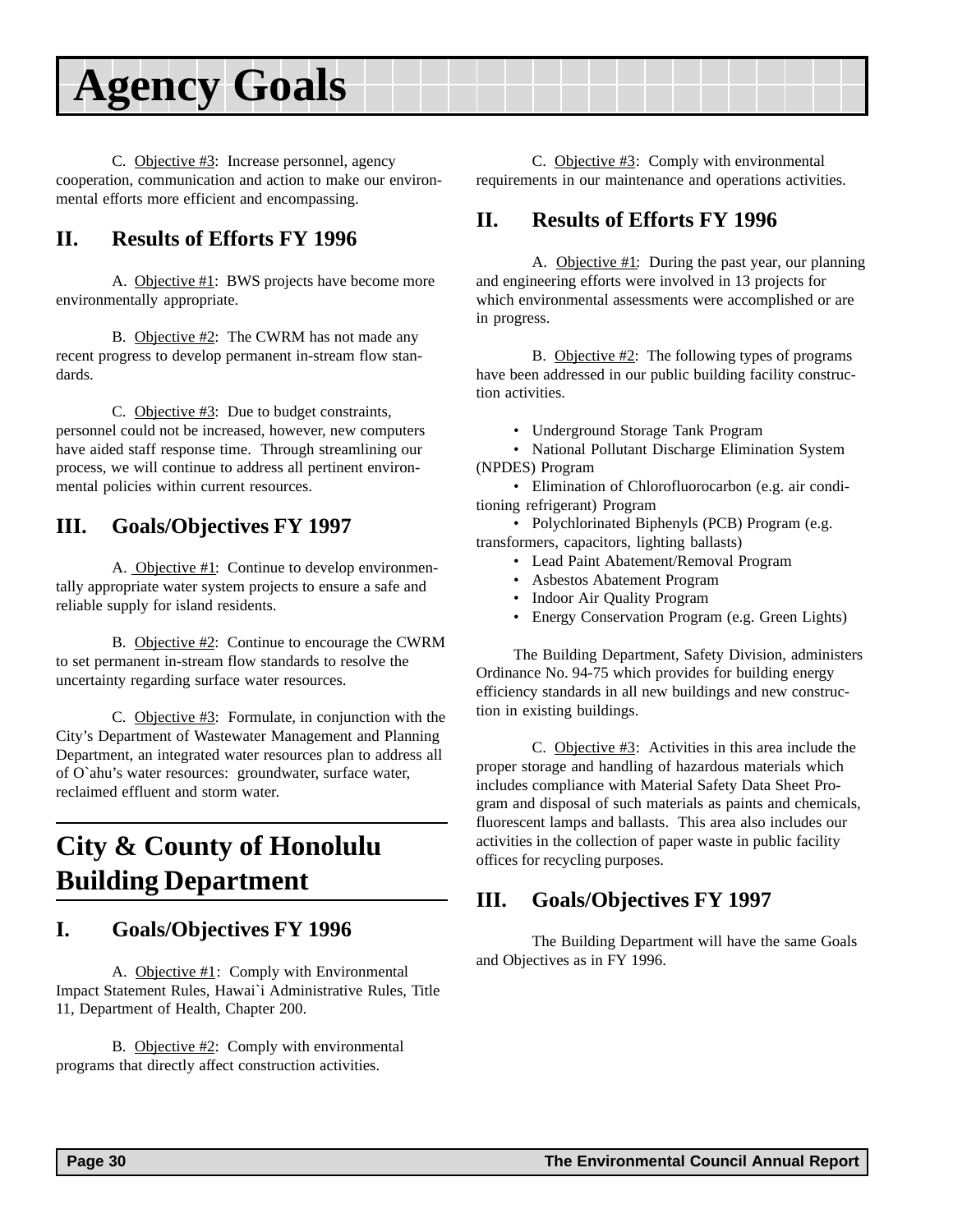# Agency Goals

C. Objective #3: Increase personnel, agency cooperation, communication and action to make our environmental efforts more efficient and encompassing.

## II. Results of Efforts FY 1996

A. Objective #1: BWS projects have become more environmentally appropriate.

B. Objective #2: The CWRM has not made any recent progress to develop permanent in-stream flow standards.

C. Objective #3: Due to budget constraints, personnel could not be increased, however, new computers have aided staff response time. Through streamlining our process, we will continue to address all pertinent environmental policies within current resources.

## III. Goals/Objectives FY 1997

A. Objective #1: Continue to develop environmentally appropriate water system projects to ensure a safe and reliable supply for island residents.

B. Objective #2: Continue to encourage the CWRM to set permanent in-stream flow standards to resolve the uncertainty regarding surface water resources.

C. Objective #3: Formulate, in conjunction with the City's Department of Wastewater Management and Planning Department, an integrated water resources plan to address all of O`ahu's water resources: groundwater, surface water, reclaimed effluent and storm water.

# City & County of Honolulu Building Department

## I. Goals/Objectives FY 1996

A. Objective #1: Comply with Environmental Impact Statement Rules, Hawai`i Administrative Rules, Title 11, Department of Health, Chapter 200.

B. Objective #2: Comply with environmental programs that directly affect construction activities.

C. Objective #3: Comply with environmental requirements in our maintenance and operations activities.

## II. Results of Efforts FY 1996

A. Objective #1: During the past year, our planning and engineering efforts were involved in 13 projects for which environmental assessments were accomplished or are in progress.

B. Objective #2: The following types of programs have been addressed in our public building facility construction activities.

- Underground Storage Tank Program
- National Pollutant Discharge Elimination System (NPDES) Program
- Elimination of Chlorofluorocarbon (e.g. air conditioning refrigerant) Program
- Polychlorinated Biphenyls (PCB) Program (e.g. transformers, capacitors, lighting ballasts)
- Lead Paint Abatement/Removal Program
- Asbestos Abatement Program
- Indoor Air Quality Program
- Energy Conservation Program (e.g. Green Lights)

The Building Department, Safety Division, administers Ordinance No. 94-75 which provides for building energy efficiency standards in all new buildings and new construction in existing buildings.

C. Objective #3: Activities in this area include the proper storage and handling of hazardous materials which includes compliance with Material Safety Data Sheet Program and disposal of such materials as paints and chemicals, fluorescent lamps and ballasts. This area also includes our activities in the collection of paper waste in public facility offices for recycling purposes.

## III. Goals/Objectives FY 1997

The Building Department will have the same Goals and Objectives as in FY 1996.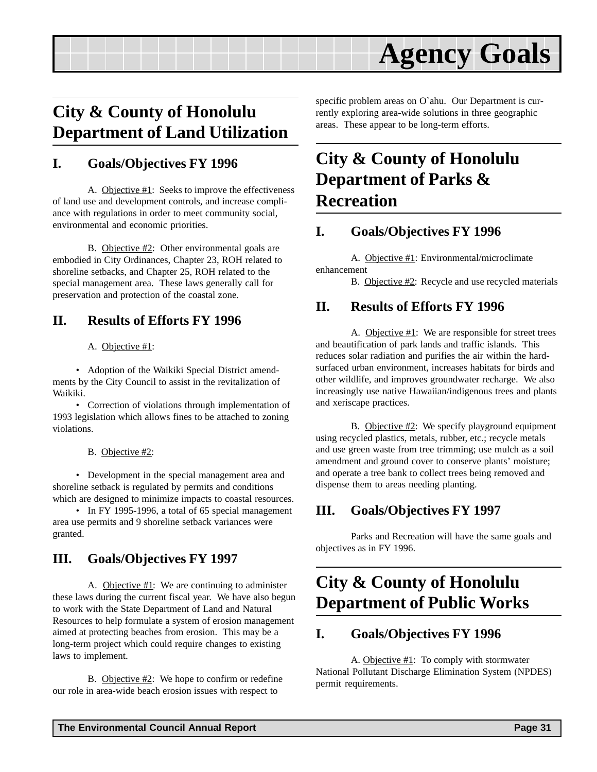# Agency Goals

## City & County of Honolulu Department of Land Utilization

### I. Goals/Objectives FY 1996

A. Objective #1: Seeks to improve the effectiveness of land use and development controls, and increase compliance with regulations in order to meet community social, environmental and economic priorities.

B. Objective #2: Other environmental goals are embodied in City Ordinances, Chapter 23, ROH related to shoreline setbacks, and Chapter 25, ROH related to the special management area. These laws generally call for preservation and protection of the coastal zone.

### II. Results of Efforts FY 1996

A. Objective #1:

- Adoption of the Waikiki Special District amendments by the City Council to assist in the revitalization of Waikiki.
- Correction of violations through implementation of 1993 legislation which allows fines to be attached to zoning violations.

B. Objective #2:

- Development in the special management area and shoreline setback is regulated by permits and conditions which are designed to minimize impacts to coastal resources.
- In FY 1995-1996, a total of 65 special management area use permits and 9 shoreline setback variances were granted.

### III. Goals/Objectives FY 1997

A. Objective #1: We are continuing to administer these laws during the current fiscal year. We have also begun to work with the State Department of Land and Natural Resources to help formulate a system of erosion management aimed at protecting beaches from erosion. This may be a long-term project which could require changes to existing laws to implement.

B. Objective #2: We hope to confirm or redefine our role in area-wide beach erosion issues with respect to specific problem areas on O`ahu. Our Department is currently exploring area-wide solutions in three geographic areas. These appear to be long-term efforts.

## City & County of Honolulu Department of Parks & Recreation

### I. Goals/Objectives FY 1996

A. Objective #1: Environmental/microclimate enhancement

B. Objective #2: Recycle and use recycled materials

### II. Results of Efforts FY 1996

A. Objective #1: We are responsible for street trees and beautification of park lands and traffic islands. This reduces solar radiation and purifies the air within the hard-surfaced urban environment, increases habitats for birds and other wildlife, and improves groundwater recharge. We also increasingly use native Hawaiian/indigenous trees and plants and xeriscape practices.

B. Objective #2: We specify playground equipment using recycled plastics, metals, rubber, etc.; recycle metals and use green waste from tree trimming; use mulch as a soil amendment and ground cover to conserve plants' moisture; and operate a tree bank to collect trees being removed and dispense them to areas needing planting.

### III. Goals/Objectives FY 1997

Parks and Recreation will have the same goals and objectives as in FY 1996.

## City & County of Honolulu Department of Public Works

### I. Goals/Objectives FY 1996

A. Objective #1: To comply with stormwater National Pollutant Discharge Elimination System (NPDES) permit requirements.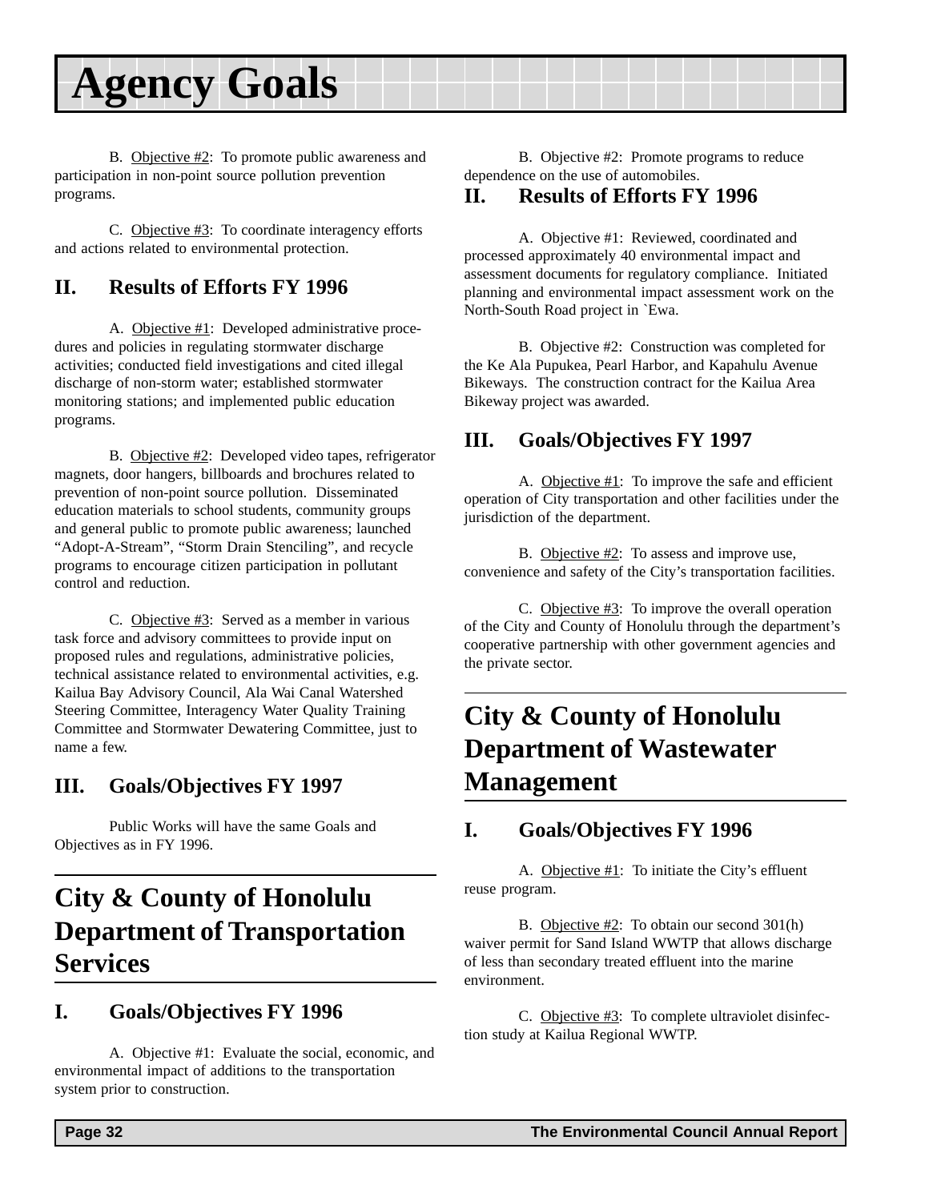# Agency Goals

B. Objective #2: To promote public awareness and participation in non-point source pollution prevention programs.

C. Objective #3: To coordinate interagency efforts and actions related to environmental protection.

## II. Results of Efforts FY 1996

A. Objective #1: Developed administrative procedures and policies in regulating stormwater discharge activities; conducted field investigations and cited illegal discharge of non-storm water; established stormwater monitoring stations; and implemented public education programs.

B. Objective #2: Developed video tapes, refrigerator magnets, door hangers, billboards and brochures related to prevention of non-point source pollution. Disseminated education materials to school students, community groups and general public to promote public awareness; launched "Adopt-A-Stream", "Storm Drain Stenciling", and recycle programs to encourage citizen participation in pollutant control and reduction.

C. Objective #3: Served as a member in various task force and advisory committees to provide input on proposed rules and regulations, administrative policies, technical assistance related to environmental activities, e.g. Kailua Bay Advisory Council, Ala Wai Canal Watershed Steering Committee, Interagency Water Quality Training Committee and Stormwater Dewatering Committee, just to name a few.

## III. Goals/Objectives FY 1997

Public Works will have the same Goals and Objectives as in FY 1996.

# City & County of Honolulu Department of Transportation Services

## I. Goals/Objectives FY 1996

A. Objective #1: Evaluate the social, economic, and environmental impact of additions to the transportation system prior to construction.

B. Objective #2: Promote programs to reduce dependence on the use of automobiles.

## II. Results of Efforts FY 1996

A. Objective #1: Reviewed, coordinated and processed approximately 40 environmental impact and assessment documents for regulatory compliance. Initiated planning and environmental impact assessment work on the North-South Road project in `Ewa.

B. Objective #2: Construction was completed for the Ke Ala Pupukea, Pearl Harbor, and Kapahulu Avenue Bikeways. The construction contract for the Kailua Area Bikeway project was awarded.

## III. Goals/Objectives FY 1997

A. Objective #1: To improve the safe and efficient operation of City transportation and other facilities under the jurisdiction of the department.

B. Objective #2: To assess and improve use, convenience and safety of the City's transportation facilities.

C. Objective #3: To improve the overall operation of the City and County of Honolulu through the department's cooperative partnership with other government agencies and the private sector.

# City & County of Honolulu Department of Wastewater Management

## I. Goals/Objectives FY 1996

A. Objective #1: To initiate the City's effluent reuse program.

B. Objective #2: To obtain our second 301(h) waiver permit for Sand Island WWTP that allows discharge of less than secondary treated effluent into the marine environment.

C. Objective #3: To complete ultraviolet disinfection study at Kailua Regional WWTP.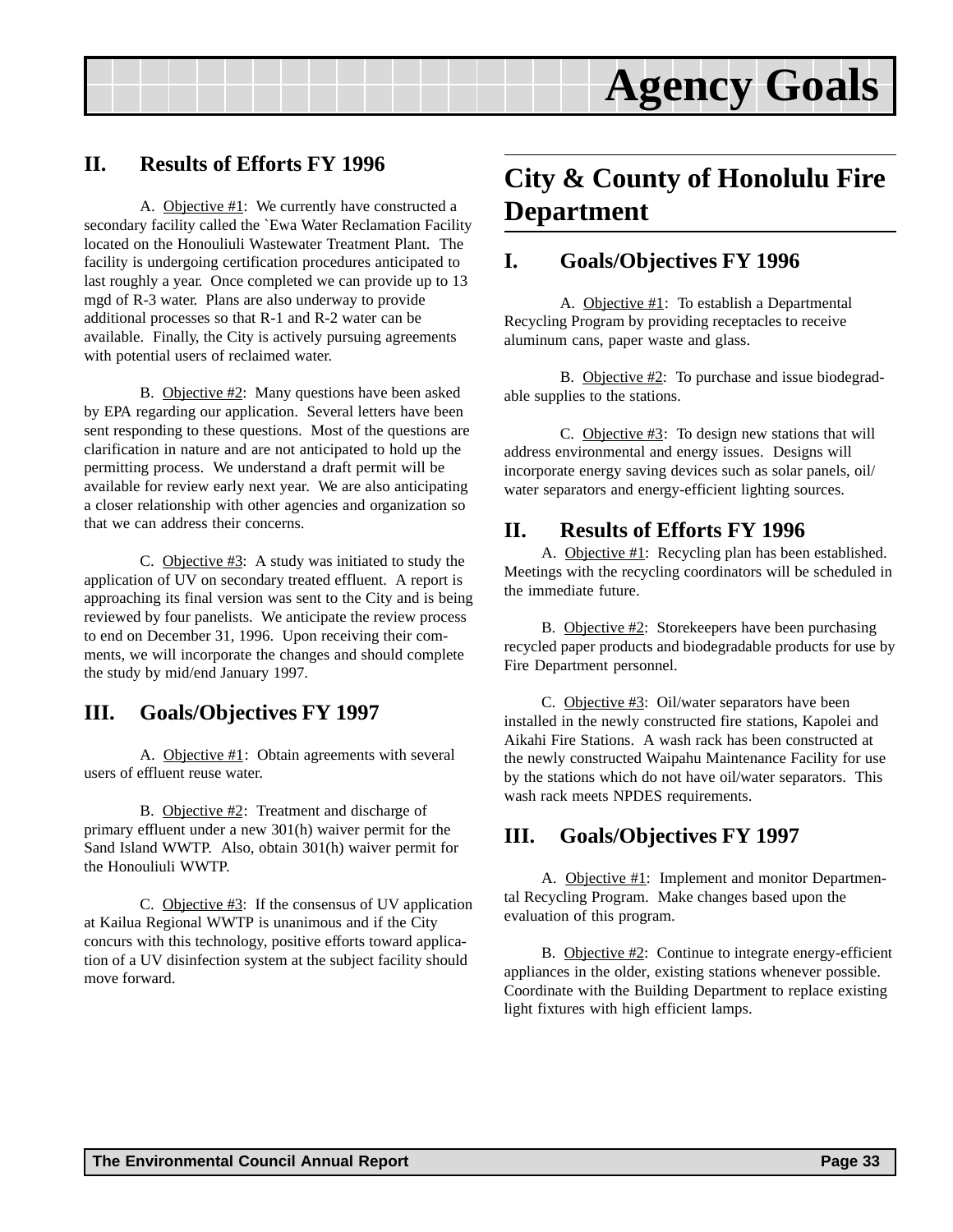## II. Results of Efforts FY 1996

A. Objective #1: We currently have constructed a secondary facility called the `Ewa Water Reclamation Facility located on the Honouliuli Wastewater Treatment Plant. The facility is undergoing certification procedures anticipated to last roughly a year. Once completed we can provide up to 13 mgd of R-3 water. Plans are also underway to provide additional processes so that R-1 and R-2 water can be available. Finally, the City is actively pursuing agreements with potential users of reclaimed water.

B. Objective #2: Many questions have been asked by EPA regarding our application. Several letters have been sent responding to these questions. Most of the questions are clarification in nature and are not anticipated to hold up the permitting process. We understand a draft permit will be available for review early next year. We are also anticipating a closer relationship with other agencies and organization so that we can address their concerns.

C. Objective #3: A study was initiated to study the application of UV on secondary treated effluent. A report is approaching its final version was sent to the City and is being reviewed by four panelists. We anticipate the review process to end on December 31, 1996. Upon receiving their comments, we will incorporate the changes and should complete the study by mid/end January 1997.

## III. Goals/Objectives FY 1997

A. Objective #1: Obtain agreements with several users of effluent reuse water.

B. Objective #2: Treatment and discharge of primary effluent under a new 301(h) waiver permit for the Sand Island WWTP. Also, obtain 301(h) waiver permit for the Honouliuli WWTP.

C. Objective #3: If the consensus of UV application at Kailua Regional WWTP is unanimous and if the City concurs with this technology, positive efforts toward application of a UV disinfection system at the subject facility should move forward.

# City & County of Honolulu Fire Department

## I. Goals/Objectives FY 1996

A. Objective #1: To establish a Departmental Recycling Program by providing receptacles to receive aluminum cans, paper waste and glass.

B. Objective #2: To purchase and issue biodegradable supplies to the stations.

C. Objective #3: To design new stations that will address environmental and energy issues. Designs will incorporate energy saving devices such as solar panels, oil/water separators and energy-efficient lighting sources.

## II. Results of Efforts FY 1996

A. Objective #1: Recycling plan has been established. Meetings with the recycling coordinators will be scheduled in the immediate future.

B. Objective #2: Storekeepers have been purchasing recycled paper products and biodegradable products for use by Fire Department personnel.

C. Objective #3: Oil/water separators have been installed in the newly constructed fire stations, Kapolei and Aikahi Fire Stations. A wash rack has been constructed at the newly constructed Waipahu Maintenance Facility for use by the stations which do not have oil/water separators. This wash rack meets NPDES requirements.

## III. Goals/Objectives FY 1997

A. Objective #1: Implement and monitor Departmental Recycling Program. Make changes based upon the evaluation of this program.

B. Objective #2: Continue to integrate energy-efficient appliances in the older, existing stations whenever possible. Coordinate with the Building Department to replace existing light fixtures with high efficient lamps.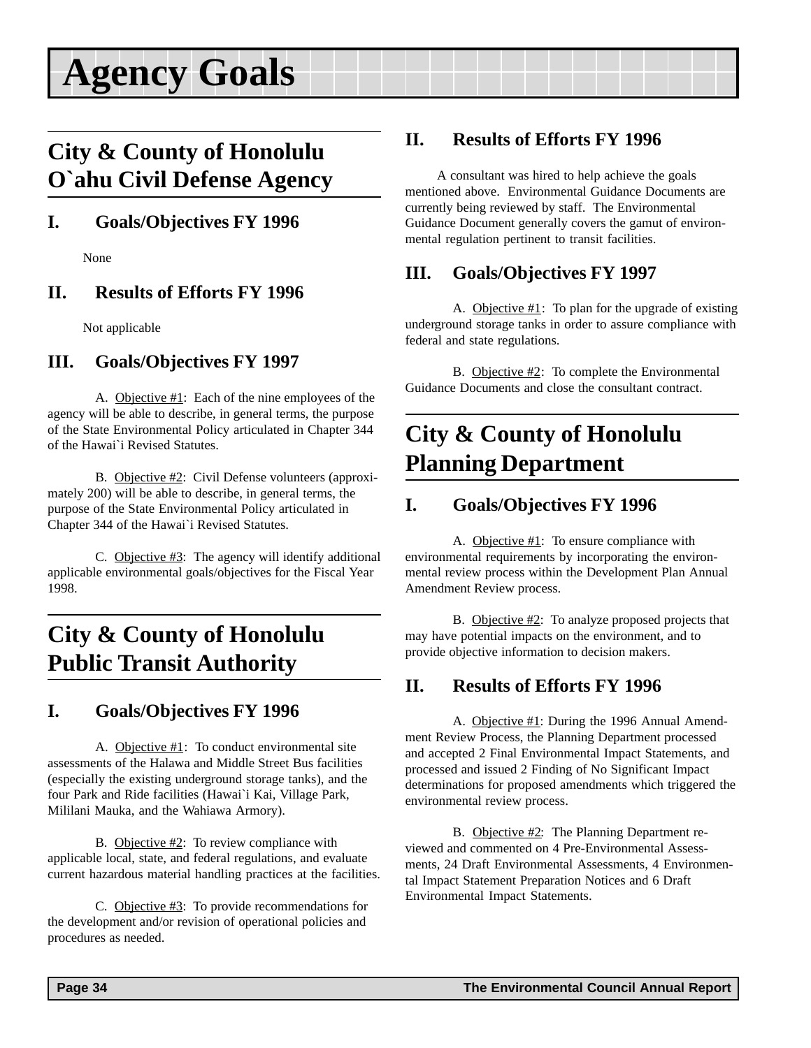# Agency Goals

## City & County of Honolulu O`ahu Civil Defense Agency

### I. Goals/Objectives FY 1996

None

### II. Results of Efforts FY 1996

Not applicable

### III. Goals/Objectives FY 1997

A. Objective #1: Each of the nine employees of the agency will be able to describe, in general terms, the purpose of the State Environmental Policy articulated in Chapter 344 of the Hawai`i Revised Statutes.

B. Objective #2: Civil Defense volunteers (approximately 200) will be able to describe, in general terms, the purpose of the State Environmental Policy articulated in Chapter 344 of the Hawai`i Revised Statutes.

C. Objective #3: The agency will identify additional applicable environmental goals/objectives for the Fiscal Year 1998.

## City & County of Honolulu Public Transit Authority

### I. Goals/Objectives FY 1996

A. Objective #1: To conduct environmental site assessments of the Halawa and Middle Street Bus facilities (especially the existing underground storage tanks), and the four Park and Ride facilities (Hawai`i Kai, Village Park, Mililani Mauka, and the Wahiawa Armory).

B. Objective #2: To review compliance with applicable local, state, and federal regulations, and evaluate current hazardous material handling practices at the facilities.

C. Objective #3: To provide recommendations for the development and/or revision of operational policies and procedures as needed.

### II. Results of Efforts FY 1996

A consultant was hired to help achieve the goals mentioned above. Environmental Guidance Documents are currently being reviewed by staff. The Environmental Guidance Document generally covers the gamut of environmental regulation pertinent to transit facilities.

### III. Goals/Objectives FY 1997

A. Objective #1: To plan for the upgrade of existing underground storage tanks in order to assure compliance with federal and state regulations.

B. Objective #2: To complete the Environmental Guidance Documents and close the consultant contract.

## City & County of Honolulu Planning Department

### I. Goals/Objectives FY 1996

A. Objective #1: To ensure compliance with environmental requirements by incorporating the environmental review process within the Development Plan Annual Amendment Review process.

B. Objective #2: To analyze proposed projects that may have potential impacts on the environment, and to provide objective information to decision makers.

### II. Results of Efforts FY 1996

A. Objective #1: During the 1996 Annual Amendment Review Process, the Planning Department processed and accepted 2 Final Environmental Impact Statements, and processed and issued 2 Finding of No Significant Impact determinations for proposed amendments which triggered the environmental review process.

B. Objective #2: The Planning Department reviewed and commented on 4 Pre-Environmental Assessments, 24 Draft Environmental Assessments, 4 Environmental Impact Statement Preparation Notices and 6 Draft Environmental Impact Statements.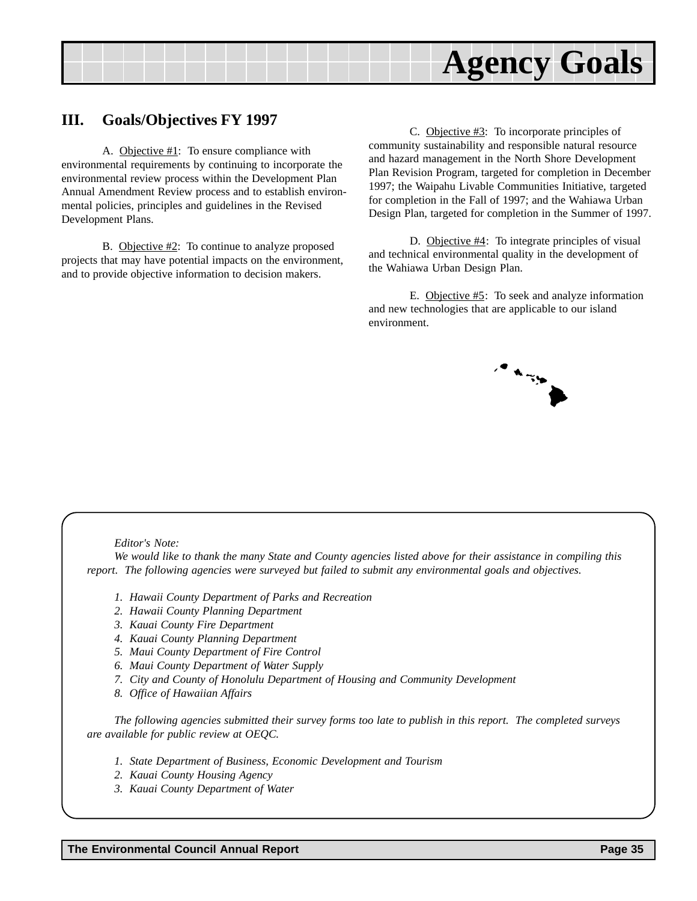# Agency Goals

## III. Goals/Objectives FY 1997

A. Objective #1: To ensure compliance with environmental requirements by continuing to incorporate the environmental review process within the Development Plan Annual Amendment Review process and to establish environmental policies, principles and guidelines in the Revised Development Plans.

B. Objective #2: To continue to analyze proposed projects that may have potential impacts on the environment, and to provide objective information to decision makers.

C. Objective #3: To incorporate principles of community sustainability and responsible natural resource and hazard management in the North Shore Development Plan Revision Program, targeted for completion in December 1997; the Waipahu Livable Communities Initiative, targeted for completion in the Fall of 1997; and the Wahiawa Urban Design Plan, targeted for completion in the Summer of 1997.

D. Objective #4: To integrate principles of visual and technical environmental quality in the development of the Wahiawa Urban Design Plan.

E. Objective #5: To seek and analyze information and new technologies that are applicable to our island environment.

*Editor's Note:*

*We would like to thank the many State and County agencies listed above for their assistance in compiling this report. The following agencies were surveyed but failed to submit any environmental goals and objectives.*

1. *Hawaii County Department of Parks and Recreation*
2. *Hawaii County Planning Department*
3. *Kauai County Fire Department*
4. *Kauai County Planning Department*
5. *Maui County Department of Fire Control*
6. *Maui County Department of Water Supply*
7. *City and County of Honolulu Department of Housing and Community Development*
8. *Office of Hawaiian Affairs*

*The following agencies submitted their survey forms too late to publish in this report. The completed surveys are available for public review at OEQC.*

1. *State Department of Business, Economic Development and Tourism*
2. *Kauai County Housing Agency*
3. *Kauai County Department of Water*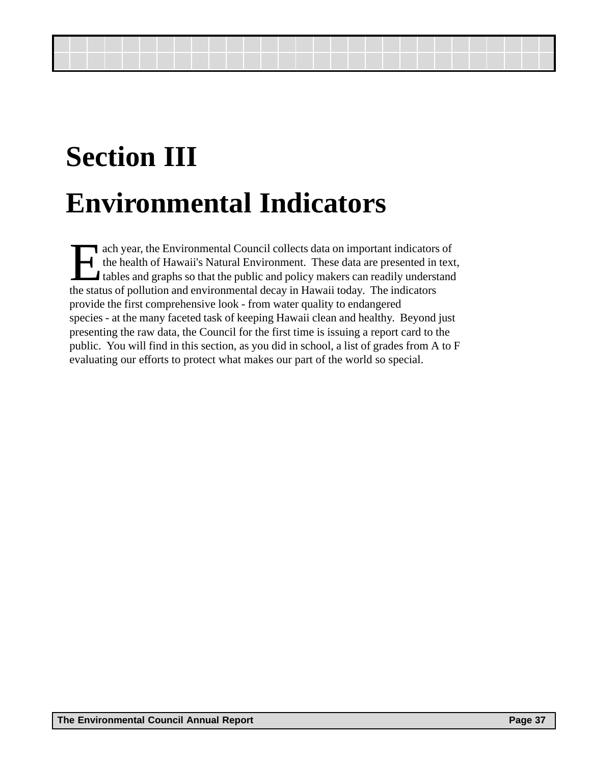# Section III

# Environmental Indicators

Each year, the Environmental Council collects data on important indicators of the health of Hawaii's Natural Environment. These data are presented in text, tables and graphs so that the public and policy makers can readily understand the status of pollution and environmental decay in Hawaii today. The indicators provide the first comprehensive look - from water quality to endangered species - at the many faceted task of keeping Hawaii clean and healthy. Beyond just presenting the raw data, the Council for the first time is issuing a report card to the public. You will find in this section, as you did in school, a list of grades from A to F evaluating our efforts to protect what makes our part of the world so special.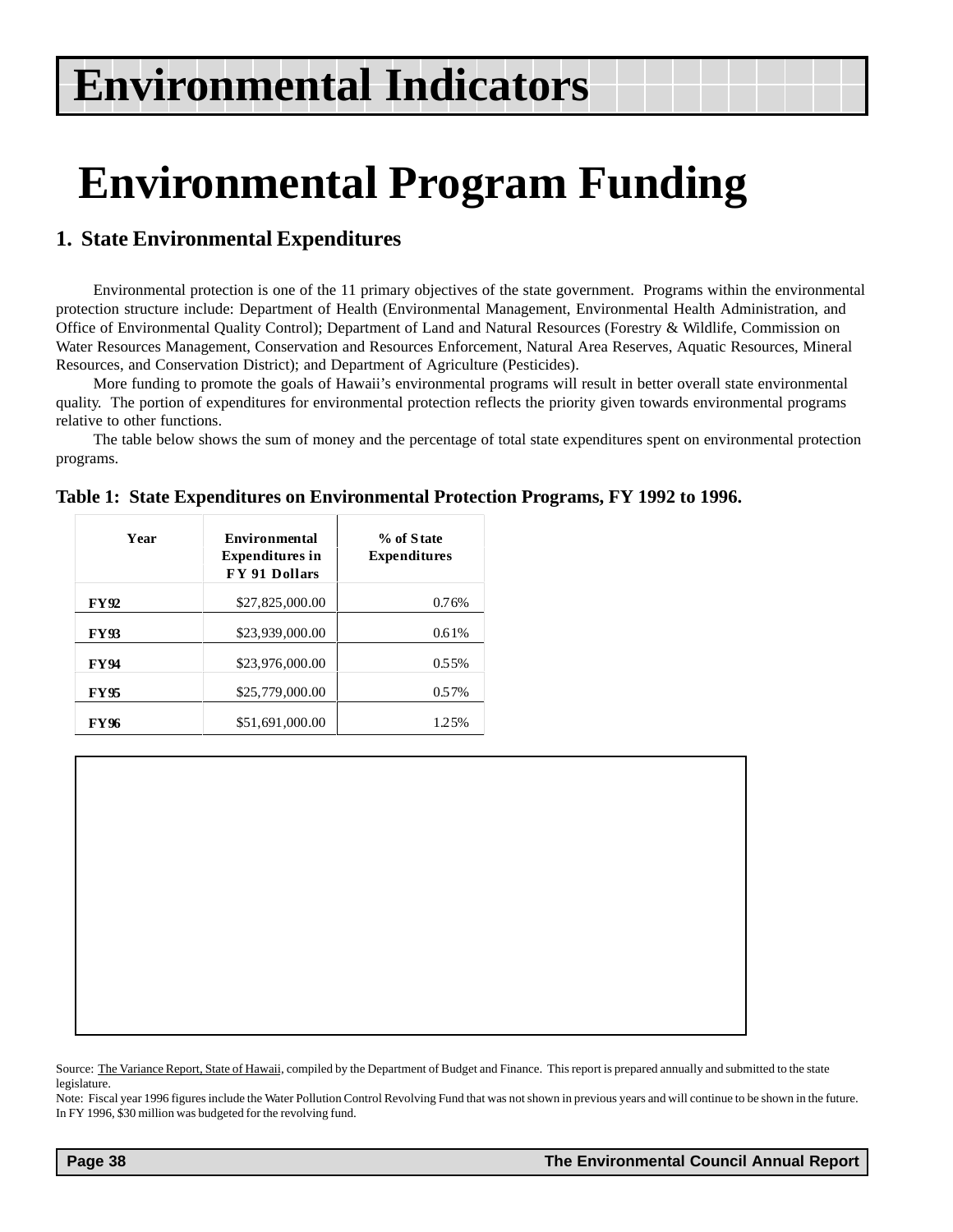# Environmental Indicators

# Environmental Program Funding

## 1. State Environmental Expenditures

Environmental protection is one of the 11 primary objectives of the state government. Programs within the environmental protection structure include: Department of Health (Environmental Management, Environmental Health Administration, and Office of Environmental Quality Control); Department of Land and Natural Resources (Forestry & Wildlife, Commission on Water Resources Management, Conservation and Resources Enforcement, Natural Area Reserves, Aquatic Resources, Mineral Resources, and Conservation District); and Department of Agriculture (Pesticides).

More funding to promote the goals of Hawaii's environmental programs will result in better overall state environmental quality. The portion of expenditures for environmental protection reflects the priority given towards environmental programs relative to other functions.

The table below shows the sum of money and the percentage of total state expenditures spent on environmental protection programs.

**Table 1: State Expenditures on Environmental Protection Programs, FY 1992 to 1996.**

| Year | Environmental Expenditures in FY 91 Dollars | % of State Expenditures |
|---|---|---|
| **FY92** | $27,825,000.00 | 0.76% |
| **FY93** | $23,939,000.00 | 0.61% |
| **FY94** | $23,976,000.00 | 0.55% |
| **FY95** | $25,779,000.00 | 0.57% |
| **FY96** | $51,691,000.00 | 1.25% |

Source: The Variance Report, State of Hawaii, compiled by the Department of Budget and Finance. This report is prepared annually and submitted to the state legislature.

Note: Fiscal year 1996 figures include the Water Pollution Control Revolving Fund that was not shown in previous years and will continue to be shown in the future. In FY 1996, $30 million was budgeted for the revolving fund.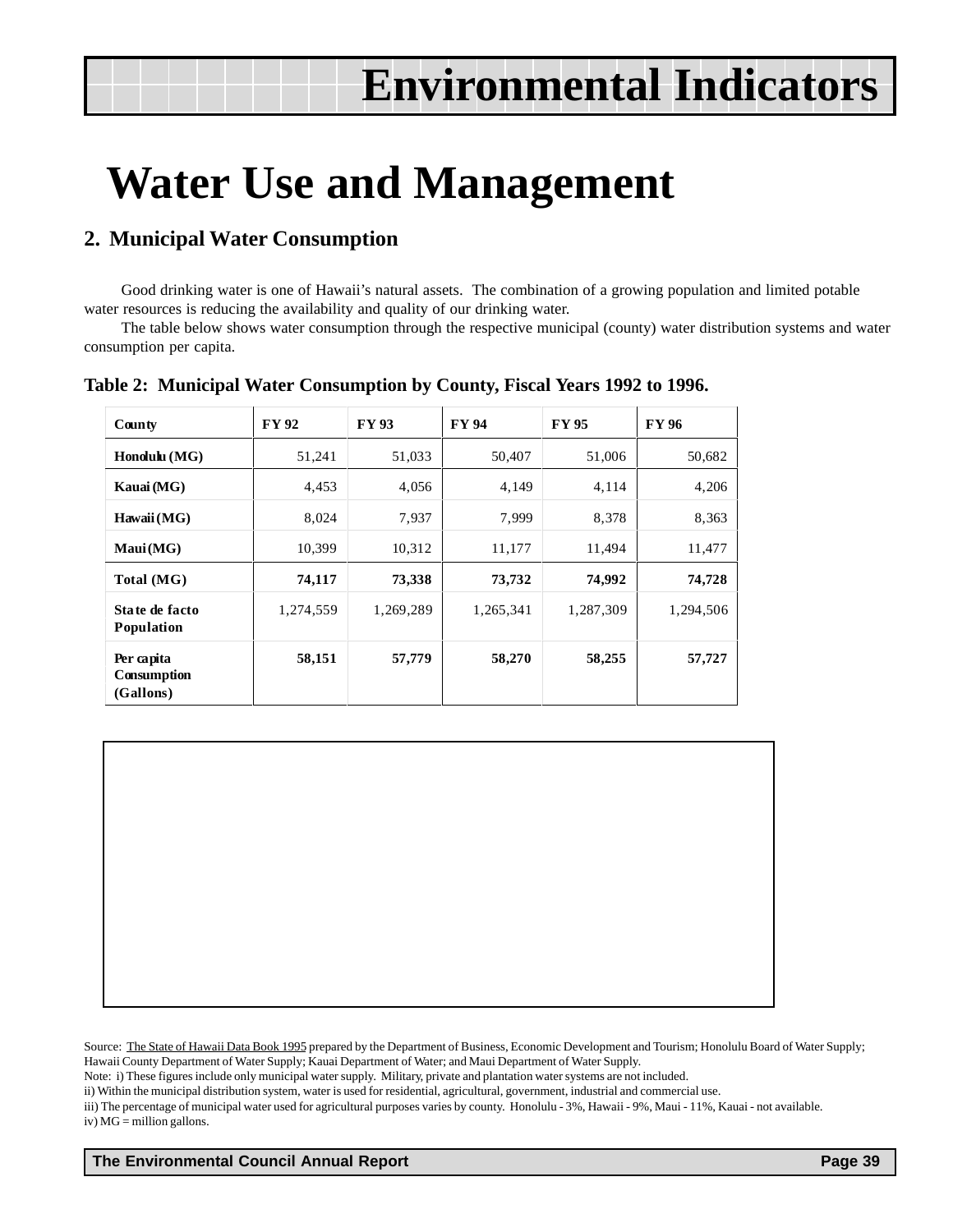# Water Use and Management

## 2. Municipal Water Consumption

Good drinking water is one of Hawaii's natural assets. The combination of a growing population and limited potable water resources is reducing the availability and quality of our drinking water.

The table below shows water consumption through the respective municipal (county) water distribution systems and water consumption per capita.

**Table 2: Municipal Water Consumption by County, Fiscal Years 1992 to 1996.**

| County | FY 92 | FY 93 | FY 94 | FY 95 | FY 96 |
|---|---|---|---|---|---|
| Honolulu (MG) | 51,241 | 51,033 | 50,407 | 51,006 | 50,682 |
| Kauai (MG) | 4,453 | 4,056 | 4,149 | 4,114 | 4,206 |
| Hawaii (MG) | 8,024 | 7,937 | 7,999 | 8,378 | 8,363 |
| Maui (MG) | 10,399 | 10,312 | 11,177 | 11,494 | 11,477 |
| **Total (MG)** | **74,117** | **73,338** | **73,732** | **74,992** | **74,728** |
| State de facto Population | 1,274,559 | 1,269,289 | 1,265,341 | 1,287,309 | 1,294,506 |
| Per capita Consumption (Gallons) | **58,151** | **57,779** | **58,270** | **58,255** | **57,727** |

Source: The State of Hawaii Data Book 1995 prepared by the Department of Business, Economic Development and Tourism; Honolulu Board of Water Supply; Hawaii County Department of Water Supply; Kauai Department of Water; and Maui Department of Water Supply.

Note: i) These figures include only municipal water supply. Military, private and plantation water systems are not included.

ii) Within the municipal distribution system, water is used for residential, agricultural, government, industrial and commercial use.

iii) The percentage of municipal water used for agricultural purposes varies by county. Honolulu - 3%, Hawaii - 9%, Maui - 11%, Kauai - not available.

iv) MG = million gallons.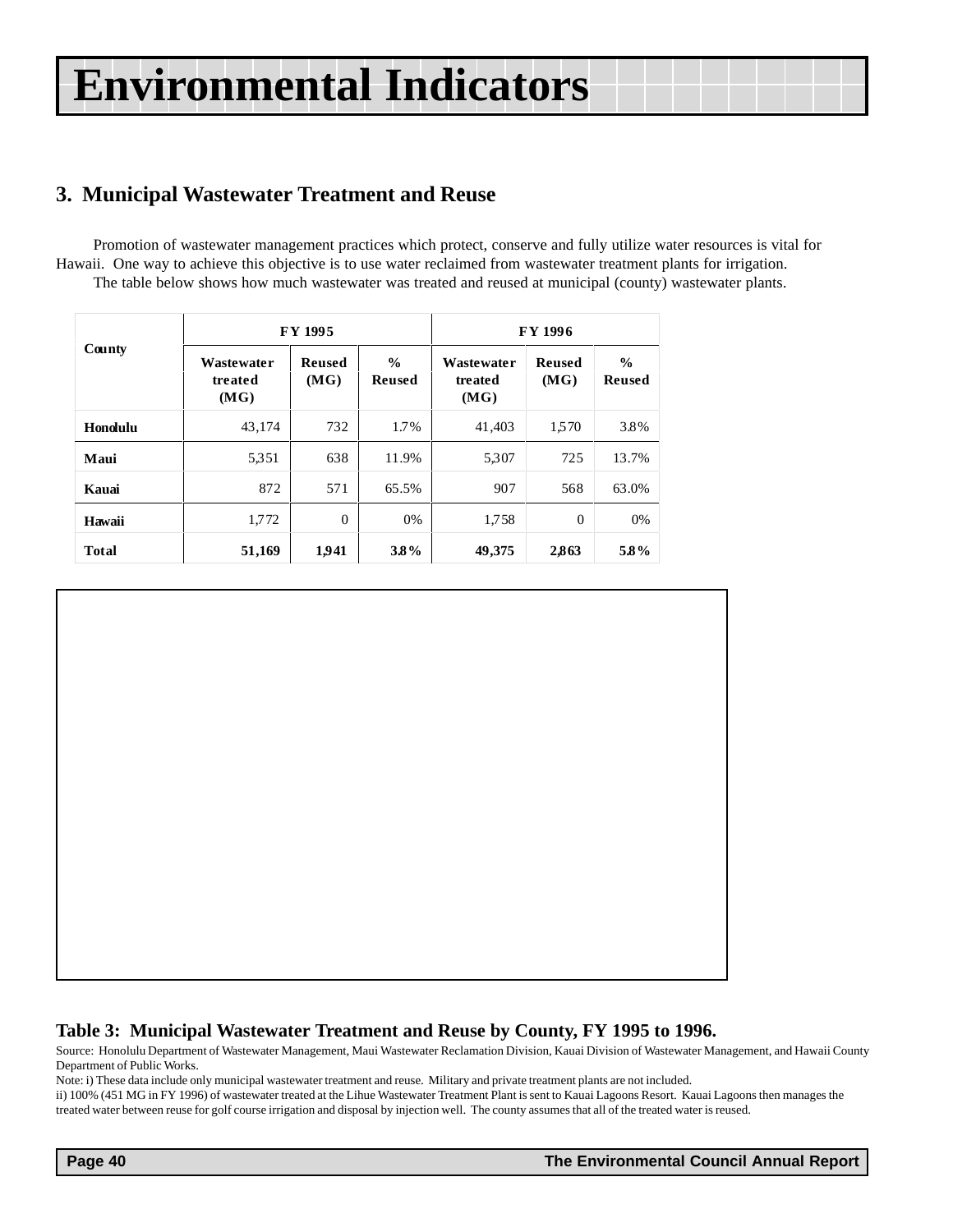# Environmental Indicators

## 3. Municipal Wastewater Treatment and Reuse

Promotion of wastewater management practices which protect, conserve and fully utilize water resources is vital for Hawaii. One way to achieve this objective is to use water reclaimed from wastewater treatment plants for irrigation.

The table below shows how much wastewater was treated and reused at municipal (county) wastewater plants.

| County | FY 1995 | | | FY 1996 | | |
|---|---|---|---|---|---|---|
| | Wastewater treated (MG) | Reused (MG) | % Reused | Wastewater treated (MG) | Reused (MG) | % Reused |
| Honolulu | 43,174 | 732 | 1.7% | 41,403 | 1,570 | 3.8% |
| Maui | 5,351 | 638 | 11.9% | 5,307 | 725 | 13.7% |
| Kauai | 872 | 571 | 65.5% | 907 | 568 | 63.0% |
| Hawaii | 1,772 | 0 | 0% | 1,758 | 0 | 0% |
| **Total** | **51,169** | **1,941** | **3.8%** | **49,375** | **2,863** | **5.8%** |

**Table 3: Municipal Wastewater Treatment and Reuse by County, FY 1995 to 1996.**

Source: Honolulu Department of Wastewater Management, Maui Wastewater Reclamation Division, Kauai Division of Wastewater Management, and Hawaii County Department of Public Works.

Note: i) These data include only municipal wastewater treatment and reuse. Military and private treatment plants are not included.

ii) 100% (451 MG in FY 1996) of wastewater treated at the Lihue Wastewater Treatment Plant is sent to Kauai Lagoons Resort. Kauai Lagoons then manages the treated water between reuse for golf course irrigation and disposal by injection well. The county assumes that all of the treated water is reused.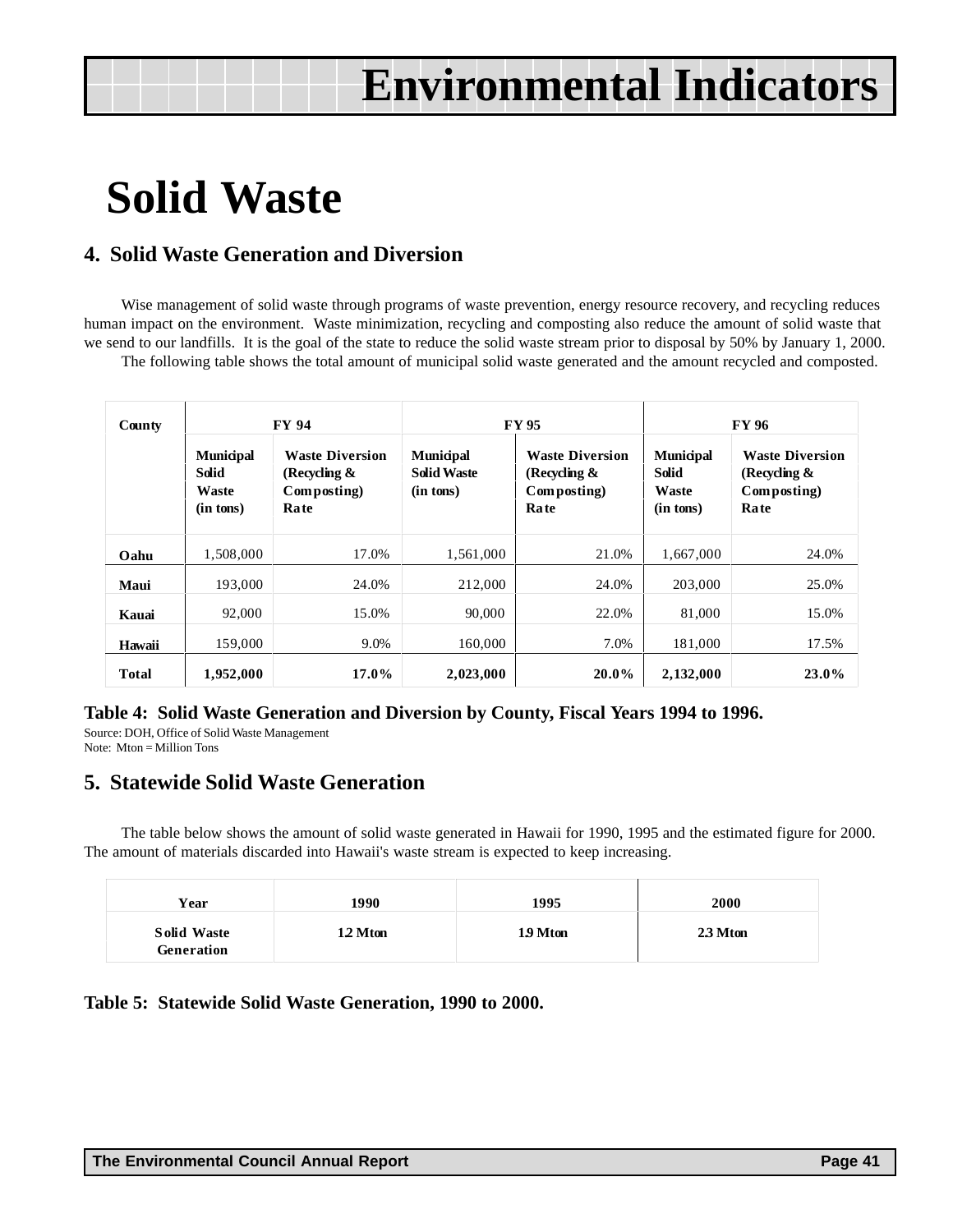# Environmental Indicators

# Solid Waste

## 4. Solid Waste Generation and Diversion

Wise management of solid waste through programs of waste prevention, energy resource recovery, and recycling reduces human impact on the environment. Waste minimization, recycling and composting also reduce the amount of solid waste that we send to our landfills. It is the goal of the state to reduce the solid waste stream prior to disposal by 50% by January 1, 2000.

The following table shows the total amount of municipal solid waste generated and the amount recycled and composted.

| County | FY 94 | | FY 95 | | FY 96 | |
|---|---|---|---|---|---|---|
| | Municipal Solid Waste (in tons) | Waste Diversion (Recycling & Composting) Rate | Municipal Solid Waste (in tons) | Waste Diversion (Recycling & Composting) Rate | Municipal Solid Waste (in tons) | Waste Diversion (Recycling & Composting) Rate |
| Oahu | 1,508,000 | 17.0% | 1,561,000 | 21.0% | 1,667,000 | 24.0% |
| Maui | 193,000 | 24.0% | 212,000 | 24.0% | 203,000 | 25.0% |
| Kauai | 92,000 | 15.0% | 90,000 | 22.0% | 81,000 | 15.0% |
| Hawaii | 159,000 | 9.0% | 160,000 | 7.0% | 181,000 | 17.5% |
| **Total** | **1,952,000** | **17.0%** | **2,023,000** | **20.0%** | **2,132,000** | **23.0%** |

**Table 4: Solid Waste Generation and Diversion by County, Fiscal Years 1994 to 1996.**

Source: DOH, Office of Solid Waste Management
Note: Mton = Million Tons

## 5. Statewide Solid Waste Generation

The table below shows the amount of solid waste generated in Hawaii for 1990, 1995 and the estimated figure for 2000. The amount of materials discarded into Hawaii's waste stream is expected to keep increasing.

| Year | 1990 | 1995 | 2000 |
|---|---|---|---|
| Solid Waste Generation | 1.2 Mton | 1.9 Mton | 2.3 Mton |

**Table 5: Statewide Solid Waste Generation, 1990 to 2000.**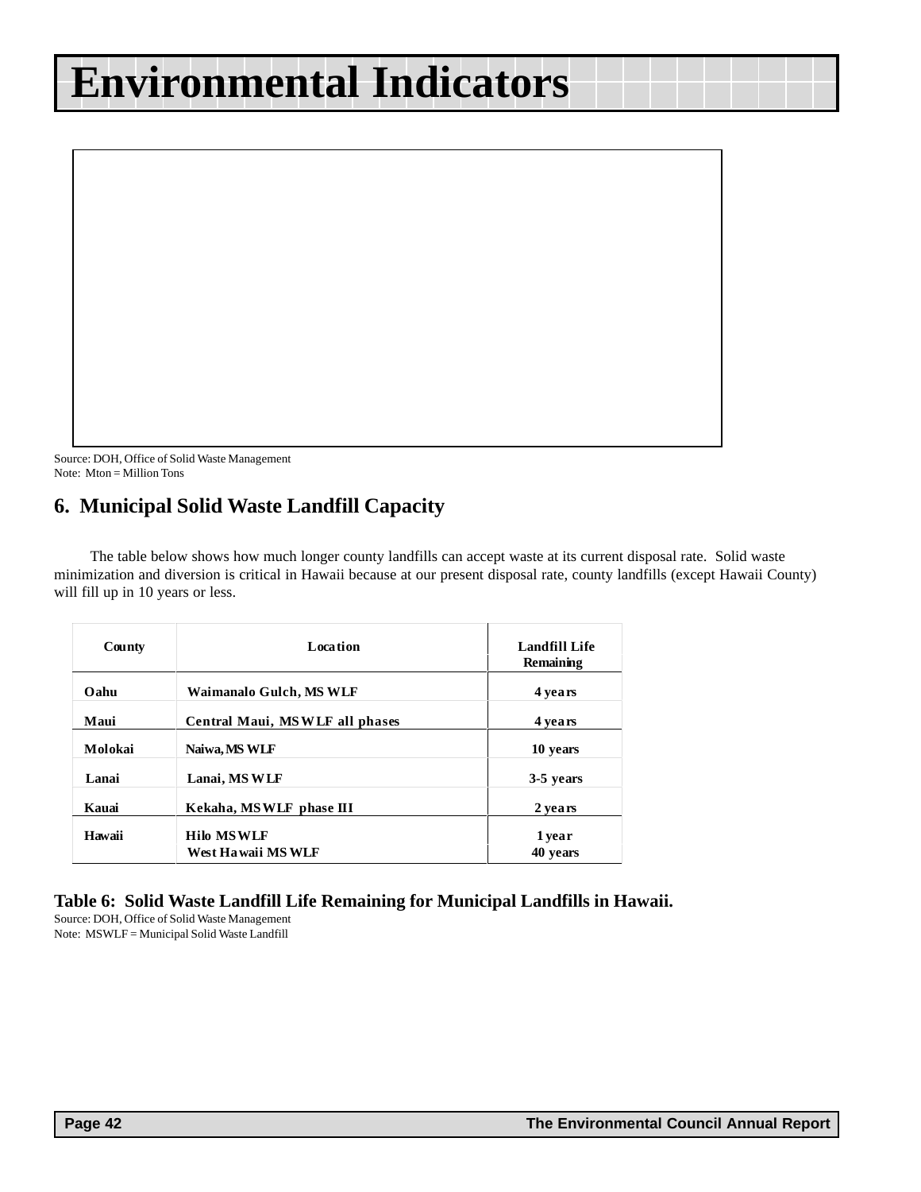# Environmental Indicators

Source: DOH, Office of Solid Waste Management
Note: Mton = Million Tons

## 6. Municipal Solid Waste Landfill Capacity

The table below shows how much longer county landfills can accept waste at its current disposal rate. Solid waste minimization and diversion is critical in Hawaii because at our present disposal rate, county landfills (except Hawaii County) will fill up in 10 years or less.

| County | Location | Landfill Life Remaining |
|---|---|---|
| Oahu | Waimanalo Gulch, MSWLF | 4 years |
| Maui | Central Maui, MSWLF all phases | 4 years |
| Molokai | Naiwa, MSWLF | 10 years |
| Lanai | Lanai, MSWLF | 3-5 years |
| Kauai | Kekaha, MSWLF phase III | 2 years |
| Hawaii | Hilo MSWLF | 1 year |
| | West Hawaii MSWLF | 40 years |

**Table 6: Solid Waste Landfill Life Remaining for Municipal Landfills in Hawaii.**
Source: DOH, Office of Solid Waste Management
Note: MSWLF = Municipal Solid Waste Landfill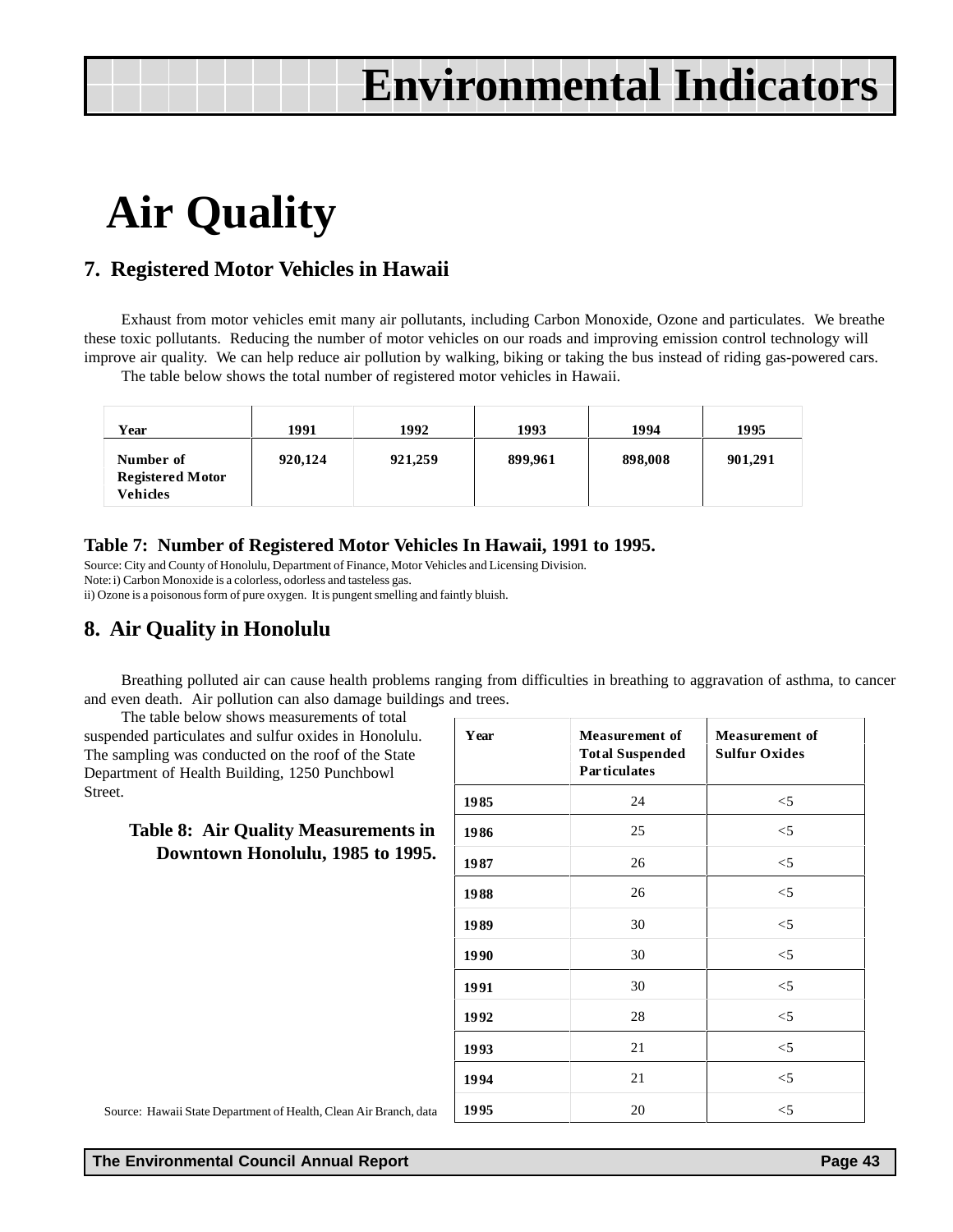# Environmental Indicators

# Air Quality

## 7. Registered Motor Vehicles in Hawaii

Exhaust from motor vehicles emit many air pollutants, including Carbon Monoxide, Ozone and particulates. We breathe these toxic pollutants. Reducing the number of motor vehicles on our roads and improving emission control technology will improve air quality. We can help reduce air pollution by walking, biking or taking the bus instead of riding gas-powered cars.

The table below shows the total number of registered motor vehicles in Hawaii.

| Year | 1991 | 1992 | 1993 | 1994 | 1995 |
|---|---|---|---|---|---|
| Number of Registered Motor Vehicles | 920,124 | 921,259 | 899,961 | 898,008 | 901,291 |

**Table 7: Number of Registered Motor Vehicles In Hawaii, 1991 to 1995.**

Source: City and County of Honolulu, Department of Finance, Motor Vehicles and Licensing Division.
Note: i) Carbon Monoxide is a colorless, odorless and tasteless gas.
ii) Ozone is a poisonous form of pure oxygen. It is pungent smelling and faintly bluish.

## 8. Air Quality in Honolulu

Breathing polluted air can cause health problems ranging from difficulties in breathing to aggravation of asthma, to cancer and even death. Air pollution can also damage buildings and trees.

The table below shows measurements of total suspended particulates and sulfur oxides in Honolulu. The sampling was conducted on the roof of the State Department of Health Building, 1250 Punchbowl Street.

**Table 8: Air Quality Measurements in Downtown Honolulu, 1985 to 1995.**

| Year | Measurement of Total Suspended Particulates | Measurement of Sulfur Oxides |
|---|---|---|
| 1985 | 24 | <5 |
| 1986 | 25 | <5 |
| 1987 | 26 | <5 |
| 1988 | 26 | <5 |
| 1989 | 30 | <5 |
| 1990 | 30 | <5 |
| 1991 | 30 | <5 |
| 1992 | 28 | <5 |
| 1993 | 21 | <5 |
| 1994 | 21 | <5 |
| 1995 | 20 | <5 |

Source: Hawaii State Department of Health, Clean Air Branch, data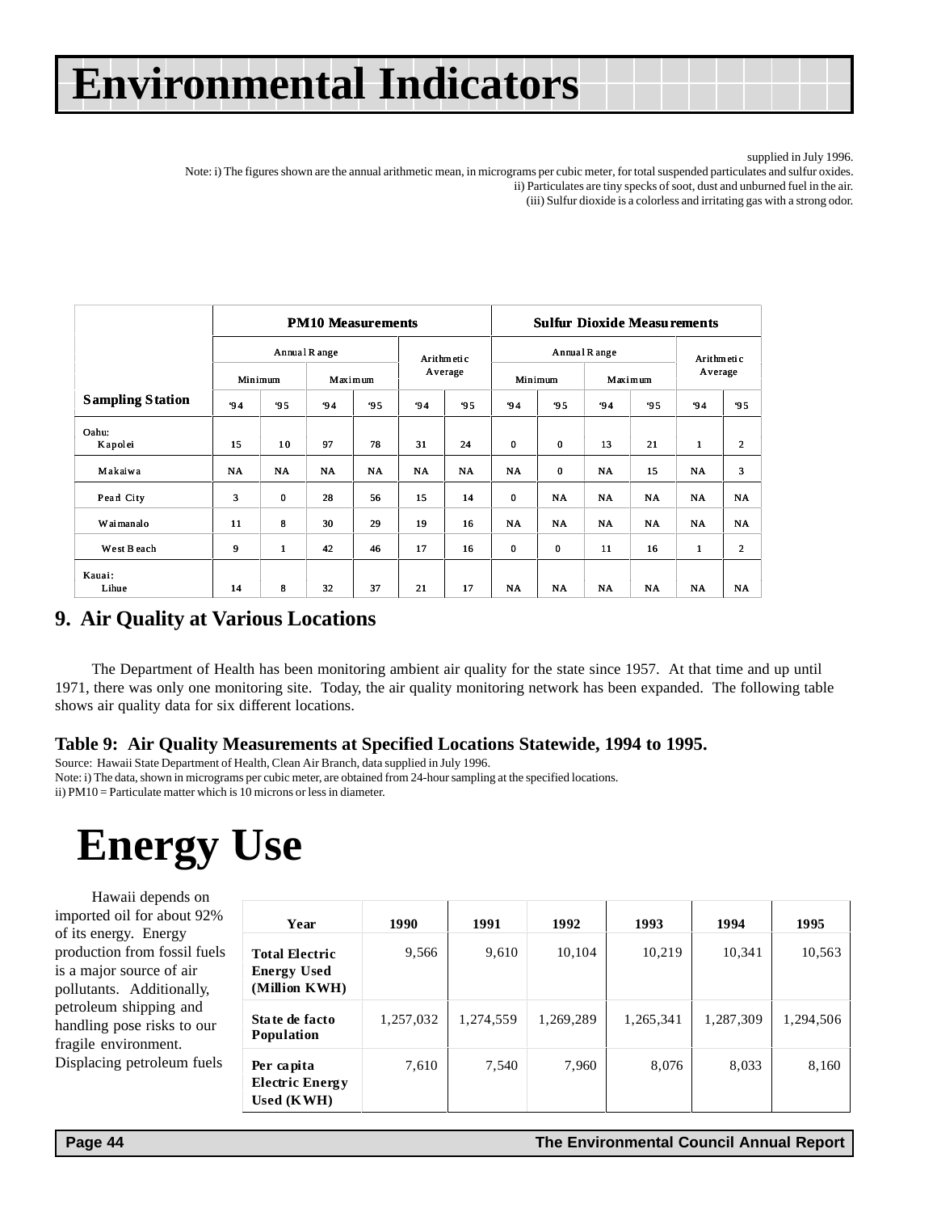# Environmental Indicators

supplied in July 1996.

Note: i) The figures shown are the annual arithmetic mean, in micrograms per cubic meter, for total suspended particulates and sulfur oxides.

ii) Particulates are tiny specks of soot, dust and unburned fuel in the air.

(iii) Sulfur dioxide is a colorless and irritating gas with a strong odor.

| Sampling Station | PM10 Measurements | | | | | | Sulfur Dioxide Measurements | | | | | |
|---|---|---|---|---|---|---|---|---|---|---|---|---|
| | Annual Range | | | | Arithmetic Average | | Annual Range | | | | Arithmetic Average | |
| | Minimum | | Maximum | | | | Minimum | | Maximum | | | |
| | '94 | '95 | '94 | '95 | '94 | '95 | '94 | '95 | '94 | '95 | '94 | '95 |
| Oahu: Kapolei | 15 | 10 | 97 | 78 | 31 | 24 | 0 | 0 | 13 | 21 | 1 | 2 |
| Makaiwa | NA | NA | NA | NA | NA | NA | NA | 0 | NA | 15 | NA | 3 |
| Pearl City | 3 | 0 | 28 | 56 | 15 | 14 | 0 | NA | NA | NA | NA | NA |
| Waimanalo | 11 | 8 | 30 | 29 | 19 | 16 | NA | NA | NA | NA | NA | NA |
| West Beach | 9 | 1 | 42 | 46 | 17 | 16 | 0 | 0 | 11 | 16 | 1 | 2 |
| Kauai: Lihue | 14 | 8 | 32 | 37 | 21 | 17 | NA | NA | NA | NA | NA | NA |

## 9. Air Quality at Various Locations

The Department of Health has been monitoring ambient air quality for the state since 1957. At that time and up until 1971, there was only one monitoring site. Today, the air quality monitoring network has been expanded. The following table shows air quality data for six different locations.

### Table 9: Air Quality Measurements at Specified Locations Statewide, 1994 to 1995.

Source: Hawaii State Department of Health, Clean Air Branch, data supplied in July 1996.

Note: i) The data, shown in micrograms per cubic meter, are obtained from 24-hour sampling at the specified locations.

ii) PM10 = Particulate matter which is 10 microns or less in diameter.

# Energy Use

Hawaii depends on imported oil for about 92% of its energy. Energy production from fossil fuels is a major source of air pollutants. Additionally, petroleum shipping and handling pose risks to our fragile environment. Displacing petroleum fuels

| Year | 1990 | 1991 | 1992 | 1993 | 1994 | 1995 |
|---|---|---|---|---|---|---|
| Total Electric Energy Used (Million KWH) | 9,566 | 9,610 | 10,104 | 10,219 | 10,341 | 10,563 |
| State de facto Population | 1,257,032 | 1,274,559 | 1,269,289 | 1,265,341 | 1,287,309 | 1,294,506 |
| Per capita Electric Energy Used (KWH) | 7,610 | 7,540 | 7,960 | 8,076 | 8,033 | 8,160 |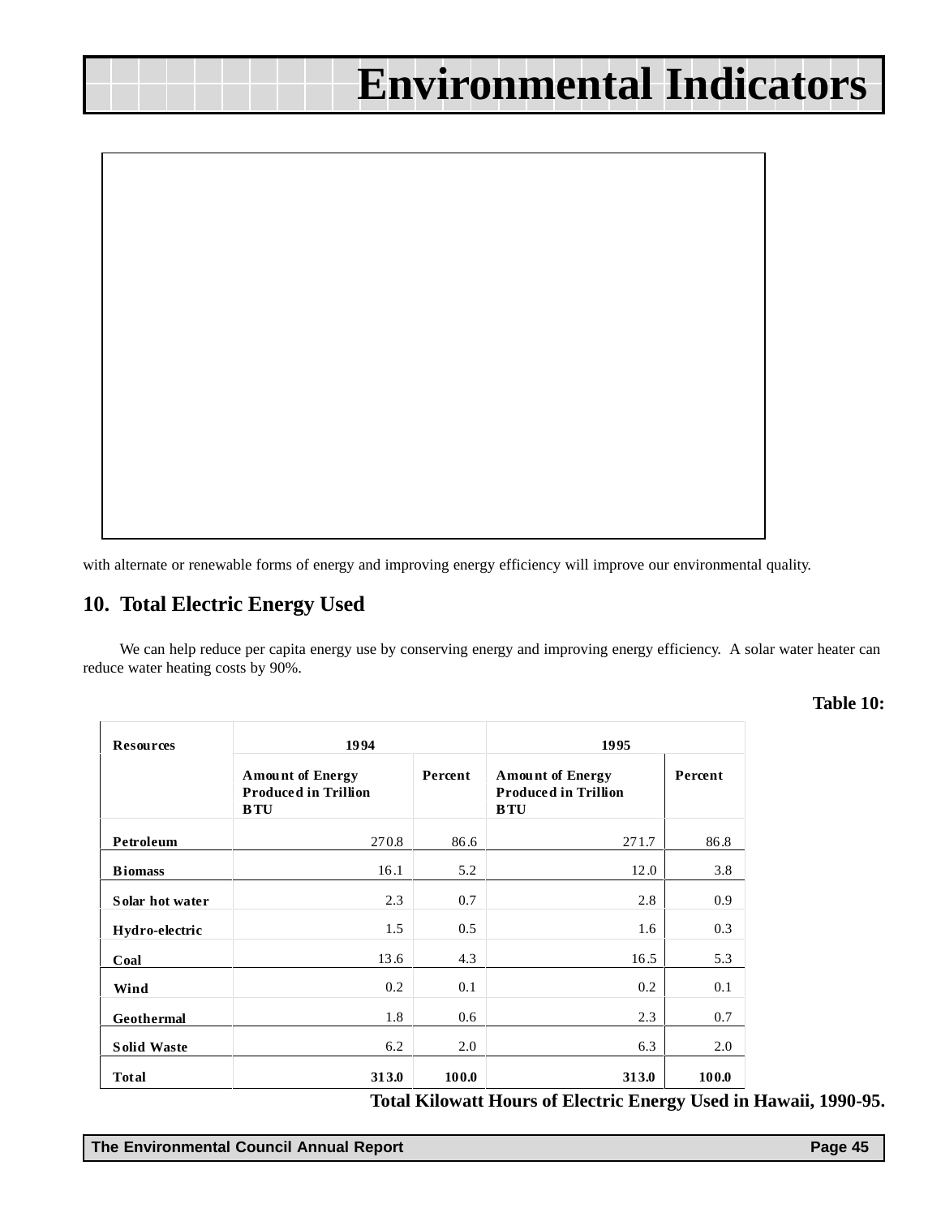# Environmental Indicators

with alternate or renewable forms of energy and improving energy efficiency will improve our environmental quality.

## 10. Total Electric Energy Used

We can help reduce per capita energy use by conserving energy and improving energy efficiency. A solar water heater can reduce water heating costs by 90%.

**Table 10:**

| Resources | 1994 | | 1995 | |
|---|---|---|---|---|
| | Amount of Energy Produced in Trillion BTU | Percent | Amount of Energy Produced in Trillion BTU | Percent |
| Petroleum | 270.8 | 86.6 | 271.7 | 86.8 |
| Biomass | 16.1 | 5.2 | 12.0 | 3.8 |
| Solar hot water | 2.3 | 0.7 | 2.8 | 0.9 |
| Hydro-electric | 1.5 | 0.5 | 1.6 | 0.3 |
| Coal | 13.6 | 4.3 | 16.5 | 5.3 |
| Wind | 0.2 | 0.1 | 0.2 | 0.1 |
| Geothermal | 1.8 | 0.6 | 2.3 | 0.7 |
| Solid Waste | 6.2 | 2.0 | 6.3 | 2.0 |
| **Total** | **313.0** | **100.0** | **313.0** | **100.0** |

**Total Kilowatt Hours of Electric Energy Used in Hawaii, 1990-95.**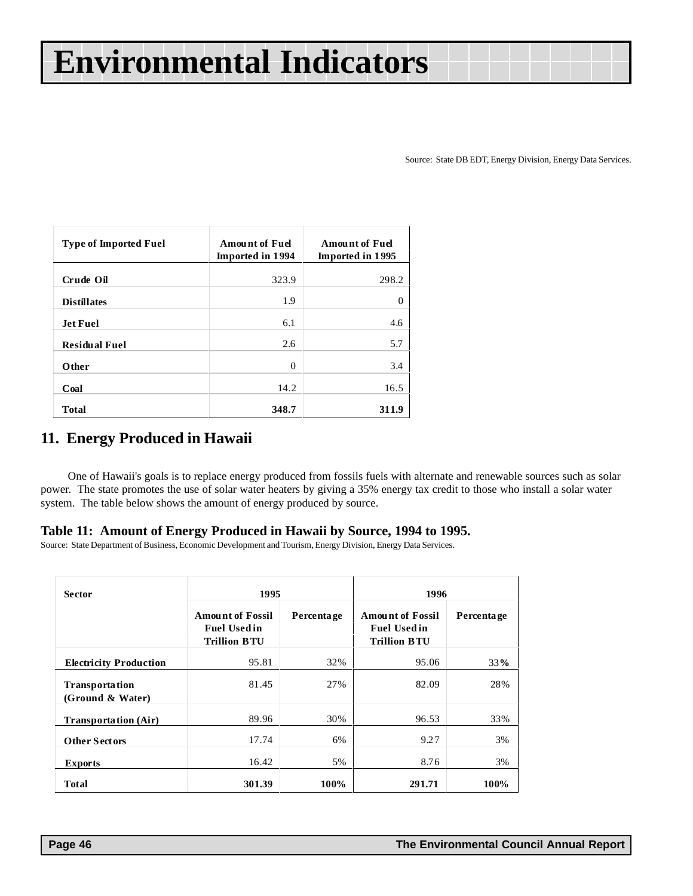# Environmental Indicators

Source: State DBEDT, Energy Division, Energy Data Services.

| Type of Imported Fuel | Amount of Fuel Imported in 1994 | Amount of Fuel Imported in 1995 |
|---|---|---|
| **Crude Oil** | 323.9 | 298.2 |
| **Distillates** | 1.9 | 0 |
| **Jet Fuel** | 6.1 | 4.6 |
| **Residual Fuel** | 2.6 | 5.7 |
| **Other** | 0 | 3.4 |
| **Coal** | 14.2 | 16.5 |
| **Total** | **348.7** | **311.9** |

## 11. Energy Produced in Hawaii

One of Hawaii's goals is to replace energy produced from fossils fuels with alternate and renewable sources such as solar power. The state promotes the use of solar water heaters by giving a 35% energy tax credit to those who install a solar water system. The table below shows the amount of energy produced by source.

### Table 11: Amount of Energy Produced in Hawaii by Source, 1994 to 1995.

Source: State Department of Business, Economic Development and Tourism, Energy Division, Energy Data Services.

| Sector | 1995 | | 1996 | |
|---|---|---|---|---|
| | Amount of Fossil Fuel Used in Trillion BTU | Percentage | Amount of Fossil Fuel Used in Trillion BTU | Percentage |
| **Electricity Production** | 95.81 | 32% | 95.06 | 33% |
| **Transportation (Ground & Water)** | 81.45 | 27% | 82.09 | 28% |
| **Transportation (Air)** | 89.96 | 30% | 96.53 | 33% |
| **Other Sectors** | 17.74 | 6% | 9.27 | 3% |
| **Exports** | 16.42 | 5% | 8.76 | 3% |
| **Total** | **301.39** | **100%** | **291.71** | **100%** |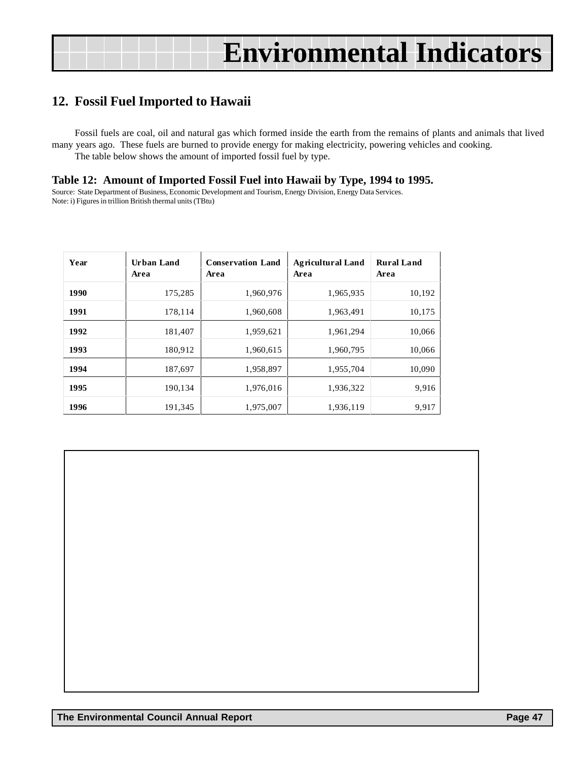# Environmental Indicators

## 12. Fossil Fuel Imported to Hawaii

Fossil fuels are coal, oil and natural gas which formed inside the earth from the remains of plants and animals that lived many years ago. These fuels are burned to provide energy for making electricity, powering vehicles and cooking.

The table below shows the amount of imported fossil fuel by type.

### Table 12: Amount of Imported Fossil Fuel into Hawaii by Type, 1994 to 1995.

Source: State Department of Business, Economic Development and Tourism, Energy Division, Energy Data Services.
Note: i) Figures in trillion British thermal units (TBtu)

| Year | Urban Land Area | Conservation Land Area | Agricultural Land Area | Rural Land Area |
|---|---|---|---|---|
| 1990 | 175,285 | 1,960,976 | 1,965,935 | 10,192 |
| 1991 | 178,114 | 1,960,608 | 1,963,491 | 10,175 |
| 1992 | 181,407 | 1,959,621 | 1,961,294 | 10,066 |
| 1993 | 180,912 | 1,960,615 | 1,960,795 | 10,066 |
| 1994 | 187,697 | 1,958,897 | 1,955,704 | 10,090 |
| 1995 | 190,134 | 1,976,016 | 1,936,322 | 9,916 |
| 1996 | 191,345 | 1,975,007 | 1,936,119 | 9,917 |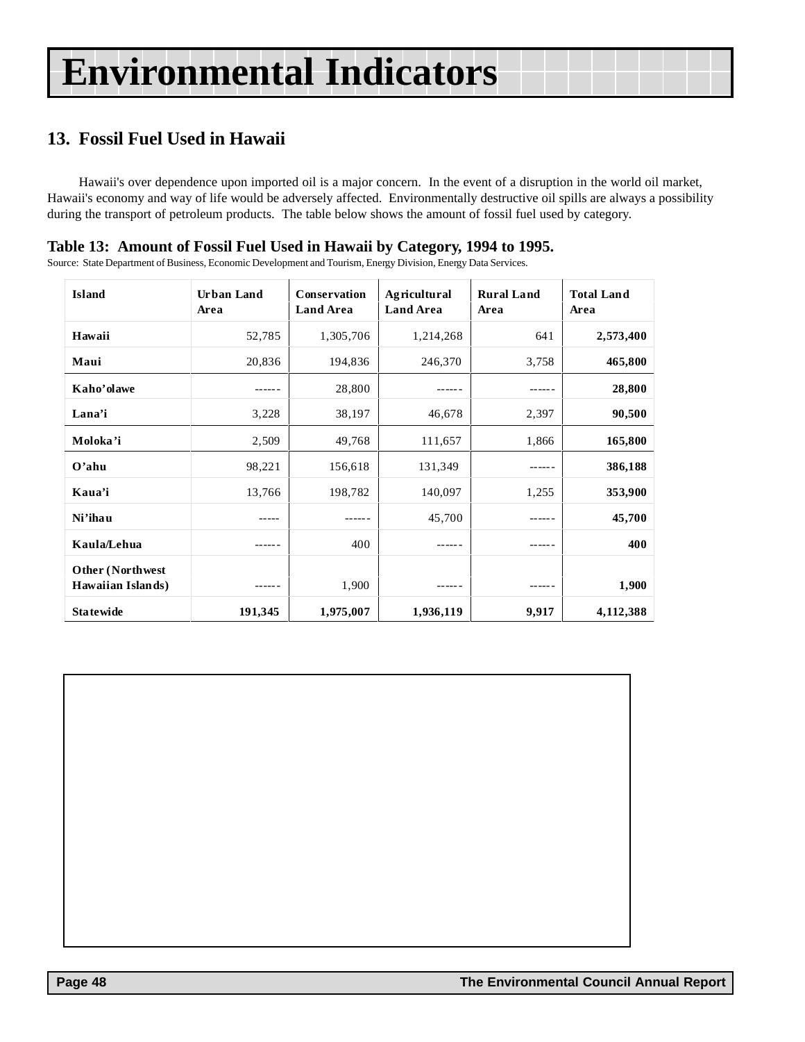# Environmental Indicators

## 13. Fossil Fuel Used in Hawaii

Hawaii's over dependence upon imported oil is a major concern. In the event of a disruption in the world oil market, Hawaii's economy and way of life would be adversely affected. Environmentally destructive oil spills are always a possibility during the transport of petroleum products. The table below shows the amount of fossil fuel used by category.

### Table 13: Amount of Fossil Fuel Used in Hawaii by Category, 1994 to 1995.

Source: State Department of Business, Economic Development and Tourism, Energy Division, Energy Data Services.

| Island | Urban Land Area | Conservation Land Area | Agricultural Land Area | Rural Land Area | Total Land Area |
|---|---|---|---|---|---|
| **Hawaii** | 52,785 | 1,305,706 | 1,214,268 | 641 | **2,573,400** |
| **Maui** | 20,836 | 194,836 | 246,370 | 3,758 | **465,800** |
| **Kaho'olawe** | ------ | 28,800 | ------ | ------ | **28,800** |
| **Lana'i** | 3,228 | 38,197 | 46,678 | 2,397 | **90,500** |
| **Moloka'i** | 2,509 | 49,768 | 111,657 | 1,866 | **165,800** |
| **O'ahu** | 98,221 | 156,618 | 131,349 | ------ | **386,188** |
| **Kaua'i** | 13,766 | 198,782 | 140,097 | 1,255 | **353,900** |
| **Ni'ihau** | ----- | ------ | 45,700 | ------ | **45,700** |
| **Kaula/Lehua** | ------ | 400 | ------ | ------ | **400** |
| **Other (Northwest Hawaiian Islands)** | ------ | 1,900 | ------ | ------ | **1,900** |
| **Statewide** | **191,345** | **1,975,007** | **1,936,119** | **9,917** | **4,112,388** |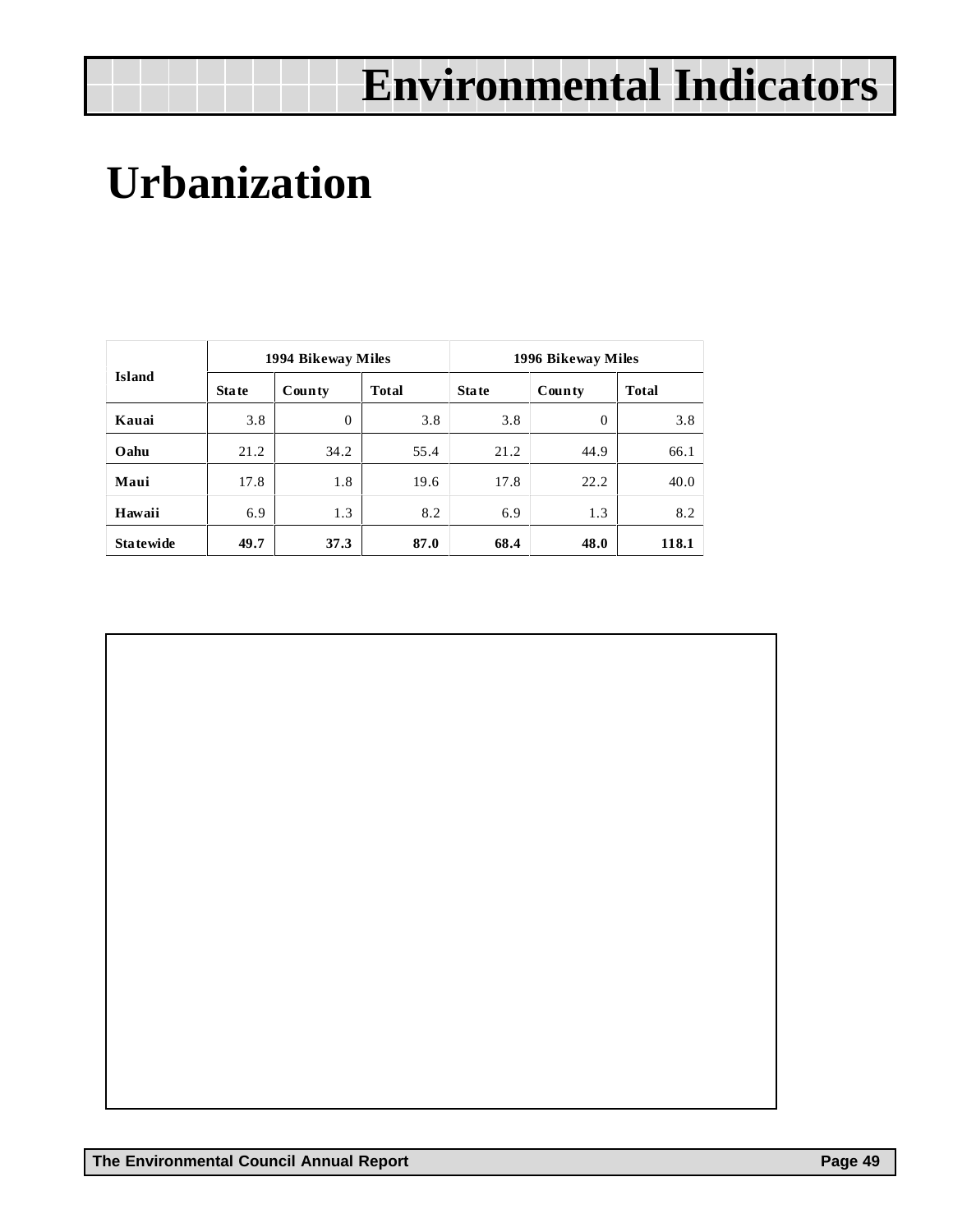# Urbanization

| Island | 1994 Bikeway Miles | | | 1996 Bikeway Miles | | |
|---|---|---|---|---|---|---|
| | State | County | Total | State | County | Total |
| **Kauai** | 3.8 | 0 | 3.8 | 3.8 | 0 | 3.8 |
| **Oahu** | 21.2 | 34.2 | 55.4 | 21.2 | 44.9 | 66.1 |
| **Maui** | 17.8 | 1.8 | 19.6 | 17.8 | 22.2 | 40.0 |
| **Hawaii** | 6.9 | 1.3 | 8.2 | 6.9 | 1.3 | 8.2 |
| **Statewide** | **49.7** | **37.3** | **87.0** | **68.4** | **48.0** | **118.1** |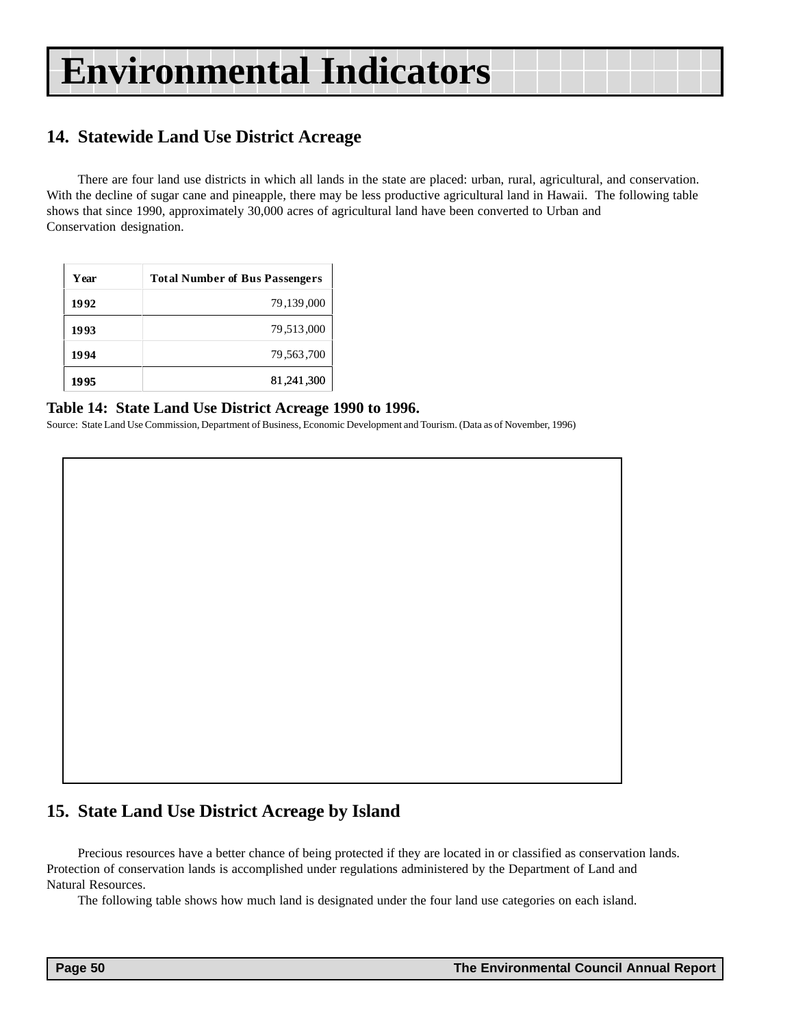# Environmental Indicators

## 14. Statewide Land Use District Acreage

There are four land use districts in which all lands in the state are placed: urban, rural, agricultural, and conservation. With the decline of sugar cane and pineapple, there may be less productive agricultural land in Hawaii. The following table shows that since 1990, approximately 30,000 acres of agricultural land have been converted to Urban and Conservation designation.

| Year | Total Number of Bus Passengers |
|---|---|
| 1992 | 79,139,000 |
| 1993 | 79,513,000 |
| 1994 | 79,563,700 |
| 1995 | 81,241,300 |

**Table 14: State Land Use District Acreage 1990 to 1996.**

Source: State Land Use Commission, Department of Business, Economic Development and Tourism. (Data as of November, 1996)

## 15. State Land Use District Acreage by Island

Precious resources have a better chance of being protected if they are located in or classified as conservation lands. Protection of conservation lands is accomplished under regulations administered by the Department of Land and Natural Resources.

The following table shows how much land is designated under the four land use categories on each island.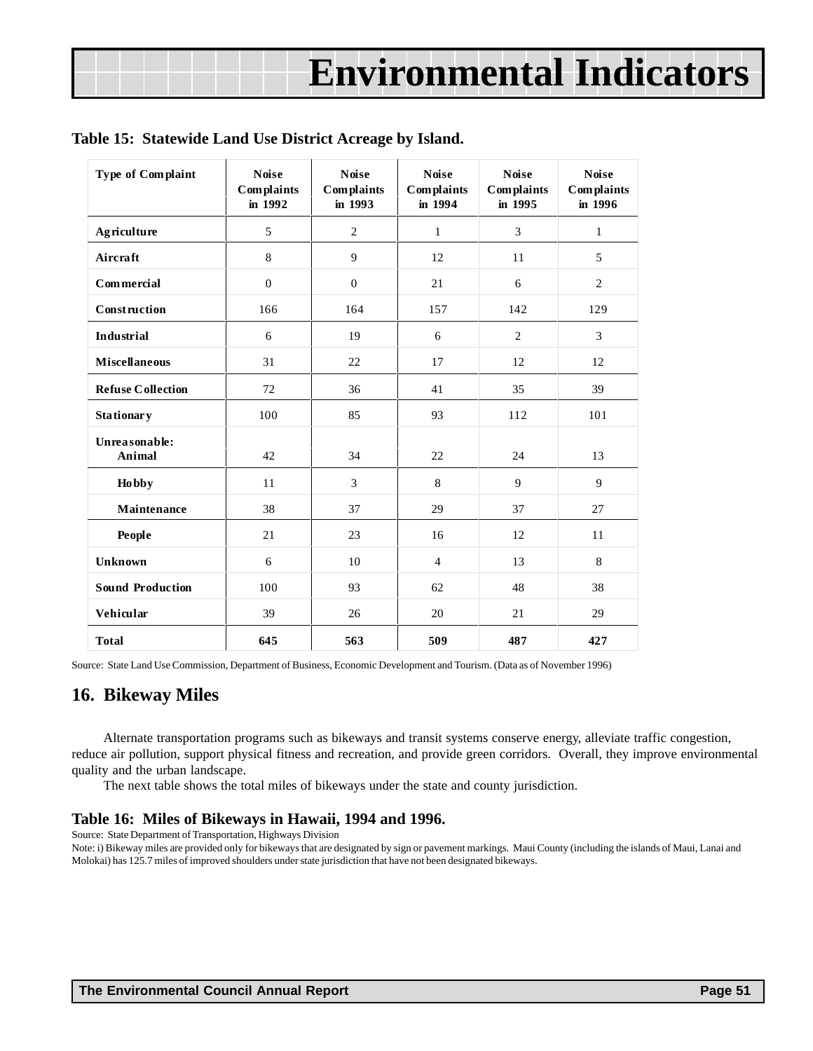# Environmental Indicators

**Table 15: Statewide Land Use District Acreage by Island.**

| Type of Complaint | Noise Complaints in 1992 | Noise Complaints in 1993 | Noise Complaints in 1994 | Noise Complaints in 1995 | Noise Complaints in 1996 |
|---|---|---|---|---|---|
| **Agriculture** | 5 | 2 | 1 | 3 | 1 |
| **Aircraft** | 8 | 9 | 12 | 11 | 5 |
| **Commercial** | 0 | 0 | 21 | 6 | 2 |
| **Construction** | 166 | 164 | 157 | 142 | 129 |
| **Industrial** | 6 | 19 | 6 | 2 | 3 |
| **Miscellaneous** | 31 | 22 | 17 | 12 | 12 |
| **Refuse Collection** | 72 | 36 | 41 | 35 | 39 |
| **Stationary** | 100 | 85 | 93 | 112 | 101 |
| **Unreasonable: Animal** | 42 | 34 | 22 | 24 | 13 |
| **Hobby** | 11 | 3 | 8 | 9 | 9 |
| **Maintenance** | 38 | 37 | 29 | 37 | 27 |
| **People** | 21 | 23 | 16 | 12 | 11 |
| **Unknown** | 6 | 10 | 4 | 13 | 8 |
| **Sound Production** | 100 | 93 | 62 | 48 | 38 |
| **Vehicular** | 39 | 26 | 20 | 21 | 29 |
| **Total** | **645** | **563** | **509** | **487** | **427** |

Source: State Land Use Commission, Department of Business, Economic Development and Tourism. (Data as of November 1996)

## 16. Bikeway Miles

Alternate transportation programs such as bikeways and transit systems conserve energy, alleviate traffic congestion, reduce air pollution, support physical fitness and recreation, and provide green corridors. Overall, they improve environmental quality and the urban landscape.

The next table shows the total miles of bikeways under the state and county jurisdiction.

**Table 16: Miles of Bikeways in Hawaii, 1994 and 1996.**

Source: State Department of Transportation, Highways Division

Note: i) Bikeway miles are provided only for bikeways that are designated by sign or pavement markings. Maui County (including the islands of Maui, Lanai and Molokai) has 125.7 miles of improved shoulders under state jurisdiction that have not been designated bikeways.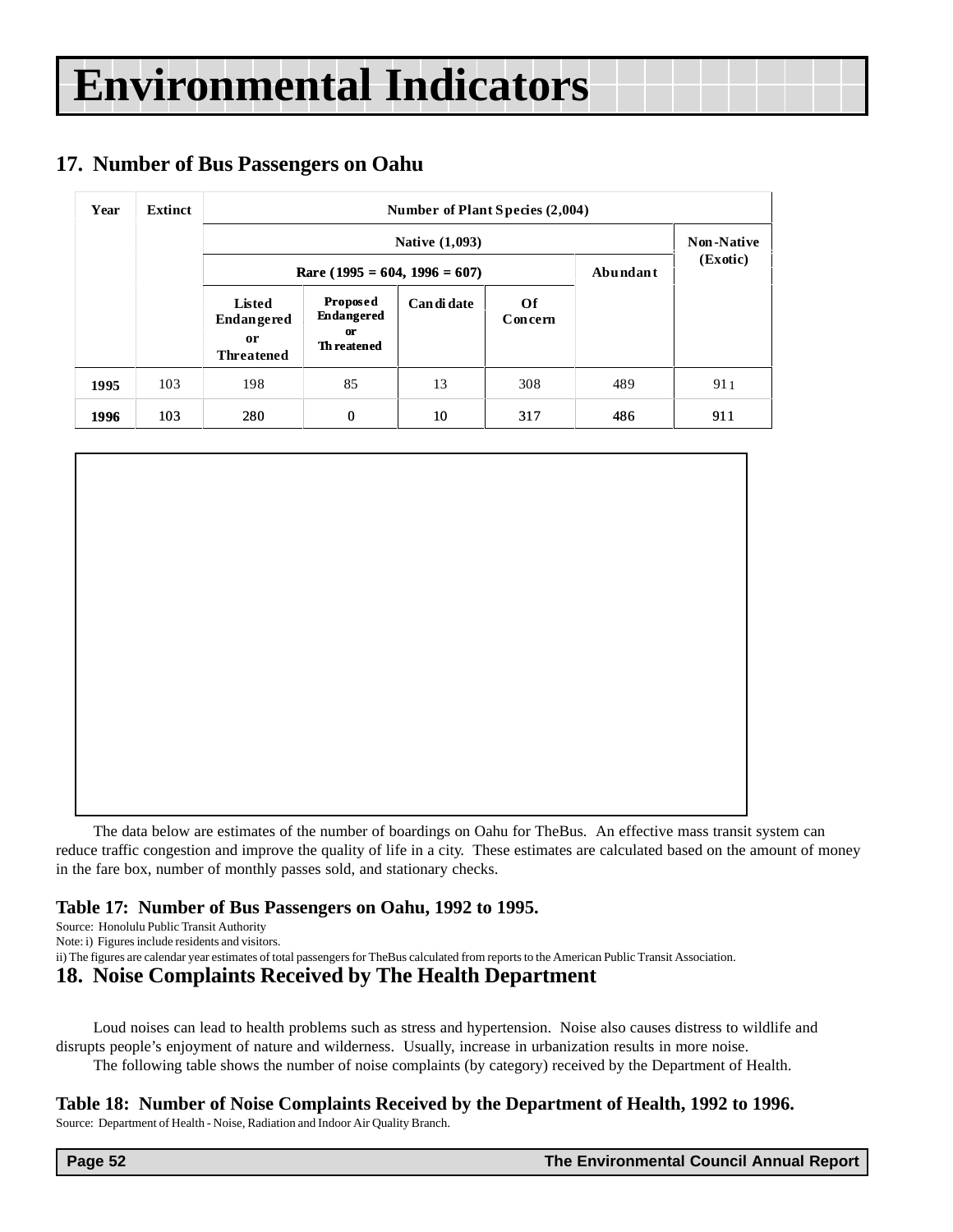# Environmental Indicators

## 17. Number of Bus Passengers on Oahu

| Year | Extinct | Number of Plant Species (2,004) | | | | | |
|---|---|---|---|---|---|---|---|
| | | Native (1,093) | | | | | Non-Native (Exotic) |
| | | Rare (1995 = 604, 1996 = 607) | | | | Abundant | |
| | | Listed Endangered or Threatened | Proposed Endangered or Threatened | Candidate | Of Concern | | |
| **1995** | 103 | 198 | 85 | 13 | 308 | 489 | 911 |
| **1996** | 103 | 280 | 0 | 10 | 317 | 486 | 911 |

The data below are estimates of the number of boardings on Oahu for TheBus. An effective mass transit system can reduce traffic congestion and improve the quality of life in a city. These estimates are calculated based on the amount of money in the fare box, number of monthly passes sold, and stationary checks.

### Table 17: Number of Bus Passengers on Oahu, 1992 to 1995.

Source: Honolulu Public Transit Authority
Note: i) Figures include residents and visitors.
ii) The figures are calendar year estimates of total passengers for TheBus calculated from reports to the American Public Transit Association.

## 18. Noise Complaints Received by The Health Department

Loud noises can lead to health problems such as stress and hypertension. Noise also causes distress to wildlife and disrupts people's enjoyment of nature and wilderness. Usually, increase in urbanization results in more noise.

The following table shows the number of noise complaints (by category) received by the Department of Health.

### Table 18: Number of Noise Complaints Received by the Department of Health, 1992 to 1996.

Source: Department of Health - Noise, Radiation and Indoor Air Quality Branch.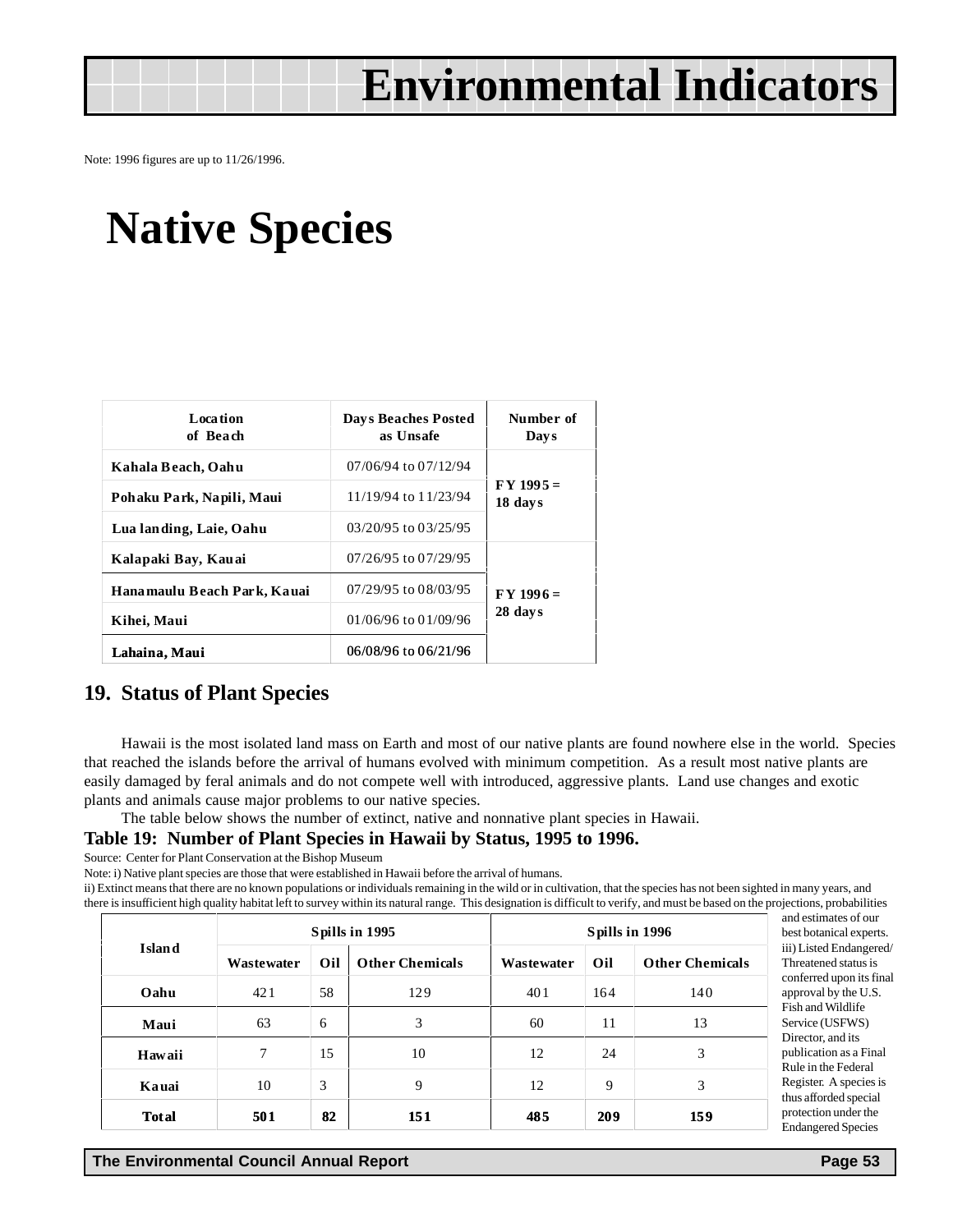# Environmental Indicators

Note: 1996 figures are up to 11/26/1996.

# Native Species

| Location of Beach | Days Beaches Posted as Unsafe | Number of Days |
|---|---|---|
| Kahala Beach, Oahu | 07/06/94 to 07/12/94 | FY 1995 = 18 days |
| Pohaku Park, Napili, Maui | 11/19/94 to 11/23/94 | |
| Lua landing, Laie, Oahu | 03/20/95 to 03/25/95 | |
| Kalapaki Bay, Kauai | 07/26/95 to 07/29/95 | FY 1996 = 28 days |
| Hanamaulu Beach Park, Kauai | 07/29/95 to 08/03/95 | |
| Kihei, Maui | 01/06/96 to 01/09/96 | |
| Lahaina, Maui | 06/08/96 to 06/21/96 | |

## 19. Status of Plant Species

Hawaii is the most isolated land mass on Earth and most of our native plants are found nowhere else in the world. Species that reached the islands before the arrival of humans evolved with minimum competition. As a result most native plants are easily damaged by feral animals and do not compete well with introduced, aggressive plants. Land use changes and exotic plants and animals cause major problems to our native species.

The table below shows the number of extinct, native and nonnative plant species in Hawaii.

**Table 19: Number of Plant Species in Hawaii by Status, 1995 to 1996.**

Source: Center for Plant Conservation at the Bishop Museum

Note: i) Native plant species are those that were established in Hawaii before the arrival of humans.

ii) Extinct means that there are no known populations or individuals remaining in the wild or in cultivation, that the species has not been sighted in many years, and there is insufficient high quality habitat left to survey within its natural range. This designation is difficult to verify, and must be based on the projections, probabilities and estimates of our best botanical experts.

iii) Listed Endangered/ Threatened status is conferred upon its final approval by the U.S. Fish and Wildlife Service (USFWS) Director, and its publication as a Final Rule in the Federal Register. A species is thus afforded special protection under the Endangered Species

| Island | Spills in 1995 | | | Spills in 1996 | | |
|---|---|---|---|---|---|---|
| | Wastewater | Oil | Other Chemicals | Wastewater | Oil | Other Chemicals |
| Oahu | 421 | 58 | 129 | 401 | 164 | 140 |
| Maui | 63 | 6 | 3 | 60 | 11 | 13 |
| Hawaii | 7 | 15 | 10 | 12 | 24 | 3 |
| Kauai | 10 | 3 | 9 | 12 | 9 | 3 |
| **Total** | **501** | **82** | **151** | **485** | **209** | **159** |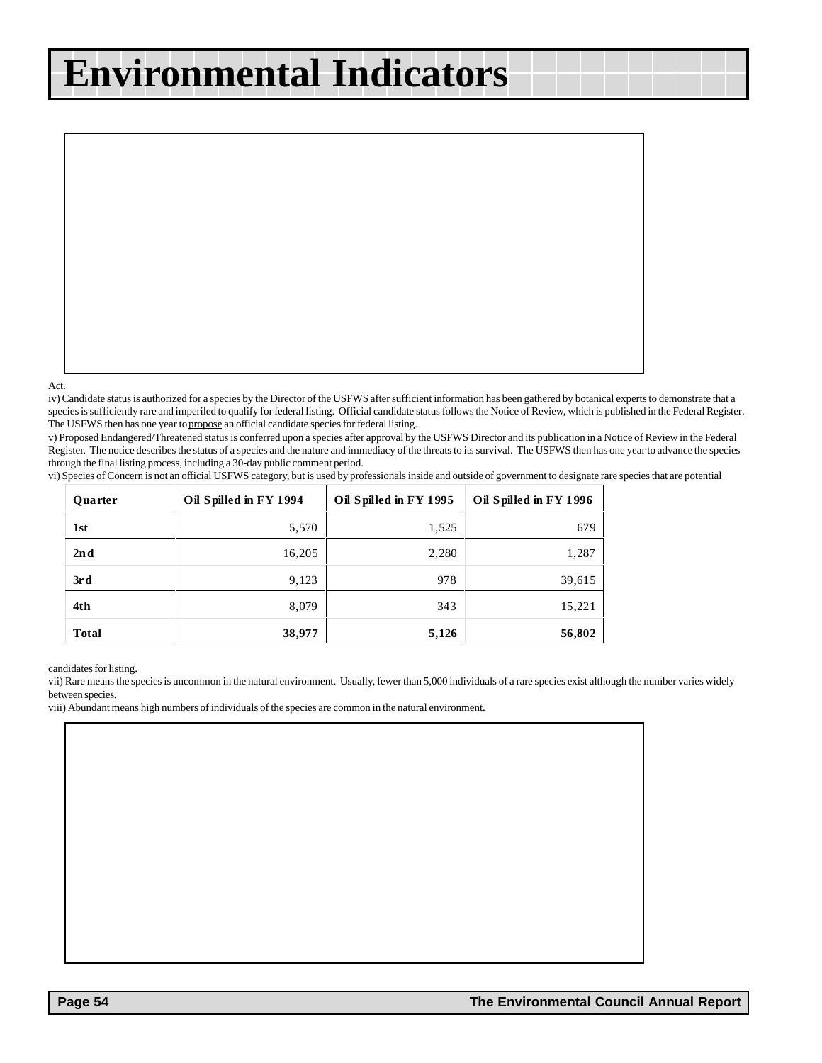# Environmental Indicators

Act.

iv) Candidate status is authorized for a species by the Director of the USFWS after sufficient information has been gathered by botanical experts to demonstrate that a species is sufficiently rare and imperiled to qualify for federal listing. Official candidate status follows the Notice of Review, which is published in the Federal Register. The USFWS then has one year to propose an official candidate species for federal listing.

v) Proposed Endangered/Threatened status is conferred upon a species after approval by the USFWS Director and its publication in a Notice of Review in the Federal Register. The notice describes the status of a species and the nature and immediacy of the threats to its survival. The USFWS then has one year to advance the species through the final listing process, including a 30-day public comment period.

vi) Species of Concern is not an official USFWS category, but is used by professionals inside and outside of government to designate rare species that are potential candidates for listing.

| Quarter | Oil Spilled in FY 1994 | Oil Spilled in FY 1995 | Oil Spilled in FY 1996 |
|---|---|---|---|
| 1st | 5,570 | 1,525 | 679 |
| 2nd | 16,205 | 2,280 | 1,287 |
| 3rd | 9,123 | 978 | 39,615 |
| 4th | 8,079 | 343 | 15,221 |
| **Total** | **38,977** | **5,126** | **56,802** |

vii) Rare means the species is uncommon in the natural environment. Usually, fewer than 5,000 individuals of a rare species exist although the number varies widely between species.

viii) Abundant means high numbers of individuals of the species are common in the natural environment.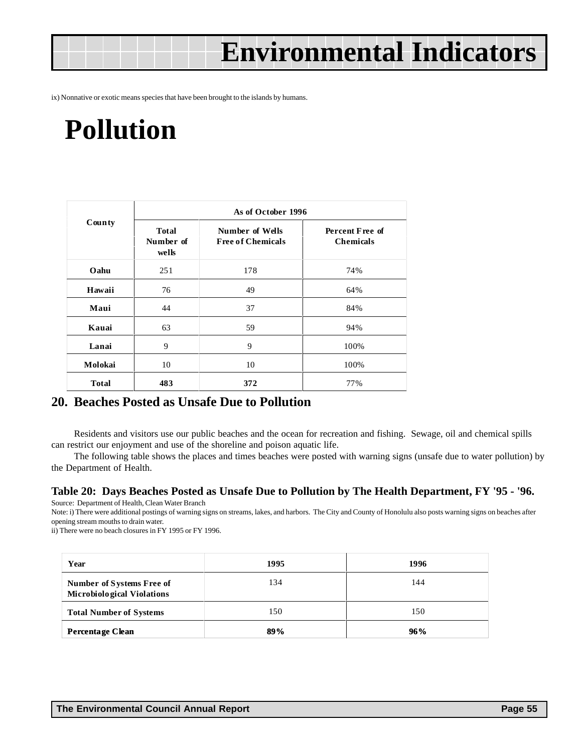ix) Nonnative or exotic means species that have been brought to the islands by humans.

# Pollution

| County | As of October 1996 | | |
|---|---|---|---|
| | Total Number of wells | Number of Wells Free of Chemicals | Percent Free of Chemicals |
| **Oahu** | 251 | 178 | 74% |
| **Hawaii** | 76 | 49 | 64% |
| **Maui** | 44 | 37 | 84% |
| **Kauai** | 63 | 59 | 94% |
| **Lanai** | 9 | 9 | 100% |
| **Molokai** | 10 | 10 | 100% |
| **Total** | **483** | **372** | 77% |

## 20. Beaches Posted as Unsafe Due to Pollution

Residents and visitors use our public beaches and the ocean for recreation and fishing. Sewage, oil and chemical spills can restrict our enjoyment and use of the shoreline and poison aquatic life.

The following table shows the places and times beaches were posted with warning signs (unsafe due to water pollution) by the Department of Health.

### Table 20: Days Beaches Posted as Unsafe Due to Pollution by The Health Department, FY '95 - '96.

Source: Department of Health, Clean Water Branch

Note: i) There were additional postings of warning signs on streams, lakes, and harbors. The City and County of Honolulu also posts warning signs on beaches after opening stream mouths to drain water.

ii) There were no beach closures in FY 1995 or FY 1996.

| Year | 1995 | 1996 |
|---|---|---|
| **Number of Systems Free of Microbiological Violations** | 134 | 144 |
| **Total Number of Systems** | 150 | 150 |
| **Percentage Clean** | **89%** | **96%** |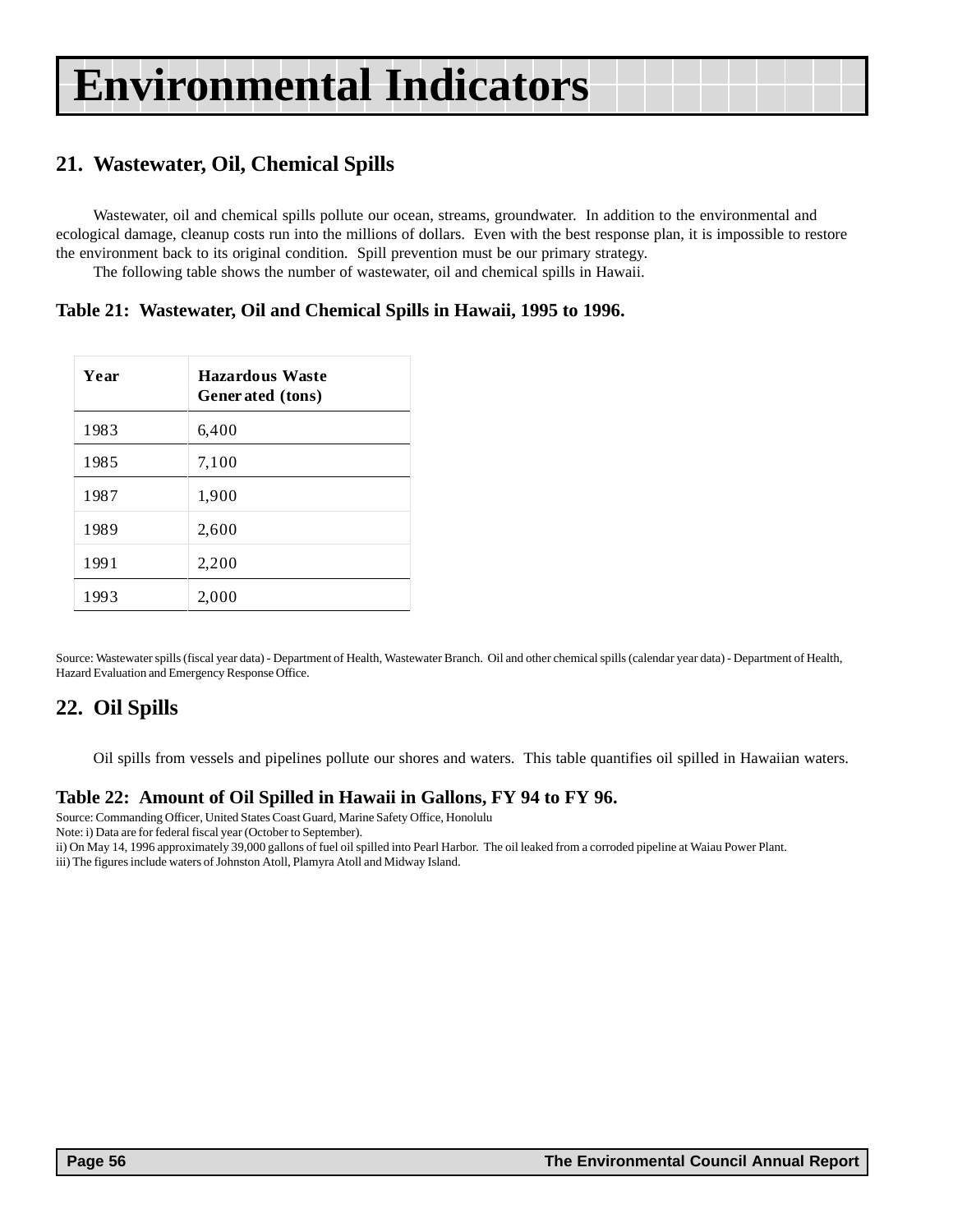# Environmental Indicators

## 21. Wastewater, Oil, Chemical Spills

Wastewater, oil and chemical spills pollute our ocean, streams, groundwater. In addition to the environmental and ecological damage, cleanup costs run into the millions of dollars. Even with the best response plan, it is impossible to restore the environment back to its original condition. Spill prevention must be our primary strategy.

The following table shows the number of wastewater, oil and chemical spills in Hawaii.

### Table 21: Wastewater, Oil and Chemical Spills in Hawaii, 1995 to 1996.

| Year | Hazardous Waste Generated (tons) |
|---|---|
| 1983 | 6,400 |
| 1985 | 7,100 |
| 1987 | 1,900 |
| 1989 | 2,600 |
| 1991 | 2,200 |
| 1993 | 2,000 |

Source: Wastewater spills (fiscal year data) - Department of Health, Wastewater Branch. Oil and other chemical spills (calendar year data) - Department of Health, Hazard Evaluation and Emergency Response Office.

## 22. Oil Spills

Oil spills from vessels and pipelines pollute our shores and waters. This table quantifies oil spilled in Hawaiian waters.

### Table 22: Amount of Oil Spilled in Hawaii in Gallons, FY 94 to FY 96.

Source: Commanding Officer, United States Coast Guard, Marine Safety Office, Honolulu
Note: i) Data are for federal fiscal year (October to September).
ii) On May 14, 1996 approximately 39,000 gallons of fuel oil spilled into Pearl Harbor. The oil leaked from a corroded pipeline at Waiau Power Plant.
iii) The figures include waters of Johnston Atoll, Plamyra Atoll and Midway Island.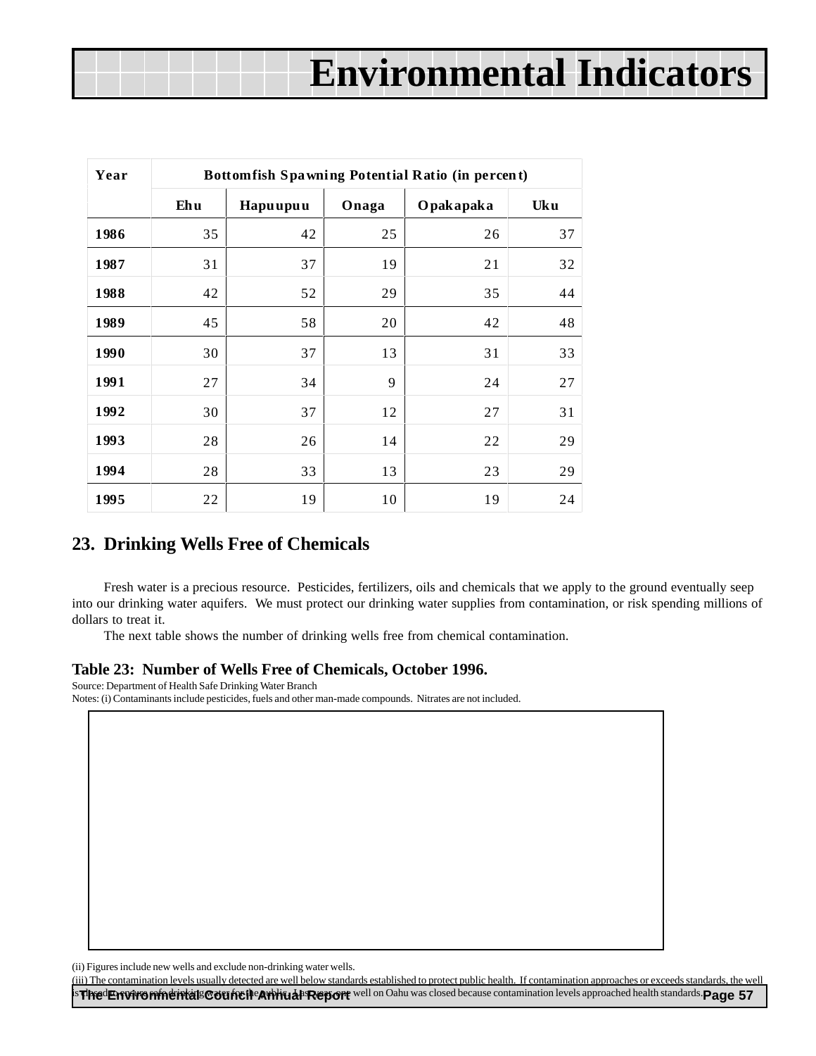| Year | Bottomfish Spawning Potential Ratio (in percent) | | | | |
|---|---|---|---|---|---|
| | Ehu | Hapuupuu | Onaga | Opakapaka | Uku |
| 1986 | 35 | 42 | 25 | 26 | 37 |
| 1987 | 31 | 37 | 19 | 21 | 32 |
| 1988 | 42 | 52 | 29 | 35 | 44 |
| 1989 | 45 | 58 | 20 | 42 | 48 |
| 1990 | 30 | 37 | 13 | 31 | 33 |
| 1991 | 27 | 34 | 9 | 24 | 27 |
| 1992 | 30 | 37 | 12 | 27 | 31 |
| 1993 | 28 | 26 | 14 | 22 | 29 |
| 1994 | 28 | 33 | 13 | 23 | 29 |
| 1995 | 22 | 19 | 10 | 19 | 24 |

## 23. Drinking Wells Free of Chemicals

Fresh water is a precious resource. Pesticides, fertilizers, oils and chemicals that we apply to the ground eventually seep into our drinking water aquifers. We must protect our drinking water supplies from contamination, or risk spending millions of dollars to treat it.

The next table shows the number of drinking wells free from chemical contamination.

**Table 23: Number of Wells Free of Chemicals, October 1996.**

Source: Department of Health Safe Drinking Water Branch

Notes: (i) Contaminants include pesticides, fuels and other man-made compounds. Nitrates are not included.

(ii) Figures include new wells and exclude non-drinking water wells.

(iii) The contamination levels usually detected are well below standards established to protect public health. If contamination approaches or exceeds standards, the well is closed to ensure safe drinking water for the public. Last year, one well on Oahu was closed because contamination levels approached health standards.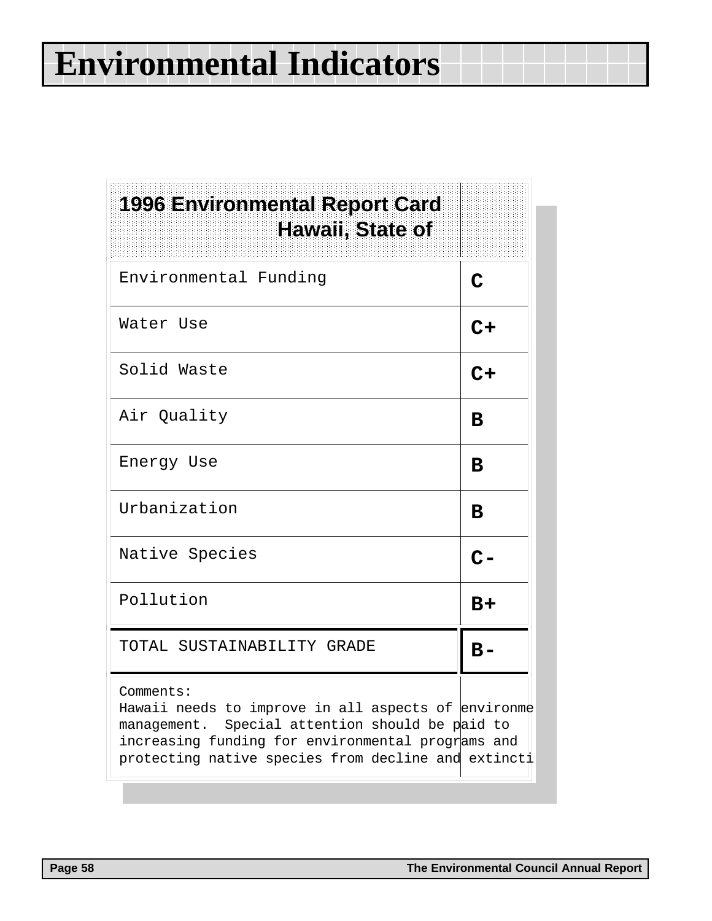# Environmental Indicators

| 1996 Environmental Report Card Hawaii, State of | |
|---|---|
| Environmental Funding | C |
| Water Use | C+ |
| Solid Waste | C+ |
| Air Quality | B |
| Energy Use | B |
| Urbanization | B |
| Native Species | C- |
| Pollution | B+ |
| TOTAL SUSTAINABILITY GRADE | B- |

Comments:
Hawaii needs to improve in all aspects of environme
management. Special attention should be paid to
increasing funding for environmental programs and
protecting native species from decline and extincti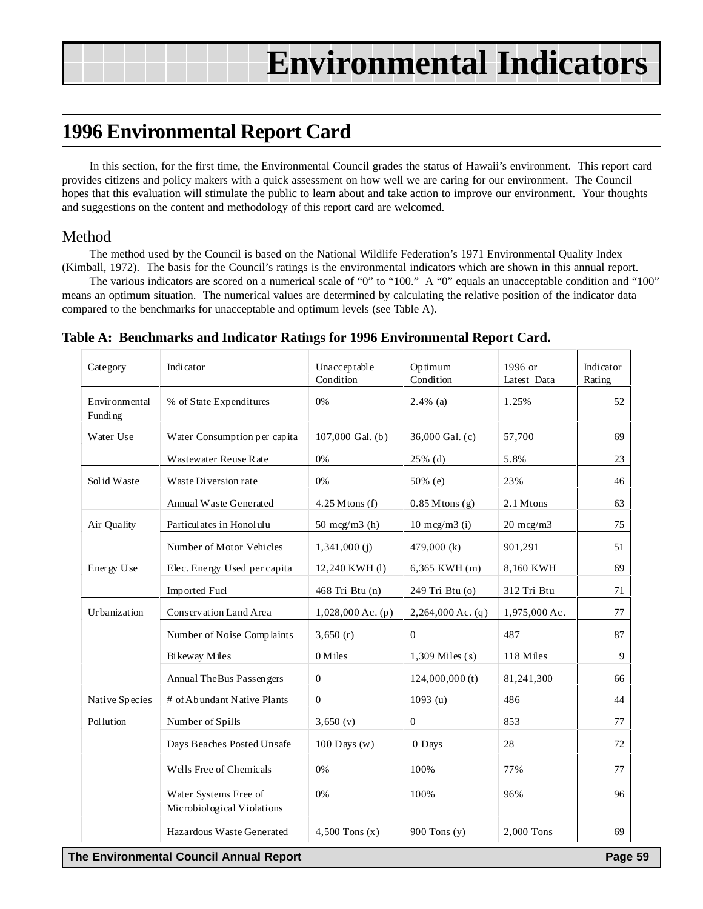# Environmental Indicators

## 1996 Environmental Report Card

In this section, for the first time, the Environmental Council grades the status of Hawaii's environment. This report card provides citizens and policy makers with a quick assessment on how well we are caring for our environment. The Council hopes that this evaluation will stimulate the public to learn about and take action to improve our environment. Your thoughts and suggestions on the content and methodology of this report card are welcomed.

### Method

The method used by the Council is based on the National Wildlife Federation's 1971 Environmental Quality Index (Kimball, 1972). The basis for the Council's ratings is the environmental indicators which are shown in this annual report.

The various indicators are scored on a numerical scale of "0" to "100." A "0" equals an unacceptable condition and "100" means an optimum situation. The numerical values are determined by calculating the relative position of the indicator data compared to the benchmarks for unacceptable and optimum levels (see Table A).

**Table A: Benchmarks and Indicator Ratings for 1996 Environmental Report Card.**

| Category | Indicator | Unacceptable Condition | Optimum Condition | 1996 or Latest Data | Indicator Rating |
|---|---|---|---|---|---|
| Environmental Funding | % of State Expenditures | 0% | 2.4% (a) | 1.25% | 52 |
| Water Use | Water Consumption per capita | 107,000 Gal. (b) | 36,000 Gal. (c) | 57,700 | 69 |
| | Wastewater Reuse Rate | 0% | 25% (d) | 5.8% | 23 |
| Solid Waste | Waste Diversion rate | 0% | 50% (e) | 23% | 46 |
| | Annual Waste Generated | 4.25 Mtons (f) | 0.85 Mtons (g) | 2.1 Mtons | 63 |
| Air Quality | Particulates in Honolulu | 50 mcg/m3 (h) | 10 mcg/m3 (i) | 20 mcg/m3 | 75 |
| | Number of Motor Vehicles | 1,341,000 (j) | 479,000 (k) | 901,291 | 51 |
| Energy Use | Elec. Energy Used per capita | 12,240 KWH (l) | 6,365 KWH (m) | 8,160 KWH | 69 |
| | Imported Fuel | 468 Tri Btu (n) | 249 Tri Btu (o) | 312 Tri Btu | 71 |
| Urbanization | Conservation Land Area | 1,028,000 Ac. (p) | 2,264,000 Ac. (q) | 1,975,000 Ac. | 77 |
| | Number of Noise Complaints | 3,650 (r) | 0 | 487 | 87 |
| | Bikeway Miles | 0 Miles | 1,309 Miles (s) | 118 Miles | 9 |
| | Annual TheBus Passengers | 0 | 124,000,000 (t) | 81,241,300 | 66 |
| Native Species | # of Abundant Native Plants | 0 | 1093 (u) | 486 | 44 |
| Pollution | Number of Spills | 3,650 (v) | 0 | 853 | 77 |
| | Days Beaches Posted Unsafe | 100 Days (w) | 0 Days | 28 | 72 |
| | Wells Free of Chemicals | 0% | 100% | 77% | 77 |
| | Water Systems Free of Microbiological Violations | 0% | 100% | 96% | 96 |
| | Hazardous Waste Generated | 4,500 Tons (x) | 900 Tons (y) | 2,000 Tons | 69 |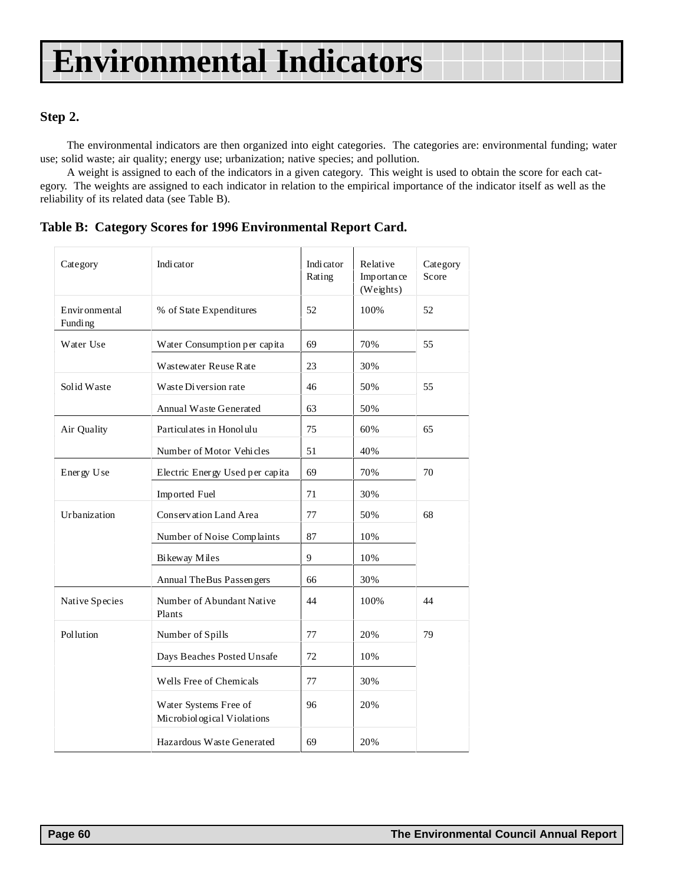# Environmental Indicators

### Step 2.

The environmental indicators are then organized into eight categories. The categories are: environmental funding; water use; solid waste; air quality; energy use; urbanization; native species; and pollution.

A weight is assigned to each of the indicators in a given category. This weight is used to obtain the score for each category. The weights are assigned to each indicator in relation to the empirical importance of the indicator itself as well as the reliability of its related data (see Table B).

**Table B: Category Scores for 1996 Environmental Report Card.**

| Category | Indicator | Indicator Rating | Relative Importance (Weights) | Category Score |
|---|---|---|---|---|
| Environmental Funding | % of State Expenditures | 52 | 100% | 52 |
| Water Use | Water Consumption per capita | 69 | 70% | 55 |
| | Wastewater Reuse Rate | 23 | 30% | |
| Solid Waste | Waste Diversion rate | 46 | 50% | 55 |
| | Annual Waste Generated | 63 | 50% | |
| Air Quality | Particulates in Honolulu | 75 | 60% | 65 |
| | Number of Motor Vehicles | 51 | 40% | |
| Energy Use | Electric Energy Used per capita | 69 | 70% | 70 |
| | Imported Fuel | 71 | 30% | |
| Urbanization | Conservation Land Area | 77 | 50% | 68 |
| | Number of Noise Complaints | 87 | 10% | |
| | Bikeway Miles | 9 | 10% | |
| | Annual TheBus Passengers | 66 | 30% | |
| Native Species | Number of Abundant Native Plants | 44 | 100% | 44 |
| Pollution | Number of Spills | 77 | 20% | 79 |
| | Days Beaches Posted Unsafe | 72 | 10% | |
| | Wells Free of Chemicals | 77 | 30% | |
| | Water Systems Free of Microbiological Violations | 96 | 20% | |
| | Hazardous Waste Generated | 69 | 20% | |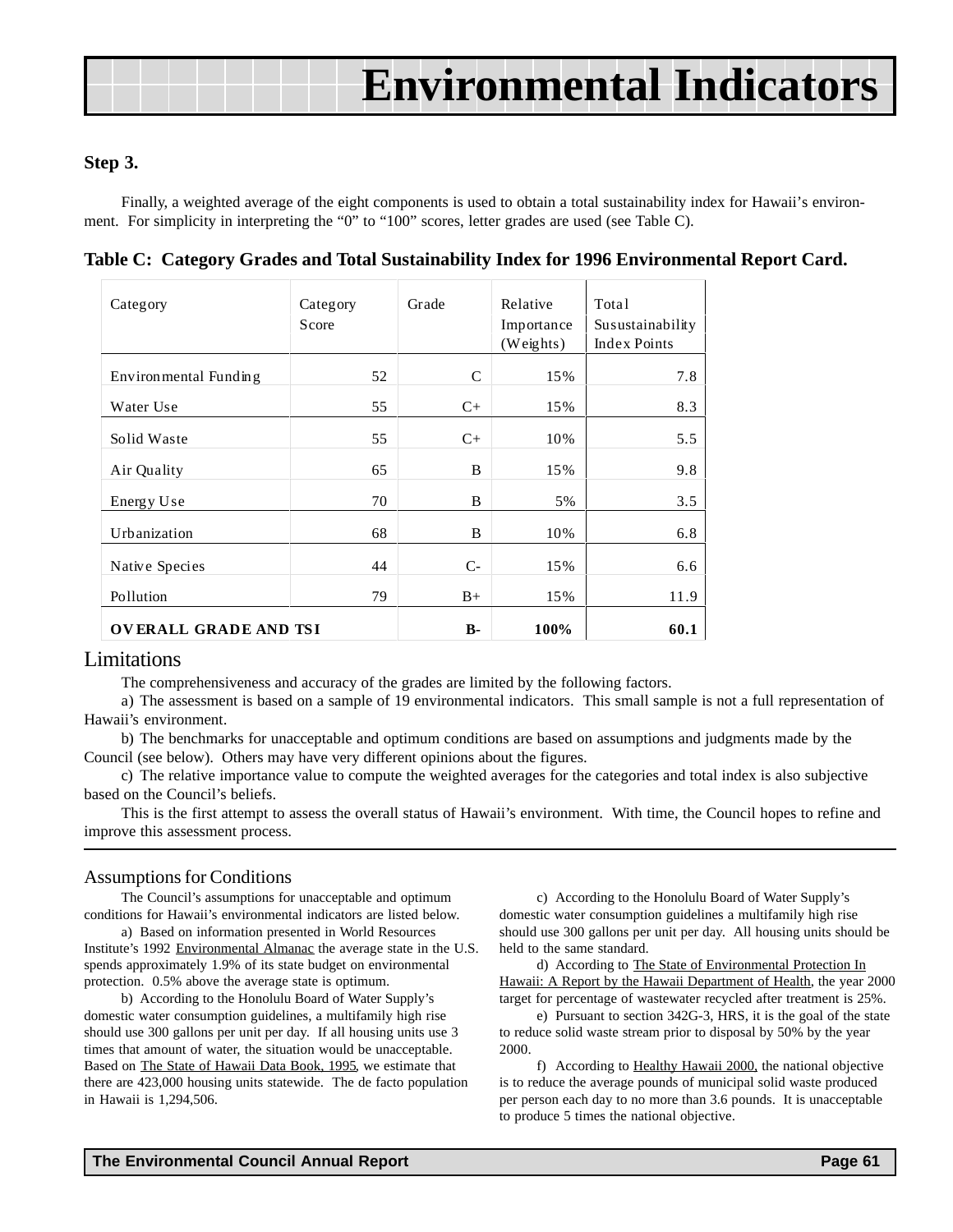# Environmental Indicators

### Step 3.

Finally, a weighted average of the eight components is used to obtain a total sustainability index for Hawaii's environment. For simplicity in interpreting the "0" to "100" scores, letter grades are used (see Table C).

**Table C: Category Grades and Total Sustainability Index for 1996 Environmental Report Card.**

| Category | Category Score | Grade | Relative Importance (Weights) | Total Susustainability Index Points |
|---|---|---|---|---|
| Environmental Funding | 52 | C | 15% | 7.8 |
| Water Use | 55 | C+ | 15% | 8.3 |
| Solid Waste | 55 | C+ | 10% | 5.5 |
| Air Quality | 65 | B | 15% | 9.8 |
| Energy Use | 70 | B | 5% | 3.5 |
| Urbanization | 68 | B | 10% | 6.8 |
| Native Species | 44 | C- | 15% | 6.6 |
| Pollution | 79 | B+ | 15% | 11.9 |
| **OVERALL GRADE AND TSI** | | **B-** | **100%** | **60.1** |

## Limitations

The comprehensiveness and accuracy of the grades are limited by the following factors.

a) The assessment is based on a sample of 19 environmental indicators. This small sample is not a full representation of Hawaii's environment.

b) The benchmarks for unacceptable and optimum conditions are based on assumptions and judgments made by the Council (see below). Others may have very different opinions about the figures.

c) The relative importance value to compute the weighted averages for the categories and total index is also subjective based on the Council's beliefs.

This is the first attempt to assess the overall status of Hawaii's environment. With time, the Council hopes to refine and improve this assessment process.

---

## Assumptions for Conditions

The Council's assumptions for unacceptable and optimum conditions for Hawaii's environmental indicators are listed below.

a) Based on information presented in World Resources Institute's 1992 Environmental Almanac the average state in the U.S. spends approximately 1.9% of its state budget on environmental protection. 0.5% above the average state is optimum.

b) According to the Honolulu Board of Water Supply's domestic water consumption guidelines, a multifamily high rise should use 300 gallons per unit per day. If all housing units use 3 times that amount of water, the situation would be unacceptable. Based on The State of Hawaii Data Book, 1995, we estimate that there are 423,000 housing units statewide. The de facto population in Hawaii is 1,294,506.

c) According to the Honolulu Board of Water Supply's domestic water consumption guidelines a multifamily high rise should use 300 gallons per unit per day. All housing units should be held to the same standard.

d) According to The State of Environmental Protection In Hawaii: A Report by the Hawaii Department of Health, the year 2000 target for percentage of wastewater recycled after treatment is 25%.

e) Pursuant to section 342G-3, HRS, it is the goal of the state to reduce solid waste stream prior to disposal by 50% by the year 2000.

f) According to Healthy Hawaii 2000, the national objective is to reduce the average pounds of municipal solid waste produced per person each day to no more than 3.6 pounds. It is unacceptable to produce 5 times the national objective.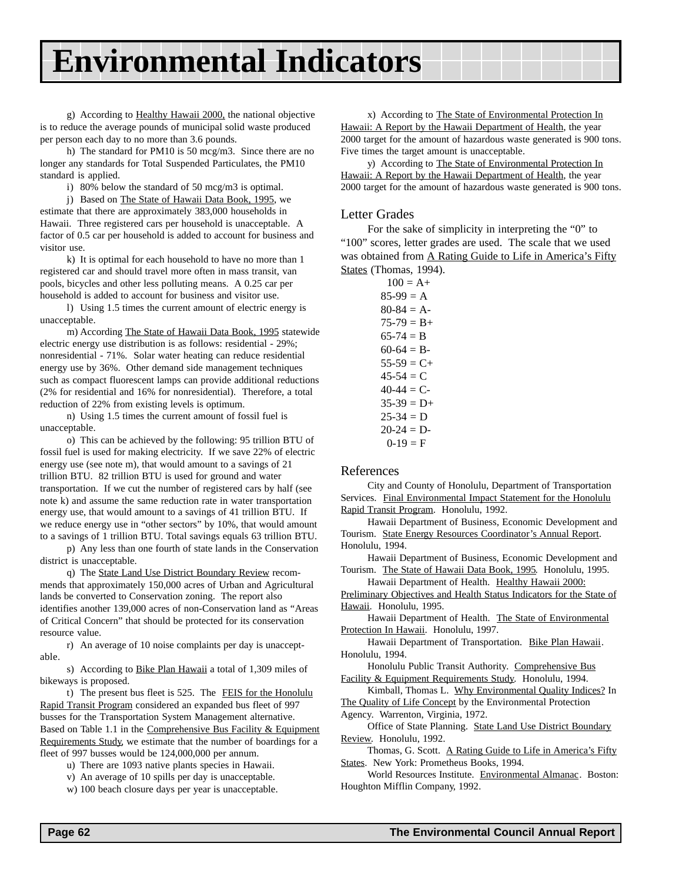# Environmental Indicators

g) According to Healthy Hawaii 2000, the national objective is to reduce the average pounds of municipal solid waste produced per person each day to no more than 3.6 pounds.

h) The standard for PM10 is 50 mcg/m3. Since there are no longer any standards for Total Suspended Particulates, the PM10 standard is applied.

i) 80% below the standard of 50 mcg/m3 is optimal.

j) Based on The State of Hawaii Data Book, 1995, we estimate that there are approximately 383,000 households in Hawaii. Three registered cars per household is unacceptable. A factor of 0.5 car per household is added to account for business and visitor use.

k) It is optimal for each household to have no more than 1 registered car and should travel more often in mass transit, van pools, bicycles and other less polluting means. A 0.25 car per household is added to account for business and visitor use.

l) Using 1.5 times the current amount of electric energy is unacceptable.

m) According The State of Hawaii Data Book, 1995 statewide electric energy use distribution is as follows: residential - 29%; nonresidential - 71%. Solar water heating can reduce residential energy use by 36%. Other demand side management techniques such as compact fluorescent lamps can provide additional reductions (2% for residential and 16% for nonresidential). Therefore, a total reduction of 22% from existing levels is optimum.

n) Using 1.5 times the current amount of fossil fuel is unacceptable.

o) This can be achieved by the following: 95 trillion BTU of fossil fuel is used for making electricity. If we save 22% of electric energy use (see note m), that would amount to a savings of 21 trillion BTU. 82 trillion BTU is used for ground and water transportation. If we cut the number of registered cars by half (see note k) and assume the same reduction rate in water transportation energy use, that would amount to a savings of 41 trillion BTU. If we reduce energy use in "other sectors" by 10%, that would amount to a savings of 1 trillion BTU. Total savings equals 63 trillion BTU.

p) Any less than one fourth of state lands in the Conservation district is unacceptable.

q) The State Land Use District Boundary Review recommends that approximately 150,000 acres of Urban and Agricultural lands be converted to Conservation zoning. The report also identifies another 139,000 acres of non-Conservation land as "Areas of Critical Concern" that should be protected for its conservation resource value.

r) An average of 10 noise complaints per day is unacceptable.

s) According to Bike Plan Hawaii a total of 1,309 miles of bikeways is proposed.

t) The present bus fleet is 525. The FEIS for the Honolulu Rapid Transit Program considered an expanded bus fleet of 997 busses for the Transportation System Management alternative. Based on Table 1.1 in the Comprehensive Bus Facility & Equipment Requirements Study, we estimate that the number of boardings for a fleet of 997 busses would be 124,000,000 per annum.

u) There are 1093 native plants species in Hawaii.

v) An average of 10 spills per day is unacceptable.

w) 100 beach closure days per year is unacceptable.

x) According to The State of Environmental Protection In Hawaii: A Report by the Hawaii Department of Health, the year 2000 target for the amount of hazardous waste generated is 900 tons. Five times the target amount is unacceptable.

y) According to The State of Environmental Protection In Hawaii: A Report by the Hawaii Department of Health, the year 2000 target for the amount of hazardous waste generated is 900 tons.

## Letter Grades

For the sake of simplicity in interpreting the "0" to "100" scores, letter grades are used. The scale that we used was obtained from A Rating Guide to Life in America's Fifty States (Thomas, 1994).

100 = A+
85-99 = A
80-84 = A-
75-79 = B+
65-74 = B
60-64 = B-
55-59 = C+
45-54 = C
40-44 = C-
35-39 = D+
25-34 = D
20-24 = D-
0-19 = F

## References

City and County of Honolulu, Department of Transportation Services. Final Environmental Impact Statement for the Honolulu Rapid Transit Program. Honolulu, 1992.

Hawaii Department of Business, Economic Development and Tourism. State Energy Resources Coordinator's Annual Report. Honolulu, 1994.

Hawaii Department of Business, Economic Development and Tourism. The State of Hawaii Data Book, 1995. Honolulu, 1995.

Hawaii Department of Health. Healthy Hawaii 2000: Preliminary Objectives and Health Status Indicators for the State of Hawaii. Honolulu, 1995.

Hawaii Department of Health. The State of Environmental Protection In Hawaii. Honolulu, 1997.

Hawaii Department of Transportation. Bike Plan Hawaii. Honolulu, 1994.

Honolulu Public Transit Authority. Comprehensive Bus Facility & Equipment Requirements Study. Honolulu, 1994.

Kimball, Thomas L. Why Environmental Quality Indices? In The Quality of Life Concept by the Environmental Protection Agency. Warrenton, Virginia, 1972.

Office of State Planning. State Land Use District Boundary Review. Honolulu, 1992.

Thomas, G. Scott. A Rating Guide to Life in America's Fifty States. New York: Prometheus Books, 1994.

World Resources Institute. Environmental Almanac. Boston: Houghton Mifflin Company, 1992.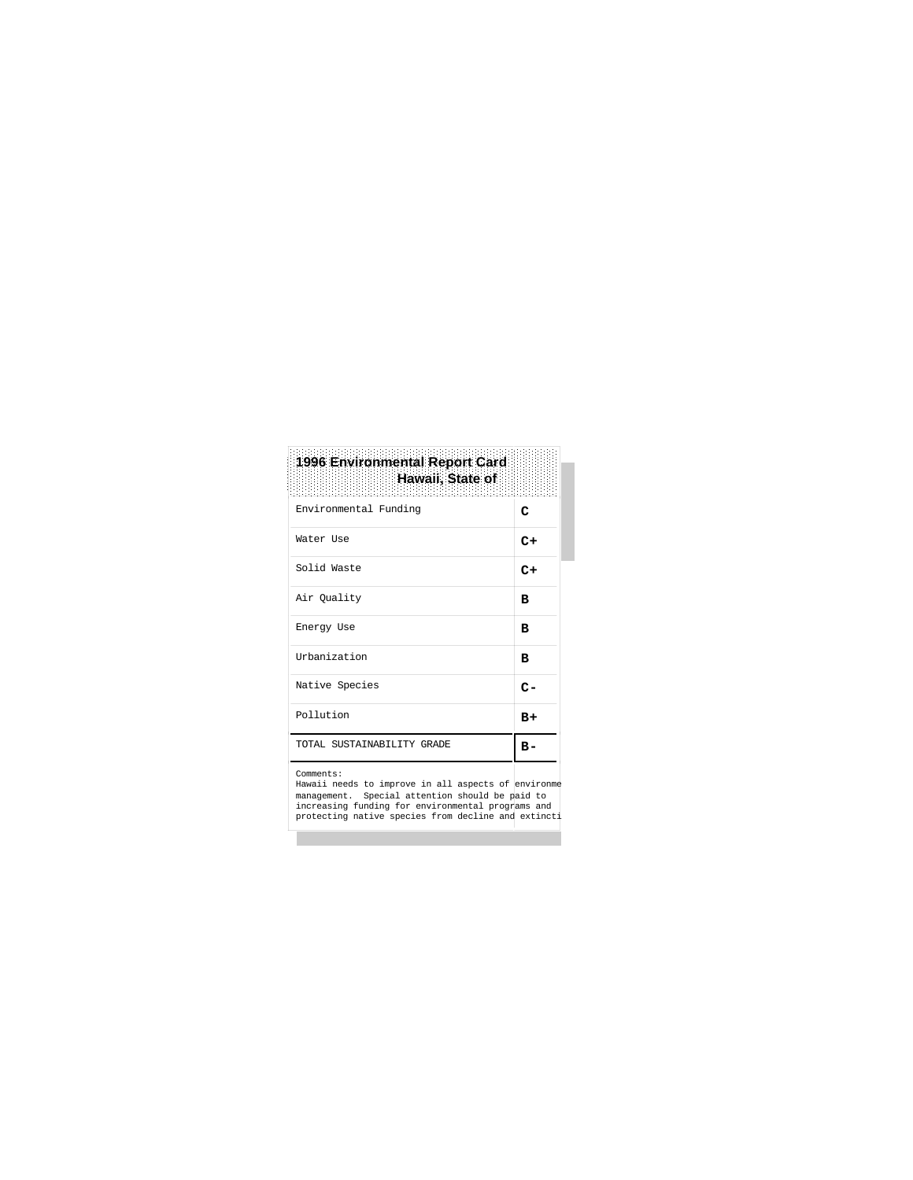## 1996 Environmental Report Card
### Hawaii, State of

| | |
|---|---|
| Environmental Funding | **C** |
| Water Use | **C+** |
| Solid Waste | **C+** |
| Air Quality | **B** |
| Energy Use | **B** |
| Urbanization | **B** |
| Native Species | **C-** |
| Pollution | **B+** |
| TOTAL SUSTAINABILITY GRADE | **B-** |

Comments:
Hawaii needs to improve in all aspects of environme
management. Special attention should be paid to
increasing funding for environmental programs and
protecting native species from decline and extincti